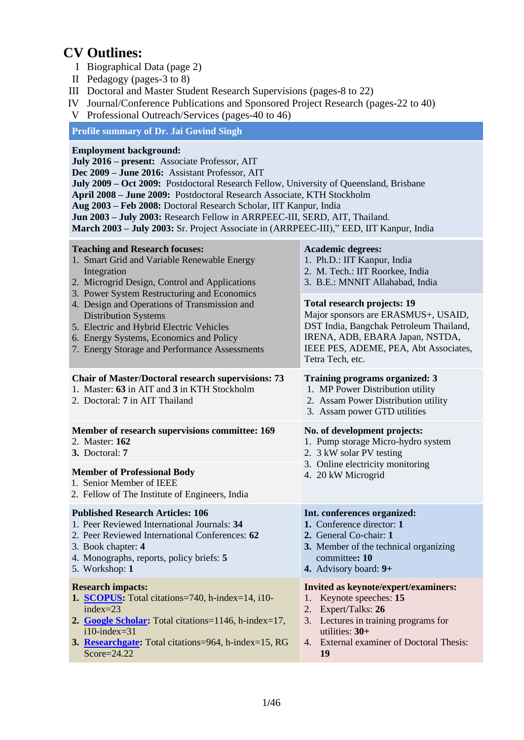# CV Outlines:

I Biographical Data (page 2)
II Pedagogy (pages-3 to 8)
III Doctoral and Master Student Research Supervisions (pages-8 to 22)
IV Journal/Conference Publications and Sponsored Project Research (pages-22 to 40)
V Professional Outreach/Services (pages-40 to 46)

## Profile summary of Dr. Jai Govind Singh

**Employment background:**
**July 2016 – present:** Associate Professor, AIT
**Dec 2009 – June 2016:** Assistant Professor, AIT
**July 2009 – Oct 2009:** Postdoctoral Research Fellow, University of Queensland, Brisbane
**April 2008 – June 2009:** Postdoctoral Research Associate, KTH Stockholm
**Aug 2003 – Feb 2008:** Doctoral Research Scholar, IIT Kanpur, India
**Jun 2003 – July 2003:** Research Fellow in ARRPEEC-III, SERD, AIT, Thailand.
**March 2003 – July 2003:** Sr. Project Associate in (ARRPEEC-III)," EED, IIT Kanpur, India

**Teaching and Research focuses:**
1. Smart Grid and Variable Renewable Energy Integration
2. Microgrid Design, Control and Applications
3. Power System Restructuring and Economics
4. Design and Operations of Transmission and Distribution Systems
5. Electric and Hybrid Electric Vehicles
6. Energy Systems, Economics and Policy
7. Energy Storage and Performance Assessments

**Academic degrees:**
1. Ph.D.: IIT Kanpur, India
2. M. Tech.: IIT Roorkee, India
3. B.E.: MNNIT Allahabad, India

**Total research projects: 19**
Major sponsors are ERASMUS+, USAID, DST India, Bangchak Petroleum Thailand, IRENA, ADB, EBARA Japan, NSTDA, IEEE PES, ADEME, PEA, Abt Associates, Tetra Tech, etc.

**Chair of Master/Doctoral research supervisions: 73**
1. Master: **63** in AIT and **3** in KTH Stockholm
2. Doctoral: **7** in AIT Thailand

**Training programs organized: 3**
1. MP Power Distribution utility
2. Assam Power Distribution utility
3. Assam power GTD utilities

**Member of research supervisions committee: 169**
2. Master: **162**
3. Doctoral: **7**

**No. of development projects:**
1. Pump storage Micro-hydro system
2. 3 kW solar PV testing
3. Online electricity monitoring
4. 20 kW Microgrid

**Member of Professional Body**
1. Senior Member of IEEE
2. Fellow of The Institute of Engineers, India

**Published Research Articles: 106**
1. Peer Reviewed International Journals: **34**
2. Peer Reviewed International Conferences: **62**
3. Book chapter: **4**
4. Monographs, reports, policy briefs: **5**
5. Workshop: **1**

**Int. conferences organized:**
1. Conference director: **1**
2. General Co-chair: **1**
3. Member of the technical organizing committee**: 10**
4. Advisory board: **9+**

**Research impacts:**
1. **SCOPUS**: Total citations=740, h-index=14, i10-index=23
2. **Google Scholar**: Total citations=1146, h-index=17, i10-index=31
3. **Researchgate**: Total citations=964, h-index=15, RG Score=24.22

**Invited as keynote/expert/examiners:**
1. Keynote speeches: **15**
2. Expert/Talks: **26**
3. Lectures in training programs for utilities: **30+**
4. External examiner of Doctoral Thesis: **19**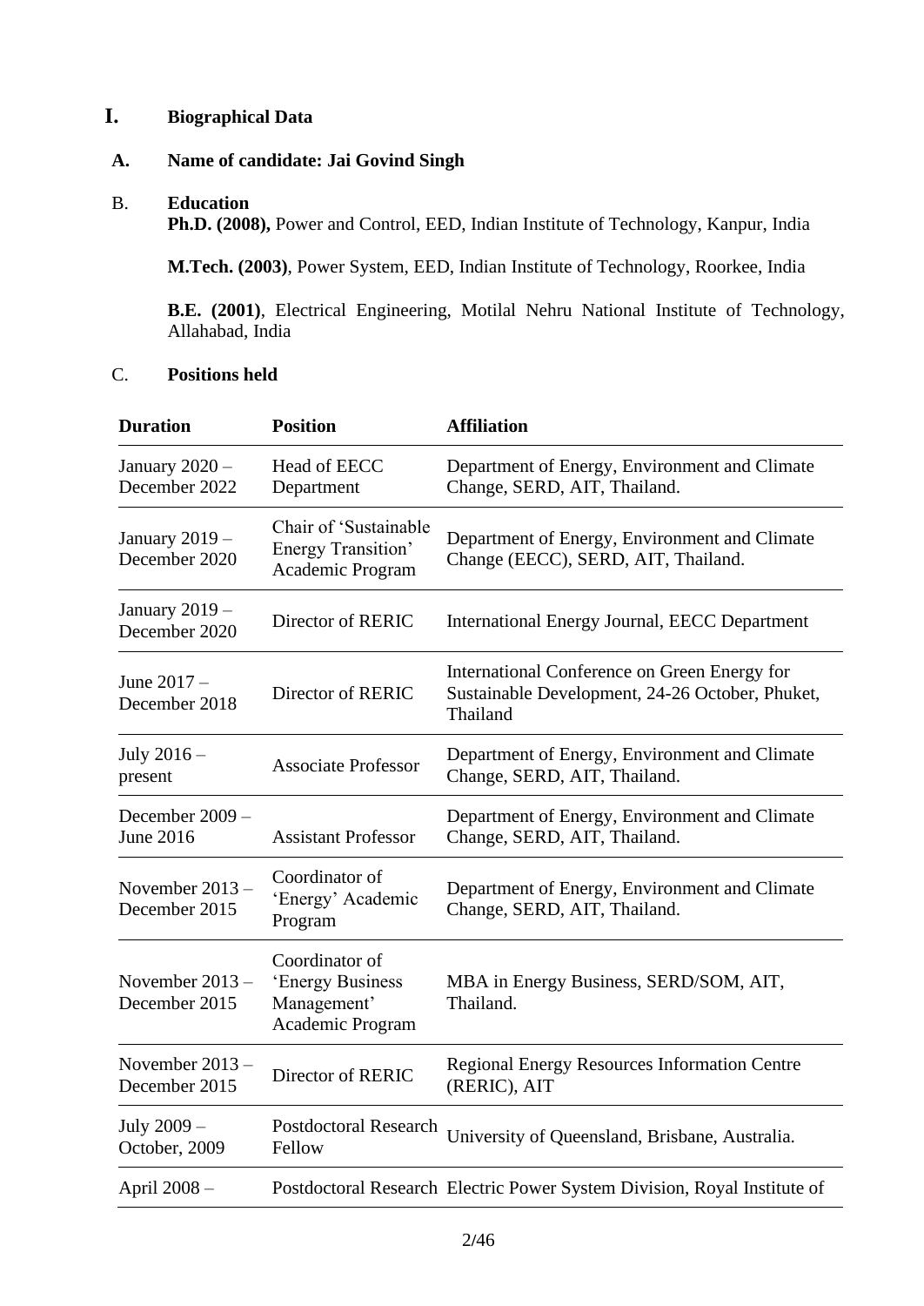# I. Biographical Data

## A. Name of candidate: Jai Govind Singh

## B. Education

**Ph.D. (2008),** Power and Control, EED, Indian Institute of Technology, Kanpur, India

**M.Tech. (2003)**, Power System, EED, Indian Institute of Technology, Roorkee, India

**B.E. (2001)**, Electrical Engineering, Motilal Nehru National Institute of Technology, Allahabad, India

## C. Positions held

| Duration | Position | Affiliation |
|---|---|---|
| January 2020 – December 2022 | Head of EECC Department | Department of Energy, Environment and Climate Change, SERD, AIT, Thailand. |
| January 2019 – December 2020 | Chair of 'Sustainable Energy Transition' Academic Program | Department of Energy, Environment and Climate Change (EECC), SERD, AIT, Thailand. |
| January 2019 – December 2020 | Director of RERIC | International Energy Journal, EECC Department |
| June 2017 – December 2018 | Director of RERIC | International Conference on Green Energy for Sustainable Development, 24-26 October, Phuket, Thailand |
| July 2016 – present | Associate Professor | Department of Energy, Environment and Climate Change, SERD, AIT, Thailand. |
| December 2009 – June 2016 | Assistant Professor | Department of Energy, Environment and Climate Change, SERD, AIT, Thailand. |
| November 2013 – December 2015 | Coordinator of 'Energy' Academic Program | Department of Energy, Environment and Climate Change, SERD, AIT, Thailand. |
| November 2013 – December 2015 | Coordinator of 'Energy Business Management' Academic Program | MBA in Energy Business, SERD/SOM, AIT, Thailand. |
| November 2013 – December 2015 | Director of RERIC | Regional Energy Resources Information Centre (RERIC), AIT |
| July 2009 – October, 2009 | Postdoctoral Research Fellow | University of Queensland, Brisbane, Australia. |
| April 2008 – | Postdoctoral Research | Electric Power System Division, Royal Institute of |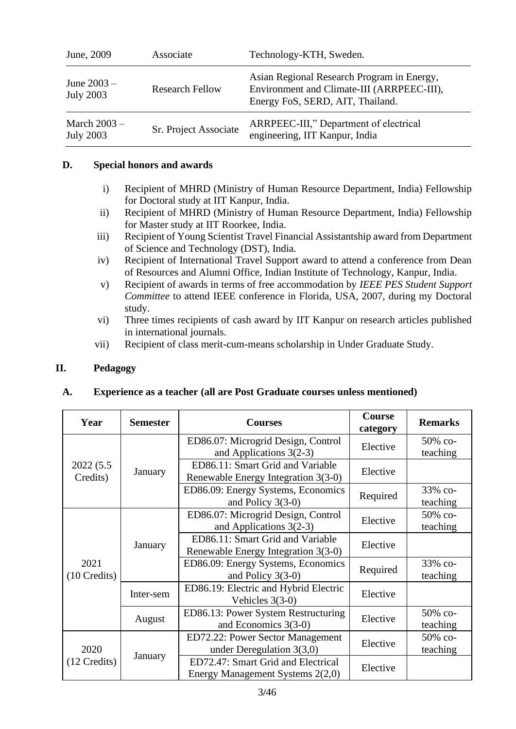| June, 2009 | Associate | Technology-KTH, Sweden. |
|---|---|---|
| June 2003 – July 2003 | Research Fellow | Asian Regional Research Program in Energy, Environment and Climate-III (ARRPEEC-III), Energy FoS, SERD, AIT, Thailand. |
| March 2003 – July 2003 | Sr. Project Associate | ARRPEEC-III," Department of electrical engineering, IIT Kanpur, India |

### D. Special honors and awards

i) Recipient of MHRD (Ministry of Human Resource Department, India) Fellowship for Doctoral study at IIT Kanpur, India.

ii) Recipient of MHRD (Ministry of Human Resource Department, India) Fellowship for Master study at IIT Roorkee, India.

iii) Recipient of Young Scientist Travel Financial Assistantship award from Department of Science and Technology (DST), India.

iv) Recipient of International Travel Support award to attend a conference from Dean of Resources and Alumni Office, Indian Institute of Technology, Kanpur, India.

v) Recipient of awards in terms of free accommodation by *IEEE PES Student Support Committee* to attend IEEE conference in Florida, USA, 2007, during my Doctoral study.

vi) Three times recipients of cash award by IIT Kanpur on research articles published in international journals.

vii) Recipient of class merit-cum-means scholarship in Under Graduate Study.

## II. Pedagogy

### A. Experience as a teacher (all are Post Graduate courses unless mentioned)

| Year | Semester | Courses | Course category | Remarks |
|---|---|---|---|---|
| 2022 (5.5 Credits) | January | ED86.07: Microgrid Design, Control and Applications 3(2-3) | Elective | 50% co-teaching |
| | | ED86.11: Smart Grid and Variable Renewable Energy Integration 3(3-0) | Elective | |
| | | ED86.09: Energy Systems, Economics and Policy 3(3-0) | Required | 33% co-teaching |
| 2021 (10 Credits) | January | ED86.07: Microgrid Design, Control and Applications 3(2-3) | Elective | 50% co-teaching |
| | | ED86.11: Smart Grid and Variable Renewable Energy Integration 3(3-0) | Elective | |
| | | ED86.09: Energy Systems, Economics and Policy 3(3-0) | Required | 33% co-teaching |
| | Inter-sem | ED86.19: Electric and Hybrid Electric Vehicles 3(3-0) | Elective | |
| | August | ED86.13: Power System Restructuring and Economics 3(3-0) | Elective | 50% co-teaching |
| 2020 (12 Credits) | January | ED72.22: Power Sector Management under Deregulation 3(3,0) | Elective | 50% co-teaching |
| | | ED72.47: Smart Grid and Electrical Energy Management Systems 2(2,0) | Elective | |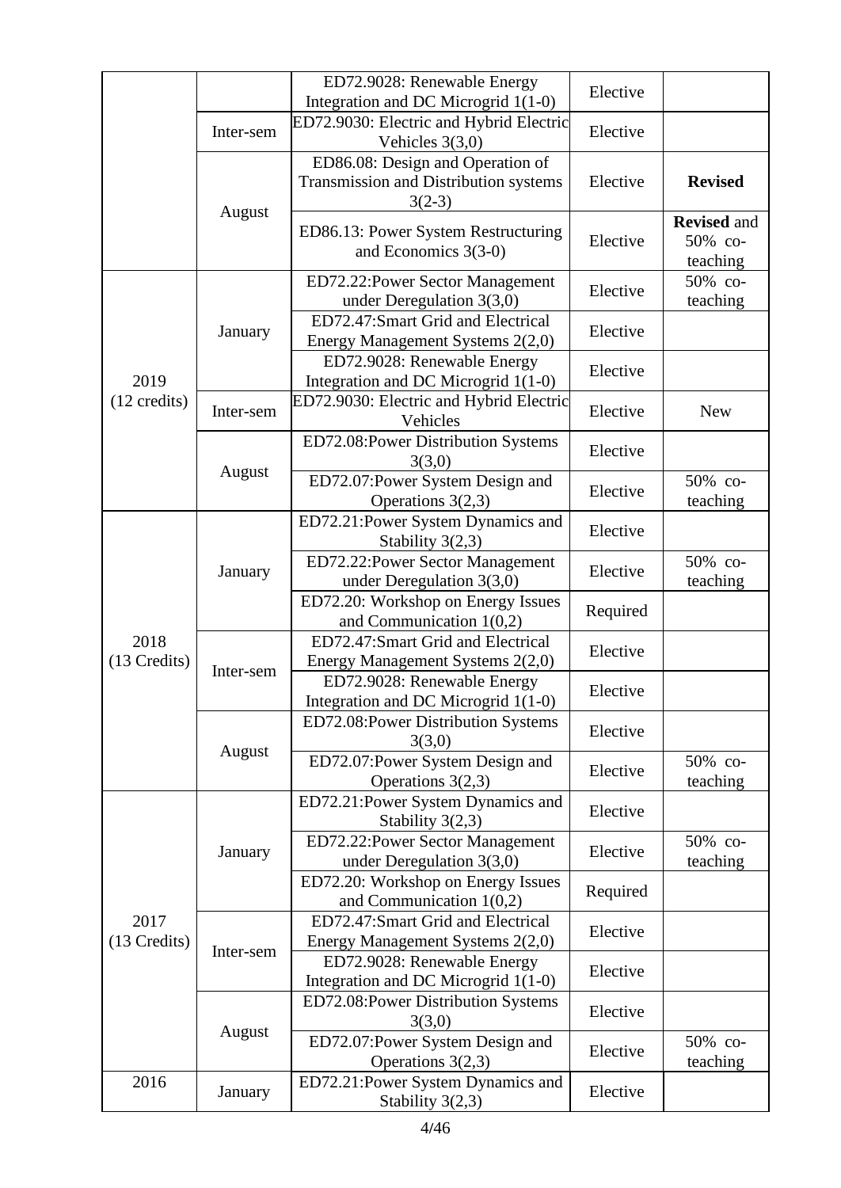| | | | | |
|---|---|---|---|---|
| | | ED72.9028: Renewable Energy Integration and DC Microgrid 1(1-0) | Elective | |
| | Inter-sem | ED72.9030: Electric and Hybrid Electric Vehicles 3(3,0) | Elective | |
| | August | ED86.08: Design and Operation of Transmission and Distribution systems 3(2-3) | Elective | **Revised** |
| | | ED86.13: Power System Restructuring and Economics 3(3-0) | Elective | **Revised** and 50% co-teaching |
| 2019 (12 credits) | January | ED72.22:Power Sector Management under Deregulation 3(3,0) | Elective | 50% co-teaching |
| | | ED72.47:Smart Grid and Electrical Energy Management Systems 2(2,0) | Elective | |
| | | ED72.9028: Renewable Energy Integration and DC Microgrid 1(1-0) | Elective | |
| | Inter-sem | ED72.9030: Electric and Hybrid Electric Vehicles | Elective | New |
| | August | ED72.08:Power Distribution Systems 3(3,0) | Elective | |
| | | ED72.07:Power System Design and Operations 3(2,3) | Elective | 50% co-teaching |
| 2018 (13 Credits) | January | ED72.21:Power System Dynamics and Stability 3(2,3) | Elective | |
| | | ED72.22:Power Sector Management under Deregulation 3(3,0) | Elective | 50% co-teaching |
| | | ED72.20: Workshop on Energy Issues and Communication 1(0,2) | Required | |
| | Inter-sem | ED72.47:Smart Grid and Electrical Energy Management Systems 2(2,0) | Elective | |
| | | ED72.9028: Renewable Energy Integration and DC Microgrid 1(1-0) | Elective | |
| | August | ED72.08:Power Distribution Systems 3(3,0) | Elective | |
| | | ED72.07:Power System Design and Operations 3(2,3) | Elective | 50% co-teaching |
| 2017 (13 Credits) | January | ED72.21:Power System Dynamics and Stability 3(2,3) | Elective | |
| | | ED72.22:Power Sector Management under Deregulation 3(3,0) | Elective | 50% co-teaching |
| | | ED72.20: Workshop on Energy Issues and Communication 1(0,2) | Required | |
| | Inter-sem | ED72.47:Smart Grid and Electrical Energy Management Systems 2(2,0) | Elective | |
| | | ED72.9028: Renewable Energy Integration and DC Microgrid 1(1-0) | Elective | |
| | August | ED72.08:Power Distribution Systems 3(3,0) | Elective | |
| | | ED72.07:Power System Design and Operations 3(2,3) | Elective | 50% co-teaching |
| 2016 | January | ED72.21:Power System Dynamics and Stability 3(2,3) | Elective | |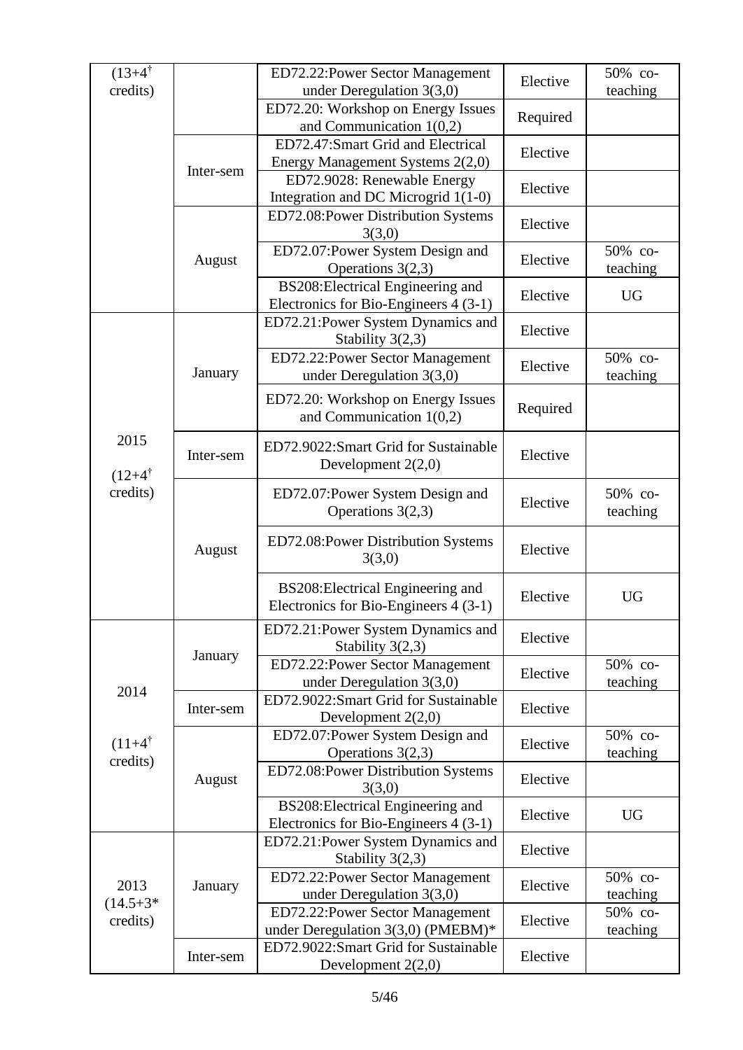| | | | | |
|---|---|---|---|---|
| (13+4[†] credits) | | ED72.22:Power Sector Management under Deregulation 3(3,0) | Elective | 50% co-teaching |
| | | ED72.20: Workshop on Energy Issues and Communication 1(0,2) | Required | |
| | Inter-sem | ED72.47:Smart Grid and Electrical Energy Management Systems 2(2,0) | Elective | |
| | | ED72.9028: Renewable Energy Integration and DC Microgrid 1(1-0) | Elective | |
| | August | ED72.08:Power Distribution Systems 3(3,0) | Elective | |
| | | ED72.07:Power System Design and Operations 3(2,3) | Elective | 50% co-teaching |
| | | BS208:Electrical Engineering and Electronics for Bio-Engineers 4 (3-1) | Elective | UG |
| 2015 (12+4[†] credits) | January | ED72.21:Power System Dynamics and Stability 3(2,3) | Elective | |
| | | ED72.22:Power Sector Management under Deregulation 3(3,0) | Elective | 50% co-teaching |
| | | ED72.20: Workshop on Energy Issues and Communication 1(0,2) | Required | |
| | Inter-sem | ED72.9022:Smart Grid for Sustainable Development 2(2,0) | Elective | |
| | August | ED72.07:Power System Design and Operations 3(2,3) | Elective | 50% co-teaching |
| | | ED72.08:Power Distribution Systems 3(3,0) | Elective | |
| | | BS208:Electrical Engineering and Electronics for Bio-Engineers 4 (3-1) | Elective | UG |
| 2014 (11+4[†] credits) | January | ED72.21:Power System Dynamics and Stability 3(2,3) | Elective | |
| | | ED72.22:Power Sector Management under Deregulation 3(3,0) | Elective | 50% co-teaching |
| | Inter-sem | ED72.9022:Smart Grid for Sustainable Development 2(2,0) | Elective | |
| | August | ED72.07:Power System Design and Operations 3(2,3) | Elective | 50% co-teaching |
| | | ED72.08:Power Distribution Systems 3(3,0) | Elective | |
| | | BS208:Electrical Engineering and Electronics for Bio-Engineers 4 (3-1) | Elective | UG |
| 2013 (14.5+3* credits) | January | ED72.21:Power System Dynamics and Stability 3(2,3) | Elective | |
| | | ED72.22:Power Sector Management under Deregulation 3(3,0) | Elective | 50% co-teaching |
| | | ED72.22:Power Sector Management under Deregulation 3(3,0) (PMEBM)* | Elective | 50% co-teaching |
| | Inter-sem | ED72.9022:Smart Grid for Sustainable Development 2(2,0) | Elective | |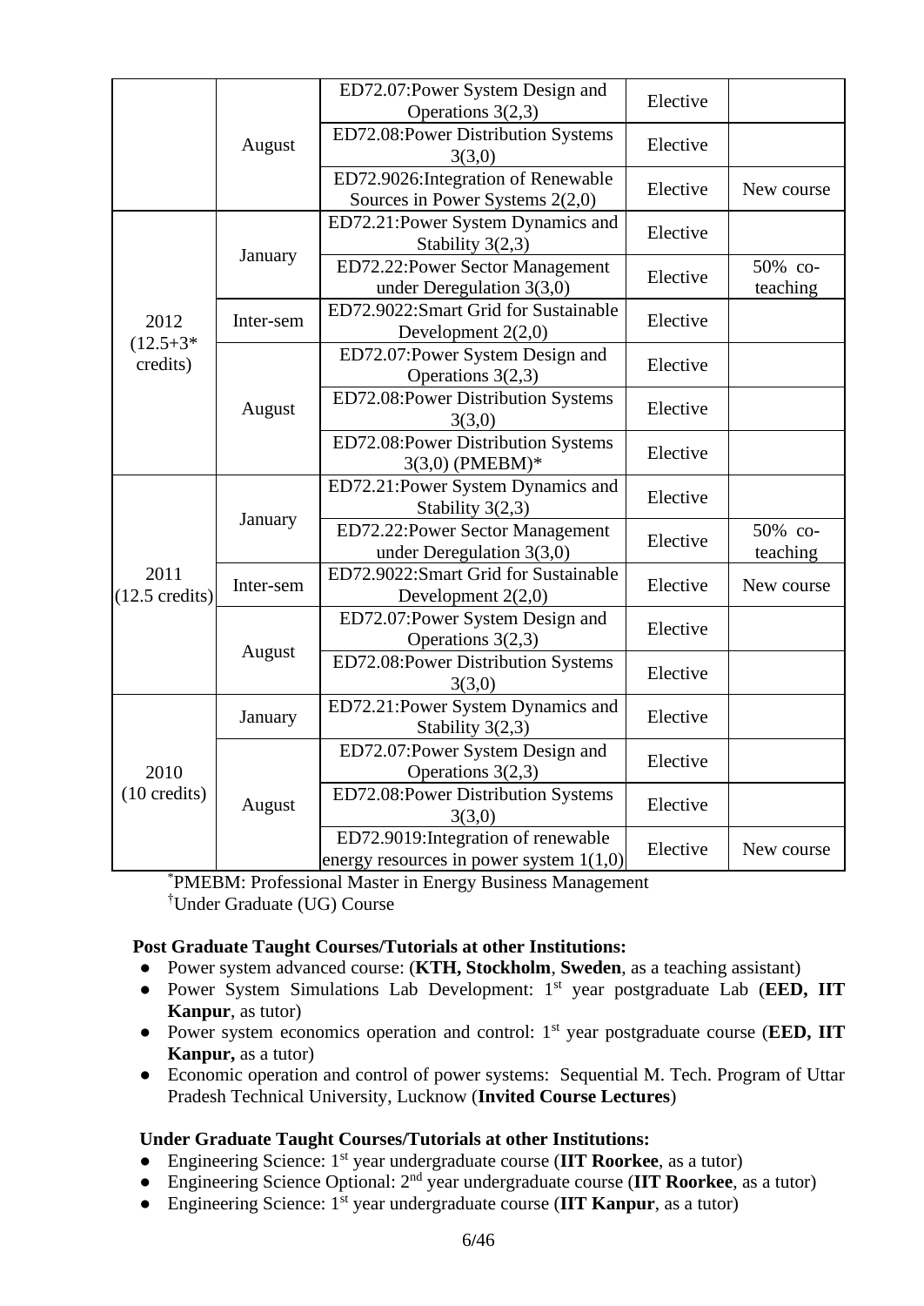|  |  |  |  |  |
|---|---|---|---|---|
|  | August | ED72.07:Power System Design and Operations 3(2,3) | Elective |  |
|  |  | ED72.08:Power Distribution Systems 3(3,0) | Elective |  |
|  |  | ED72.9026:Integration of Renewable Sources in Power Systems 2(2,0) | Elective | New course |
| 2012 (12.5+3* credits) | January | ED72.21:Power System Dynamics and Stability 3(2,3) | Elective |  |
|  |  | ED72.22:Power Sector Management under Deregulation 3(3,0) | Elective | 50% co-teaching |
|  | Inter-sem | ED72.9022:Smart Grid for Sustainable Development 2(2,0) | Elective |  |
|  | August | ED72.07:Power System Design and Operations 3(2,3) | Elective |  |
|  |  | ED72.08:Power Distribution Systems 3(3,0) | Elective |  |
|  |  | ED72.08:Power Distribution Systems 3(3,0) (PMEBM)* | Elective |  |
| 2011 (12.5 credits) | January | ED72.21:Power System Dynamics and Stability 3(2,3) | Elective |  |
|  |  | ED72.22:Power Sector Management under Deregulation 3(3,0) | Elective | 50% co-teaching |
|  | Inter-sem | ED72.9022:Smart Grid for Sustainable Development 2(2,0) | Elective | New course |
|  | August | ED72.07:Power System Design and Operations 3(2,3) | Elective |  |
|  |  | ED72.08:Power Distribution Systems 3(3,0) | Elective |  |
| 2010 (10 credits) | January | ED72.21:Power System Dynamics and Stability 3(2,3) | Elective |  |
|  | August | ED72.07:Power System Design and Operations 3(2,3) | Elective |  |
|  |  | ED72.08:Power Distribution Systems 3(3,0) | Elective |  |
|  |  | ED72.9019:Integration of renewable energy resources in power system 1(1,0) | Elective | New course |

*PMEBM: Professional Master in Energy Business Management
†Under Graduate (UG) Course

**Post Graduate Taught Courses/Tutorials at other Institutions:**

- Power system advanced course: (**KTH, Stockholm**, **Sweden**, as a teaching assistant)
- Power System Simulations Lab Development: 1st year postgraduate Lab (**EED, IIT Kanpur**, as tutor)
- Power system economics operation and control: 1st year postgraduate course (**EED, IIT Kanpur,** as a tutor)
- Economic operation and control of power systems: Sequential M. Tech. Program of Uttar Pradesh Technical University, Lucknow (**Invited Course Lectures**)

**Under Graduate Taught Courses/Tutorials at other Institutions:**

- Engineering Science: 1st year undergraduate course (**IIT Roorkee**, as a tutor)
- Engineering Science Optional: 2nd year undergraduate course (**IIT Roorkee**, as a tutor)
- Engineering Science: 1st year undergraduate course (**IIT Kanpur**, as a tutor)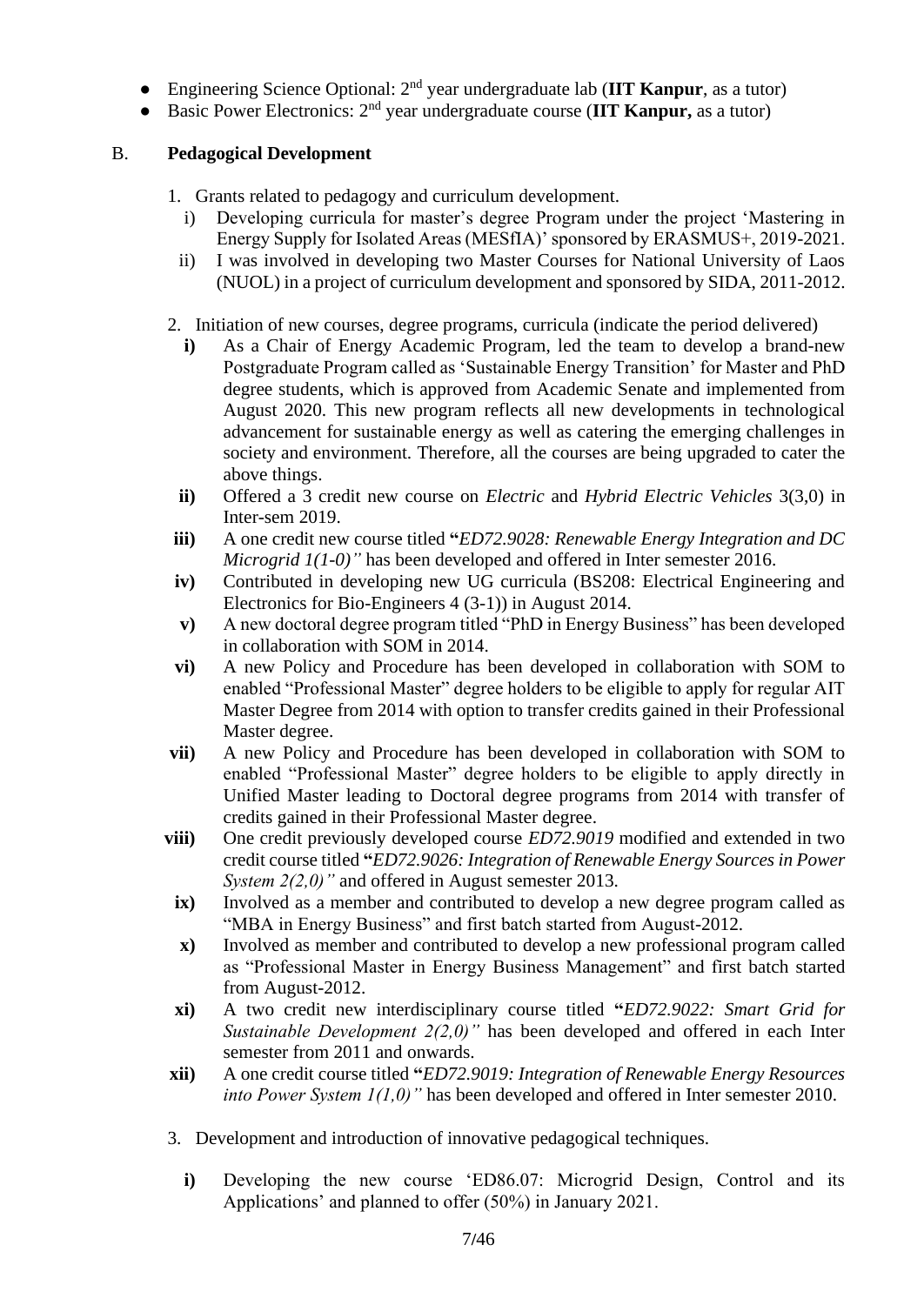- Engineering Science Optional: 2nd year undergraduate lab (**IIT Kanpur**, as a tutor)
- Basic Power Electronics: 2nd year undergraduate course (**IIT Kanpur,** as a tutor)

B. **Pedagogical Development**

1. Grants related to pedagogy and curriculum development.
   i) Developing curricula for master's degree Program under the project 'Mastering in Energy Supply for Isolated Areas (MESfIA)' sponsored by ERASMUS+, 2019-2021.
   ii) I was involved in developing two Master Courses for National University of Laos (NUOL) in a project of curriculum development and sponsored by SIDA, 2011-2012.

2. Initiation of new courses, degree programs, curricula (indicate the period delivered)
   **i)** As a Chair of Energy Academic Program, led the team to develop a brand-new Postgraduate Program called as 'Sustainable Energy Transition' for Master and PhD degree students, which is approved from Academic Senate and implemented from August 2020. This new program reflects all new developments in technological advancement for sustainable energy as well as catering the emerging challenges in society and environment. Therefore, all the courses are being upgraded to cater the above things.
   **ii)** Offered a 3 credit new course on *Electric* and *Hybrid Electric Vehicles* 3(3,0) in Inter-sem 2019.
   **iii)** A one credit new course titled **"***ED72.9028: Renewable Energy Integration and DC Microgrid 1(1-0)"* has been developed and offered in Inter semester 2016.
   **iv)** Contributed in developing new UG curricula (BS208: Electrical Engineering and Electronics for Bio-Engineers 4 (3-1)) in August 2014.
   **v)** A new doctoral degree program titled "PhD in Energy Business" has been developed in collaboration with SOM in 2014.
   **vi)** A new Policy and Procedure has been developed in collaboration with SOM to enabled "Professional Master" degree holders to be eligible to apply for regular AIT Master Degree from 2014 with option to transfer credits gained in their Professional Master degree.
   **vii)** A new Policy and Procedure has been developed in collaboration with SOM to enabled "Professional Master" degree holders to be eligible to apply directly in Unified Master leading to Doctoral degree programs from 2014 with transfer of credits gained in their Professional Master degree.
   **viii)** One credit previously developed course *ED72.9019* modified and extended in two credit course titled **"***ED72.9026: Integration of Renewable Energy Sources in Power System 2(2,0)"* and offered in August semester 2013.
   **ix)** Involved as a member and contributed to develop a new degree program called as "MBA in Energy Business" and first batch started from August-2012.
   **x)** Involved as member and contributed to develop a new professional program called as "Professional Master in Energy Business Management" and first batch started from August-2012.
   **xi)** A two credit new interdisciplinary course titled **"***ED72.9022: Smart Grid for Sustainable Development 2(2,0)"* has been developed and offered in each Inter semester from 2011 and onwards.
   **xii)** A one credit course titled **"***ED72.9019: Integration of Renewable Energy Resources into Power System 1(1,0)"* has been developed and offered in Inter semester 2010.

3. Development and introduction of innovative pedagogical techniques.
   **i)** Developing the new course 'ED86.07: Microgrid Design, Control and its Applications' and planned to offer (50%) in January 2021.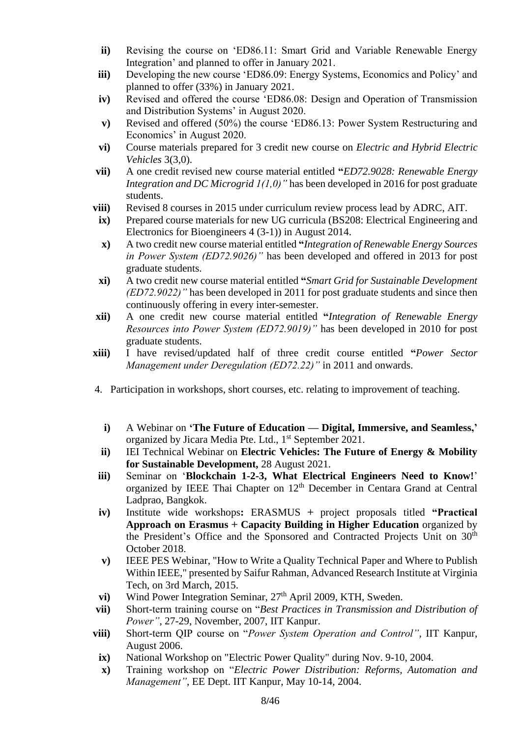- **ii)** Revising the course on 'ED86.11: Smart Grid and Variable Renewable Energy Integration' and planned to offer in January 2021.
- **iii)** Developing the new course 'ED86.09: Energy Systems, Economics and Policy' and planned to offer (33%) in January 2021.
- **iv)** Revised and offered the course 'ED86.08: Design and Operation of Transmission and Distribution Systems' in August 2020.
- **v)** Revised and offered (50%) the course 'ED86.13: Power System Restructuring and Economics' in August 2020.
- **vi)** Course materials prepared for 3 credit new course on *Electric and Hybrid Electric Vehicles* 3(3,0).
- **vii)** A one credit revised new course material entitled **"***ED72.9028: Renewable Energy Integration and DC Microgrid 1(1,0)"* has been developed in 2016 for post graduate students.
- **viii)** Revised 8 courses in 2015 under curriculum review process lead by ADRC, AIT.
- **ix)** Prepared course materials for new UG curricula (BS208: Electrical Engineering and Electronics for Bioengineers 4 (3-1)) in August 2014.
- **x)** A two credit new course material entitled **"***Integration of Renewable Energy Sources in Power System (ED72.9026)"* has been developed and offered in 2013 for post graduate students.
- **xi)** A two credit new course material entitled **"***Smart Grid for Sustainable Development (ED72.9022)"* has been developed in 2011 for post graduate students and since then continuously offering in every inter-semester.
- **xii)** A one credit new course material entitled **"***Integration of Renewable Energy Resources into Power System (ED72.9019)"* has been developed in 2010 for post graduate students.
- **xiii)** I have revised/updated half of three credit course entitled **"***Power Sector Management under Deregulation (ED72.22)"* in 2011 and onwards.

4. Participation in workshops, short courses, etc. relating to improvement of teaching.

- **i)** A Webinar on **'The Future of Education — Digital, Immersive, and Seamless,'** organized by Jicara Media Pte. Ltd., 1st September 2021.
- **ii)** IEI Technical Webinar on **Electric Vehicles: The Future of Energy & Mobility for Sustainable Development,** 28 August 2021.
- **iii)** Seminar on '**Blockchain 1-2-3, What Electrical Engineers Need to Know!**' organized by IEEE Thai Chapter on 12th December in Centara Grand at Central Ladprao, Bangkok.
- **iv)** Institute wide workshops**:** ERASMUS + project proposals titled **"Practical Approach on Erasmus + Capacity Building in Higher Education** organized by the President's Office and the Sponsored and Contracted Projects Unit on 30th October 2018.
- **v)** IEEE PES Webinar, "How to Write a Quality Technical Paper and Where to Publish Within IEEE," presented by Saifur Rahman, Advanced Research Institute at Virginia Tech, on 3rd March, 2015.
- **vi)** Wind Power Integration Seminar, 27th April 2009, KTH, Sweden.
- **vii)** Short-term training course on "*Best Practices in Transmission and Distribution of Power"*, 27-29, November, 2007, IIT Kanpur.
- **viii)** Short-term QIP course on "*Power System Operation and Control"*, IIT Kanpur, August 2006.
- **ix)** National Workshop on "Electric Power Quality" during Nov. 9-10, 2004.
- **x)** Training workshop on "*Electric Power Distribution: Reforms, Automation and Management"*, EE Dept. IIT Kanpur, May 10-14, 2004.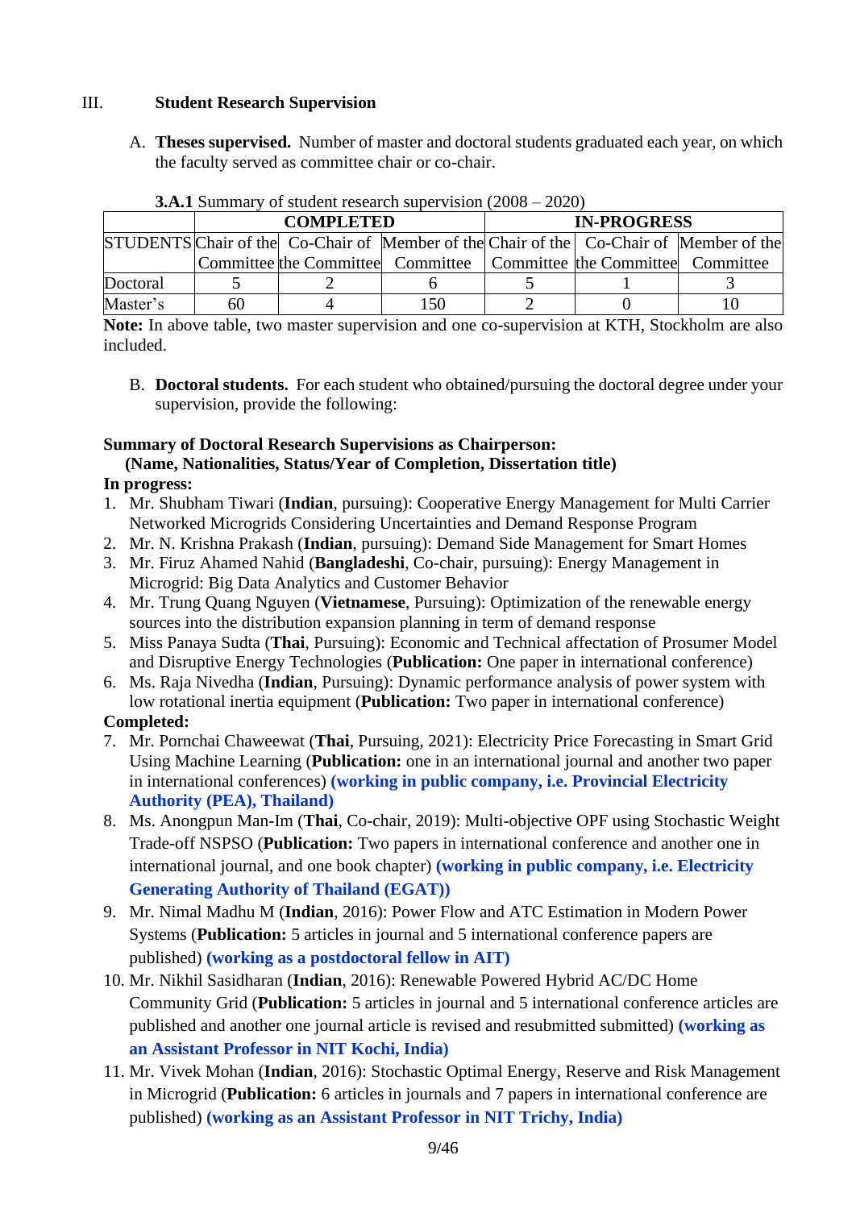## III. Student Research Supervision

A. **Theses supervised.** Number of master and doctoral students graduated each year, on which the faculty served as committee chair or co-chair.

**3.A.1** Summary of student research supervision (2008 – 2020)

| | COMPLETED | | | IN-PROGRESS | | |
|---|---|---|---|---|---|---|
| STUDENTS | Chair of the Committee | Co-Chair of the Committee | Member of the Committee | Chair of the Committee | Co-Chair of the Committee | Member of the Committee |
| Doctoral | 5 | 2 | 6 | 5 | 1 | 3 |
| Master's | 60 | 4 | 150 | 2 | 0 | 10 |

**Note:** In above table, two master supervision and one co-supervision at KTH, Stockholm are also included.

B. **Doctoral students.** For each student who obtained/pursuing the doctoral degree under your supervision, provide the following:

**Summary of Doctoral Research Supervisions as Chairperson:**
**(Name, Nationalities, Status/Year of Completion, Dissertation title)**

**In progress:**

1. Mr. Shubham Tiwari (**Indian**, pursuing): Cooperative Energy Management for Multi Carrier Networked Microgrids Considering Uncertainties and Demand Response Program
2. Mr. N. Krishna Prakash (**Indian**, pursuing): Demand Side Management for Smart Homes
3. Mr. Firuz Ahamed Nahid (**Bangladeshi**, Co-chair, pursuing): Energy Management in Microgrid: Big Data Analytics and Customer Behavior
4. Mr. Trung Quang Nguyen (**Vietnamese**, Pursuing): Optimization of the renewable energy sources into the distribution expansion planning in term of demand response
5. Miss Panaya Sudta (**Thai**, Pursuing): Economic and Technical affectation of Prosumer Model and Disruptive Energy Technologies (**Publication:** One paper in international conference)
6. Ms. Raja Nivedha (**Indian**, Pursuing): Dynamic performance analysis of power system with low rotational inertia equipment (**Publication:** Two paper in international conference)

**Completed:**

7. Mr. Pornchai Chaweewat (**Thai**, Pursuing, 2021): Electricity Price Forecasting in Smart Grid Using Machine Learning (**Publication:** one in an international journal and another two paper in international conferences) **(working in public company, i.e. Provincial Electricity Authority (PEA), Thailand)**
8. Ms. Anongpun Man-Im (**Thai**, Co-chair, 2019): Multi-objective OPF using Stochastic Weight Trade-off NSPSO (**Publication:** Two papers in international conference and another one in international journal, and one book chapter) **(working in public company, i.e. Electricity Generating Authority of Thailand (EGAT))**
9. Mr. Nimal Madhu M (**Indian**, 2016): Power Flow and ATC Estimation in Modern Power Systems (**Publication:** 5 articles in journal and 5 international conference papers are published) **(working as a postdoctoral fellow in AIT)**
10. Mr. Nikhil Sasidharan (**Indian**, 2016): Renewable Powered Hybrid AC/DC Home Community Grid (**Publication:** 5 articles in journal and 5 international conference articles are published and another one journal article is revised and resubmitted submitted) **(working as an Assistant Professor in NIT Kochi, India)**
11. Mr. Vivek Mohan (**Indian**, 2016): Stochastic Optimal Energy, Reserve and Risk Management in Microgrid (**Publication:** 6 articles in journals and 7 papers in international conference are published) **(working as an Assistant Professor in NIT Trichy, India)**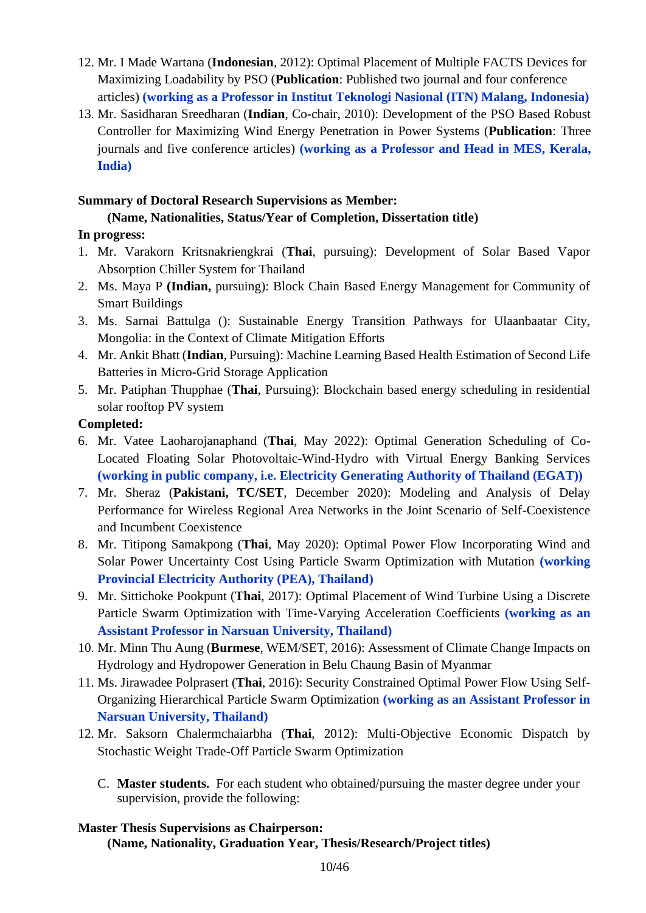12. Mr. I Made Wartana (**Indonesian**, 2012): Optimal Placement of Multiple FACTS Devices for Maximizing Loadability by PSO (**Publication**: Published two journal and four conference articles) **(working as a Professor in Institut Teknologi Nasional (ITN) Malang, Indonesia)**
13. Mr. Sasidharan Sreedharan (**Indian**, Co-chair, 2010): Development of the PSO Based Robust Controller for Maximizing Wind Energy Penetration in Power Systems (**Publication**: Three journals and five conference articles) **(working as a Professor and Head in MES, Kerala, India)**

**Summary of Doctoral Research Supervisions as Member:**

**(Name, Nationalities, Status/Year of Completion, Dissertation title)**

**In progress:**

1. Mr. Varakorn Kritsnakriengkrai (**Thai**, pursuing): Development of Solar Based Vapor Absorption Chiller System for Thailand
2. Ms. Maya P **(Indian,** pursuing): Block Chain Based Energy Management for Community of Smart Buildings
3. Ms. Sarnai Battulga (): Sustainable Energy Transition Pathways for Ulaanbaatar City, Mongolia: in the Context of Climate Mitigation Efforts
4. Mr. Ankit Bhatt (**Indian**, Pursuing): Machine Learning Based Health Estimation of Second Life Batteries in Micro-Grid Storage Application
5. Mr. Patiphan Thupphae (**Thai**, Pursuing): Blockchain based energy scheduling in residential solar rooftop PV system

**Completed:**

6. Mr. Vatee Laoharojanaphand (**Thai**, May 2022): Optimal Generation Scheduling of Co-Located Floating Solar Photovoltaic-Wind-Hydro with Virtual Energy Banking Services **(working in public company, i.e. Electricity Generating Authority of Thailand (EGAT))**
7. Mr. Sheraz (**Pakistani, TC/SET**, December 2020): Modeling and Analysis of Delay Performance for Wireless Regional Area Networks in the Joint Scenario of Self-Coexistence and Incumbent Coexistence
8. Mr. Titipong Samakpong (**Thai**, May 2020): Optimal Power Flow Incorporating Wind and Solar Power Uncertainty Cost Using Particle Swarm Optimization with Mutation **(working Provincial Electricity Authority (PEA), Thailand)**
9. Mr. Sittichoke Pookpunt (**Thai**, 2017): Optimal Placement of Wind Turbine Using a Discrete Particle Swarm Optimization with Time-Varying Acceleration Coefficients **(working as an Assistant Professor in Narsuan University, Thailand)**
10. Mr. Minn Thu Aung (**Burmese**, WEM/SET, 2016): Assessment of Climate Change Impacts on Hydrology and Hydropower Generation in Belu Chaung Basin of Myanmar
11. Ms. Jirawadee Polprasert (**Thai**, 2016): Security Constrained Optimal Power Flow Using Self-Organizing Hierarchical Particle Swarm Optimization **(working as an Assistant Professor in Narsuan University, Thailand)**
12. Mr. Saksorn Chalermchaiarbha (**Thai**, 2012): Multi-Objective Economic Dispatch by Stochastic Weight Trade-Off Particle Swarm Optimization

C. **Master students.** For each student who obtained/pursuing the master degree under your supervision, provide the following:

**Master Thesis Supervisions as Chairperson:**

**(Name, Nationality, Graduation Year, Thesis/Research/Project titles)**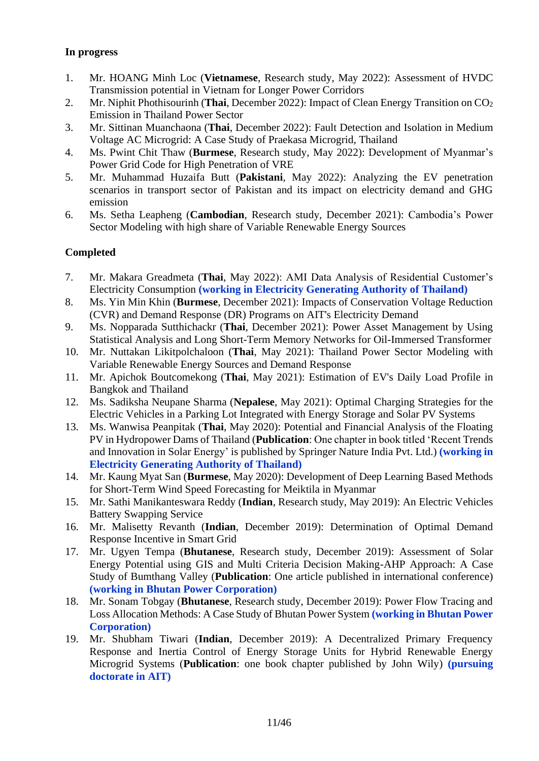**In progress**

1. Mr. HOANG Minh Loc (**Vietnamese**, Research study, May 2022): Assessment of HVDC Transmission potential in Vietnam for Longer Power Corridors
2. Mr. Niphit Phothisourinh (**Thai**, December 2022): Impact of Clean Energy Transition on $CO_2$ Emission in Thailand Power Sector
3. Mr. Sittinan Muanchaona (**Thai**, December 2022): Fault Detection and Isolation in Medium Voltage AC Microgrid: A Case Study of Praekasa Microgrid, Thailand
4. Ms. Pwint Chit Thaw (**Burmese**, Research study, May 2022): Development of Myanmar's Power Grid Code for High Penetration of VRE
5. Mr. Muhammad Huzaifa Butt (**Pakistani**, May 2022): Analyzing the EV penetration scenarios in transport sector of Pakistan and its impact on electricity demand and GHG emission
6. Ms. Setha Leapheng (**Cambodian**, Research study, December 2021): Cambodia's Power Sector Modeling with high share of Variable Renewable Energy Sources

**Completed**

7. Mr. Makara Greadmeta (**Thai**, May 2022): AMI Data Analysis of Residential Customer's Electricity Consumption **(working in Electricity Generating Authority of Thailand)**
8. Ms. Yin Min Khin (**Burmese**, December 2021): Impacts of Conservation Voltage Reduction (CVR) and Demand Response (DR) Programs on AIT's Electricity Demand
9. Ms. Nopparada Sutthichackr (**Thai**, December 2021): Power Asset Management by Using Statistical Analysis and Long Short-Term Memory Networks for Oil-Immersed Transformer
10. Mr. Nuttakan Likitpolchaloon (**Thai**, May 2021): Thailand Power Sector Modeling with Variable Renewable Energy Sources and Demand Response
11. Mr. Apichok Boutcomekong (**Thai**, May 2021): Estimation of EV's Daily Load Profile in Bangkok and Thailand
12. Ms. Sadiksha Neupane Sharma (**Nepalese**, May 2021): Optimal Charging Strategies for the Electric Vehicles in a Parking Lot Integrated with Energy Storage and Solar PV Systems
13. Ms. Wanwisa Peanpitak (**Thai**, May 2020): Potential and Financial Analysis of the Floating PV in Hydropower Dams of Thailand (**Publication**: One chapter in book titled 'Recent Trends and Innovation in Solar Energy' is published by Springer Nature India Pvt. Ltd.) **(working in Electricity Generating Authority of Thailand)**
14. Mr. Kaung Myat San (**Burmese**, May 2020): Development of Deep Learning Based Methods for Short-Term Wind Speed Forecasting for Meiktila in Myanmar
15. Mr. Sathi Manikanteswara Reddy (**Indian**, Research study, May 2019): An Electric Vehicles Battery Swapping Service
16. Mr. Malisetty Revanth (**Indian**, December 2019): Determination of Optimal Demand Response Incentive in Smart Grid
17. Mr. Ugyen Tempa (**Bhutanese**, Research study, December 2019): Assessment of Solar Energy Potential using GIS and Multi Criteria Decision Making-AHP Approach: A Case Study of Bumthang Valley (**Publication**: One article published in international conference) **(working in Bhutan Power Corporation)**
18. Mr. Sonam Tobgay (**Bhutanese**, Research study, December 2019): Power Flow Tracing and Loss Allocation Methods: A Case Study of Bhutan Power System **(working in Bhutan Power Corporation)**
19. Mr. Shubham Tiwari (**Indian**, December 2019): A Decentralized Primary Frequency Response and Inertia Control of Energy Storage Units for Hybrid Renewable Energy Microgrid Systems (**Publication**: one book chapter published by John Wily) **(pursuing doctorate in AIT)**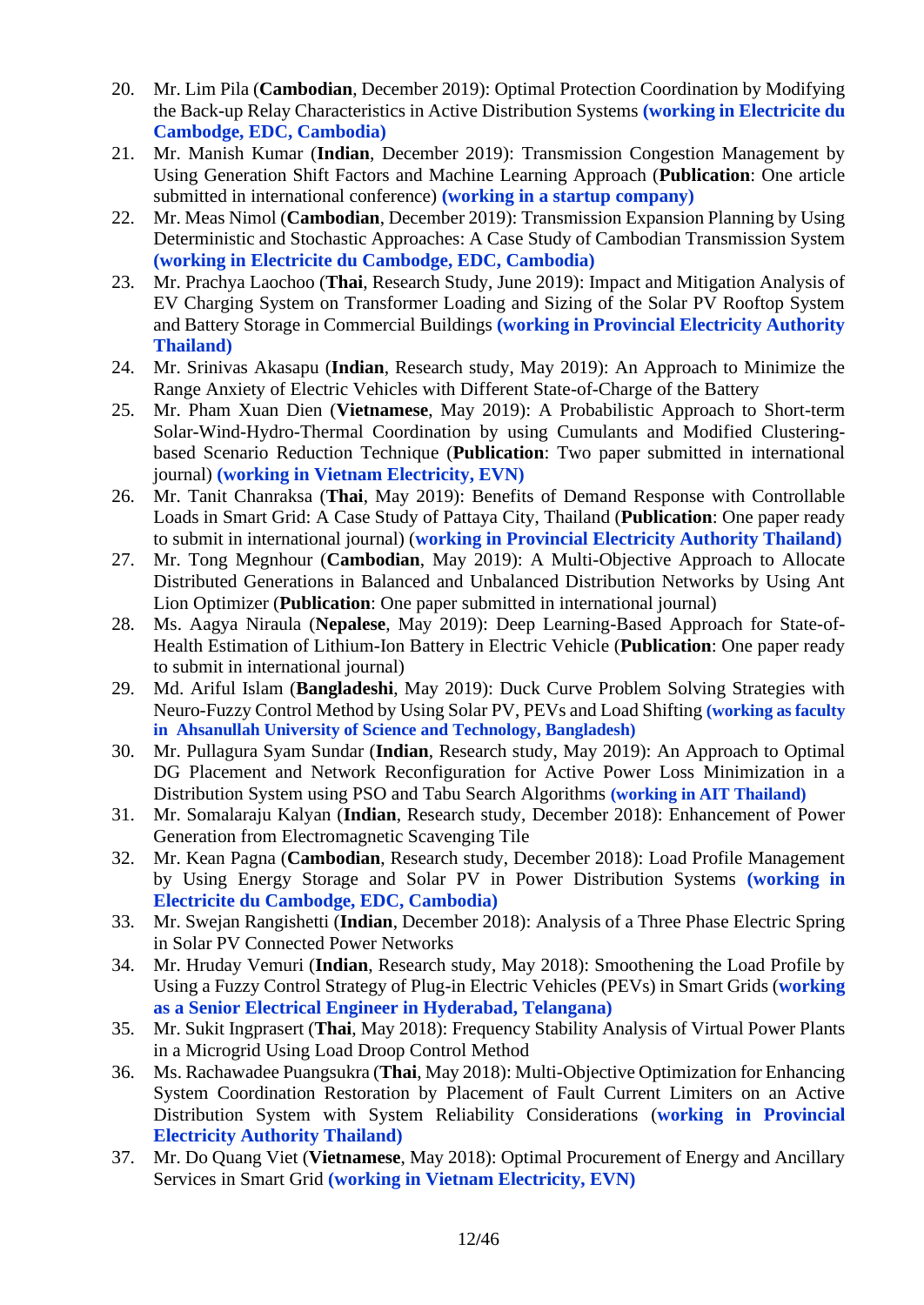20. Mr. Lim Pila (**Cambodian**, December 2019): Optimal Protection Coordination by Modifying the Back-up Relay Characteristics in Active Distribution Systems **(working in Electricite du Cambodge, EDC, Cambodia)**
21. Mr. Manish Kumar (**Indian**, December 2019): Transmission Congestion Management by Using Generation Shift Factors and Machine Learning Approach (**Publication**: One article submitted in international conference) **(working in a startup company)**
22. Mr. Meas Nimol (**Cambodian**, December 2019): Transmission Expansion Planning by Using Deterministic and Stochastic Approaches: A Case Study of Cambodian Transmission System **(working in Electricite du Cambodge, EDC, Cambodia)**
23. Mr. Prachya Laochoo (**Thai**, Research Study, June 2019): Impact and Mitigation Analysis of EV Charging System on Transformer Loading and Sizing of the Solar PV Rooftop System and Battery Storage in Commercial Buildings **(working in Provincial Electricity Authority Thailand)**
24. Mr. Srinivas Akasapu (**Indian**, Research study, May 2019): An Approach to Minimize the Range Anxiety of Electric Vehicles with Different State-of-Charge of the Battery
25. Mr. Pham Xuan Dien (**Vietnamese**, May 2019): A Probabilistic Approach to Short-term Solar-Wind-Hydro-Thermal Coordination by using Cumulants and Modified Clustering-based Scenario Reduction Technique (**Publication**: Two paper submitted in international journal) **(working in Vietnam Electricity, EVN)**
26. Mr. Tanit Chanraksa (**Thai**, May 2019): Benefits of Demand Response with Controllable Loads in Smart Grid: A Case Study of Pattaya City, Thailand (**Publication**: One paper ready to submit in international journal) **(working in Provincial Electricity Authority Thailand)**
27. Mr. Tong Megnhour (**Cambodian**, May 2019): A Multi-Objective Approach to Allocate Distributed Generations in Balanced and Unbalanced Distribution Networks by Using Ant Lion Optimizer (**Publication**: One paper submitted in international journal)
28. Ms. Aagya Niraula (**Nepalese**, May 2019): Deep Learning-Based Approach for State-of-Health Estimation of Lithium-Ion Battery in Electric Vehicle (**Publication**: One paper ready to submit in international journal)
29. Md. Ariful Islam (**Bangladeshi**, May 2019): Duck Curve Problem Solving Strategies with Neuro-Fuzzy Control Method by Using Solar PV, PEVs and Load Shifting **(working as faculty in Ahsanullah University of Science and Technology, Bangladesh)**
30. Mr. Pullagura Syam Sundar (**Indian**, Research study, May 2019): An Approach to Optimal DG Placement and Network Reconfiguration for Active Power Loss Minimization in a Distribution System using PSO and Tabu Search Algorithms **(working in AIT Thailand)**
31. Mr. Somalaraju Kalyan (**Indian**, Research study, December 2018): Enhancement of Power Generation from Electromagnetic Scavenging Tile
32. Mr. Kean Pagna (**Cambodian**, Research study, December 2018): Load Profile Management by Using Energy Storage and Solar PV in Power Distribution Systems **(working in Electricite du Cambodge, EDC, Cambodia)**
33. Mr. Swejan Rangishetti (**Indian**, December 2018): Analysis of a Three Phase Electric Spring in Solar PV Connected Power Networks
34. Mr. Hruday Vemuri (**Indian**, Research study, May 2018): Smoothening the Load Profile by Using a Fuzzy Control Strategy of Plug-in Electric Vehicles (PEVs) in Smart Grids (**working as a Senior Electrical Engineer in Hyderabad, Telangana)**
35. Mr. Sukit Ingprasert (**Thai**, May 2018): Frequency Stability Analysis of Virtual Power Plants in a Microgrid Using Load Droop Control Method
36. Ms. Rachawadee Puangsukra (**Thai**, May 2018): Multi-Objective Optimization for Enhancing System Coordination Restoration by Placement of Fault Current Limiters on an Active Distribution System with System Reliability Considerations (**working in Provincial Electricity Authority Thailand)**
37. Mr. Do Quang Viet (**Vietnamese**, May 2018): Optimal Procurement of Energy and Ancillary Services in Smart Grid **(working in Vietnam Electricity, EVN)**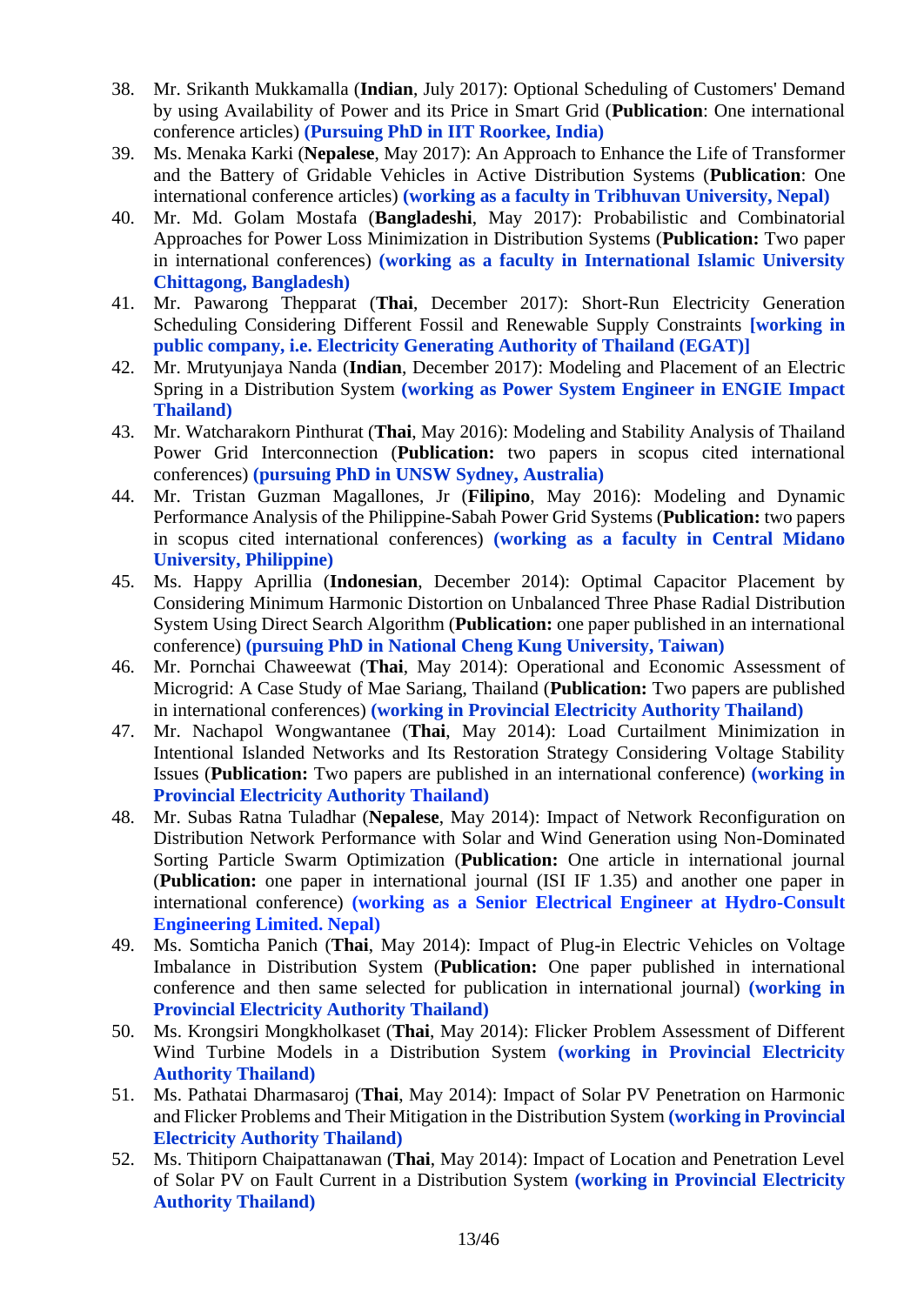38. Mr. Srikanth Mukkamalla (**Indian**, July 2017): Optional Scheduling of Customers' Demand by using Availability of Power and its Price in Smart Grid (**Publication**: One international conference articles) **(Pursuing PhD in IIT Roorkee, India)**
39. Ms. Menaka Karki (**Nepalese**, May 2017): An Approach to Enhance the Life of Transformer and the Battery of Gridable Vehicles in Active Distribution Systems (**Publication**: One international conference articles) **(working as a faculty in Tribhuvan University, Nepal)**
40. Mr. Md. Golam Mostafa (**Bangladeshi**, May 2017): Probabilistic and Combinatorial Approaches for Power Loss Minimization in Distribution Systems (**Publication:** Two paper in international conferences) **(working as a faculty in International Islamic University Chittagong, Bangladesh)**
41. Mr. Pawarong Thepparat (**Thai**, December 2017): Short-Run Electricity Generation Scheduling Considering Different Fossil and Renewable Supply Constraints **[working in public company, i.e. Electricity Generating Authority of Thailand (EGAT)]**
42. Mr. Mrutyunjaya Nanda (**Indian**, December 2017): Modeling and Placement of an Electric Spring in a Distribution System **(working as Power System Engineer in ENGIE Impact Thailand)**
43. Mr. Watcharakorn Pinthurat (**Thai**, May 2016): Modeling and Stability Analysis of Thailand Power Grid Interconnection (**Publication:** two papers in scopus cited international conferences) **(pursuing PhD in UNSW Sydney, Australia)**
44. Mr. Tristan Guzman Magallones, Jr (**Filipino**, May 2016): Modeling and Dynamic Performance Analysis of the Philippine-Sabah Power Grid Systems (**Publication:** two papers in scopus cited international conferences) **(working as a faculty in Central Midano University, Philippine)**
45. Ms. Happy Aprillia (**Indonesian**, December 2014): Optimal Capacitor Placement by Considering Minimum Harmonic Distortion on Unbalanced Three Phase Radial Distribution System Using Direct Search Algorithm (**Publication:** one paper published in an international conference) **(pursuing PhD in National Cheng Kung University, Taiwan)**
46. Mr. Pornchai Chaweewat (**Thai**, May 2014): Operational and Economic Assessment of Microgrid: A Case Study of Mae Sariang, Thailand (**Publication:** Two papers are published in international conferences) **(working in Provincial Electricity Authority Thailand)**
47. Mr. Nachapol Wongwantanee (**Thai**, May 2014): Load Curtailment Minimization in Intentional Islanded Networks and Its Restoration Strategy Considering Voltage Stability Issues (**Publication:** Two papers are published in an international conference) **(working in Provincial Electricity Authority Thailand)**
48. Mr. Subas Ratna Tuladhar (**Nepalese**, May 2014): Impact of Network Reconfiguration on Distribution Network Performance with Solar and Wind Generation using Non-Dominated Sorting Particle Swarm Optimization (**Publication:** One article in international journal (**Publication:** one paper in international journal (ISI IF 1.35) and another one paper in international conference) **(working as a Senior Electrical Engineer at Hydro-Consult Engineering Limited. Nepal)**
49. Ms. Somticha Panich (**Thai**, May 2014): Impact of Plug-in Electric Vehicles on Voltage Imbalance in Distribution System (**Publication:** One paper published in international conference and then same selected for publication in international journal) **(working in Provincial Electricity Authority Thailand)**
50. Ms. Krongsiri Mongkholkaset (**Thai**, May 2014): Flicker Problem Assessment of Different Wind Turbine Models in a Distribution System **(working in Provincial Electricity Authority Thailand)**
51. Ms. Pathatai Dharmasaroj (**Thai**, May 2014): Impact of Solar PV Penetration on Harmonic and Flicker Problems and Their Mitigation in the Distribution System **(working in Provincial Electricity Authority Thailand)**
52. Ms. Thitiporn Chaipattanawan (**Thai**, May 2014): Impact of Location and Penetration Level of Solar PV on Fault Current in a Distribution System **(working in Provincial Electricity Authority Thailand)**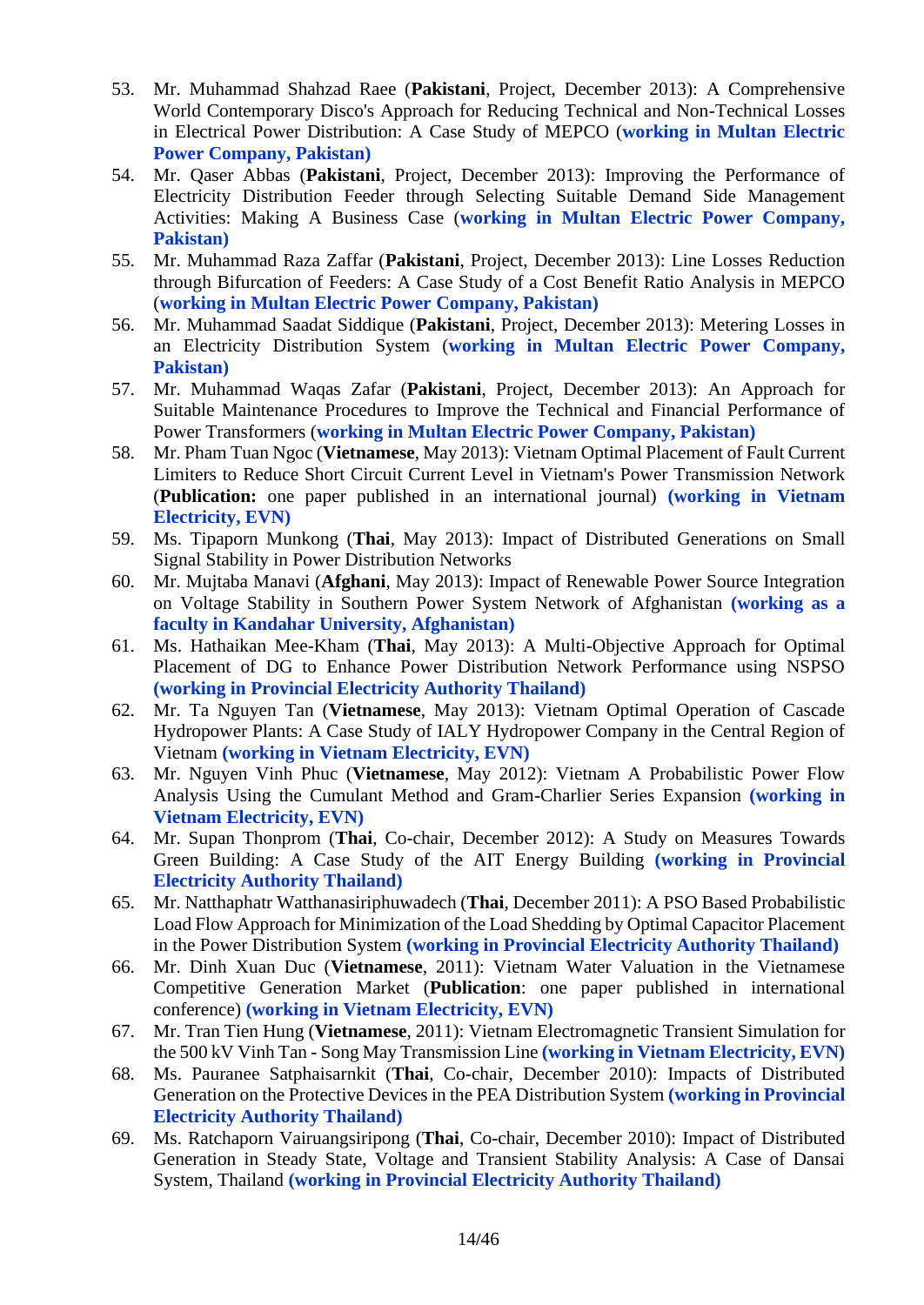53. Mr. Muhammad Shahzad Raee (**Pakistani**, Project, December 2013): A Comprehensive World Contemporary Disco's Approach for Reducing Technical and Non-Technical Losses in Electrical Power Distribution: A Case Study of MEPCO (**working in Multan Electric Power Company, Pakistan)**
54. Mr. Qaser Abbas (**Pakistani**, Project, December 2013): Improving the Performance of Electricity Distribution Feeder through Selecting Suitable Demand Side Management Activities: Making A Business Case (**working in Multan Electric Power Company, Pakistan)**
55. Mr. Muhammad Raza Zaffar (**Pakistani**, Project, December 2013): Line Losses Reduction through Bifurcation of Feeders: A Case Study of a Cost Benefit Ratio Analysis in MEPCO (**working in Multan Electric Power Company, Pakistan)**
56. Mr. Muhammad Saadat Siddique (**Pakistani**, Project, December 2013): Metering Losses in an Electricity Distribution System (**working in Multan Electric Power Company, Pakistan)**
57. Mr. Muhammad Waqas Zafar (**Pakistani**, Project, December 2013): An Approach for Suitable Maintenance Procedures to Improve the Technical and Financial Performance of Power Transformers (**working in Multan Electric Power Company, Pakistan)**
58. Mr. Pham Tuan Ngoc (**Vietnamese**, May 2013): Vietnam Optimal Placement of Fault Current Limiters to Reduce Short Circuit Current Level in Vietnam's Power Transmission Network (**Publication:** one paper published in an international journal) **(working in Vietnam Electricity, EVN)**
59. Ms. Tipaporn Munkong (**Thai**, May 2013): Impact of Distributed Generations on Small Signal Stability in Power Distribution Networks
60. Mr. Mujtaba Manavi (**Afghani**, May 2013): Impact of Renewable Power Source Integration on Voltage Stability in Southern Power System Network of Afghanistan **(working as a faculty in Kandahar University, Afghanistan)**
61. Ms. Hathaikan Mee-Kham (**Thai**, May 2013): A Multi-Objective Approach for Optimal Placement of DG to Enhance Power Distribution Network Performance using NSPSO **(working in Provincial Electricity Authority Thailand)**
62. Mr. Ta Nguyen Tan (**Vietnamese**, May 2013): Vietnam Optimal Operation of Cascade Hydropower Plants: A Case Study of IALY Hydropower Company in the Central Region of Vietnam **(working in Vietnam Electricity, EVN)**
63. Mr. Nguyen Vinh Phuc (**Vietnamese**, May 2012): Vietnam A Probabilistic Power Flow Analysis Using the Cumulant Method and Gram-Charlier Series Expansion **(working in Vietnam Electricity, EVN)**
64. Mr. Supan Thonprom (**Thai**, Co-chair, December 2012): A Study on Measures Towards Green Building: A Case Study of the AIT Energy Building **(working in Provincial Electricity Authority Thailand)**
65. Mr. Natthaphatr Watthanasiriphuwadech (**Thai**, December 2011): A PSO Based Probabilistic Load Flow Approach for Minimization of the Load Shedding by Optimal Capacitor Placement in the Power Distribution System **(working in Provincial Electricity Authority Thailand)**
66. Mr. Dinh Xuan Duc (**Vietnamese**, 2011): Vietnam Water Valuation in the Vietnamese Competitive Generation Market (**Publication**: one paper published in international conference) **(working in Vietnam Electricity, EVN)**
67. Mr. Tran Tien Hung (**Vietnamese**, 2011): Vietnam Electromagnetic Transient Simulation for the 500 kV Vinh Tan - Song May Transmission Line **(working in Vietnam Electricity, EVN)**
68. Ms. Pauranee Satphaisarnkit (**Thai**, Co-chair, December 2010): Impacts of Distributed Generation on the Protective Devices in the PEA Distribution System **(working in Provincial Electricity Authority Thailand)**
69. Ms. Ratchaporn Vairuangsiripong (**Thai**, Co-chair, December 2010): Impact of Distributed Generation in Steady State, Voltage and Transient Stability Analysis: A Case of Dansai System, Thailand **(working in Provincial Electricity Authority Thailand)**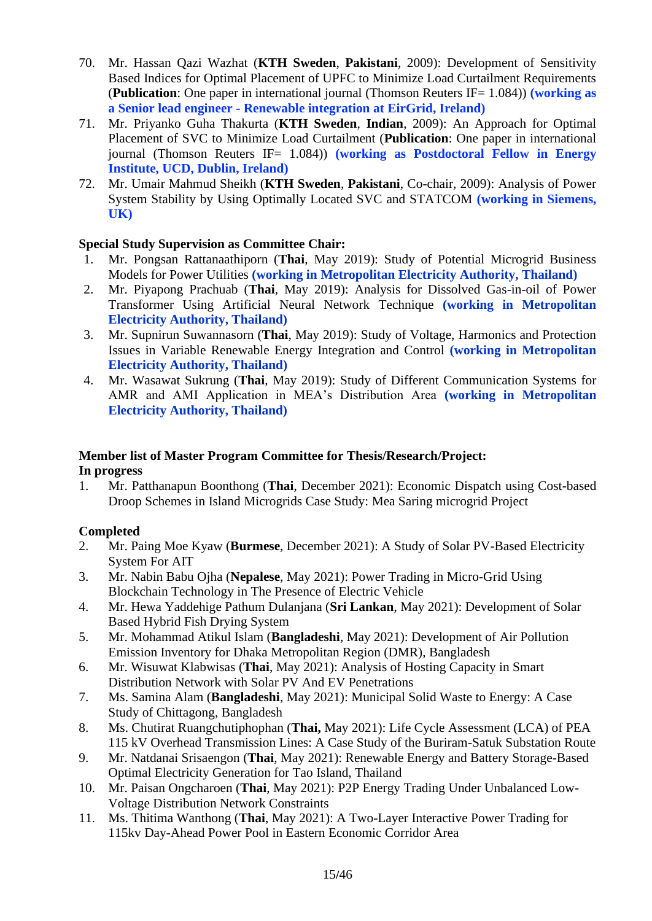70. Mr. Hassan Qazi Wazhat (**KTH Sweden**, **Pakistani**, 2009): Development of Sensitivity Based Indices for Optimal Placement of UPFC to Minimize Load Curtailment Requirements (**Publication**: One paper in international journal (Thomson Reuters IF= 1.084)) **(working as a Senior lead engineer - Renewable integration at EirGrid, Ireland)**
71. Mr. Priyanko Guha Thakurta (**KTH Sweden**, **Indian**, 2009): An Approach for Optimal Placement of SVC to Minimize Load Curtailment (**Publication**: One paper in international journal (Thomson Reuters IF= 1.084)) **(working as Postdoctoral Fellow in Energy Institute, UCD, Dublin, Ireland)**
72. Mr. Umair Mahmud Sheikh (**KTH Sweden**, **Pakistani**, Co-chair, 2009): Analysis of Power System Stability by Using Optimally Located SVC and STATCOM **(working in Siemens, UK)**

**Special Study Supervision as Committee Chair:**

1. Mr. Pongsan Rattanaathiporn (**Thai**, May 2019): Study of Potential Microgrid Business Models for Power Utilities **(working in Metropolitan Electricity Authority, Thailand)**
2. Mr. Piyapong Prachuab (**Thai**, May 2019): Analysis for Dissolved Gas-in-oil of Power Transformer Using Artificial Neural Network Technique **(working in Metropolitan Electricity Authority, Thailand)**
3. Mr. Supnirun Suwannasorn (**Thai**, May 2019): Study of Voltage, Harmonics and Protection Issues in Variable Renewable Energy Integration and Control **(working in Metropolitan Electricity Authority, Thailand)**
4. Mr. Wasawat Sukrung (**Thai**, May 2019): Study of Different Communication Systems for AMR and AMI Application in MEA's Distribution Area **(working in Metropolitan Electricity Authority, Thailand)**

**Member list of Master Program Committee for Thesis/Research/Project:**
**In progress**

1. Mr. Patthanapun Boonthong (**Thai**, December 2021): Economic Dispatch using Cost-based Droop Schemes in Island Microgrids Case Study: Mea Saring microgrid Project

**Completed**

2. Mr. Paing Moe Kyaw (**Burmese**, December 2021): A Study of Solar PV-Based Electricity System For AIT
3. Mr. Nabin Babu Ojha (**Nepalese**, May 2021): Power Trading in Micro-Grid Using Blockchain Technology in The Presence of Electric Vehicle
4. Mr. Hewa Yaddehige Pathum Dulanjana (**Sri Lankan**, May 2021): Development of Solar Based Hybrid Fish Drying System
5. Mr. Mohammad Atikul Islam (**Bangladeshi**, May 2021): Development of Air Pollution Emission Inventory for Dhaka Metropolitan Region (DMR), Bangladesh
6. Mr. Wisuwat Klabwisas (**Thai**, May 2021): Analysis of Hosting Capacity in Smart Distribution Network with Solar PV And EV Penetrations
7. Ms. Samina Alam (**Bangladeshi**, May 2021): Municipal Solid Waste to Energy: A Case Study of Chittagong, Bangladesh
8. Ms. Chutirat Ruangchutiphophan (**Thai,** May 2021): Life Cycle Assessment (LCA) of PEA 115 kV Overhead Transmission Lines: A Case Study of the Buriram-Satuk Substation Route
9. Mr. Natdanai Srisaengon (**Thai**, May 2021): Renewable Energy and Battery Storage-Based Optimal Electricity Generation for Tao Island, Thailand
10. Mr. Paisan Ongcharoen (**Thai**, May 2021): P2P Energy Trading Under Unbalanced Low-Voltage Distribution Network Constraints
11. Ms. Thitima Wanthong (**Thai**, May 2021): A Two-Layer Interactive Power Trading for 115kv Day-Ahead Power Pool in Eastern Economic Corridor Area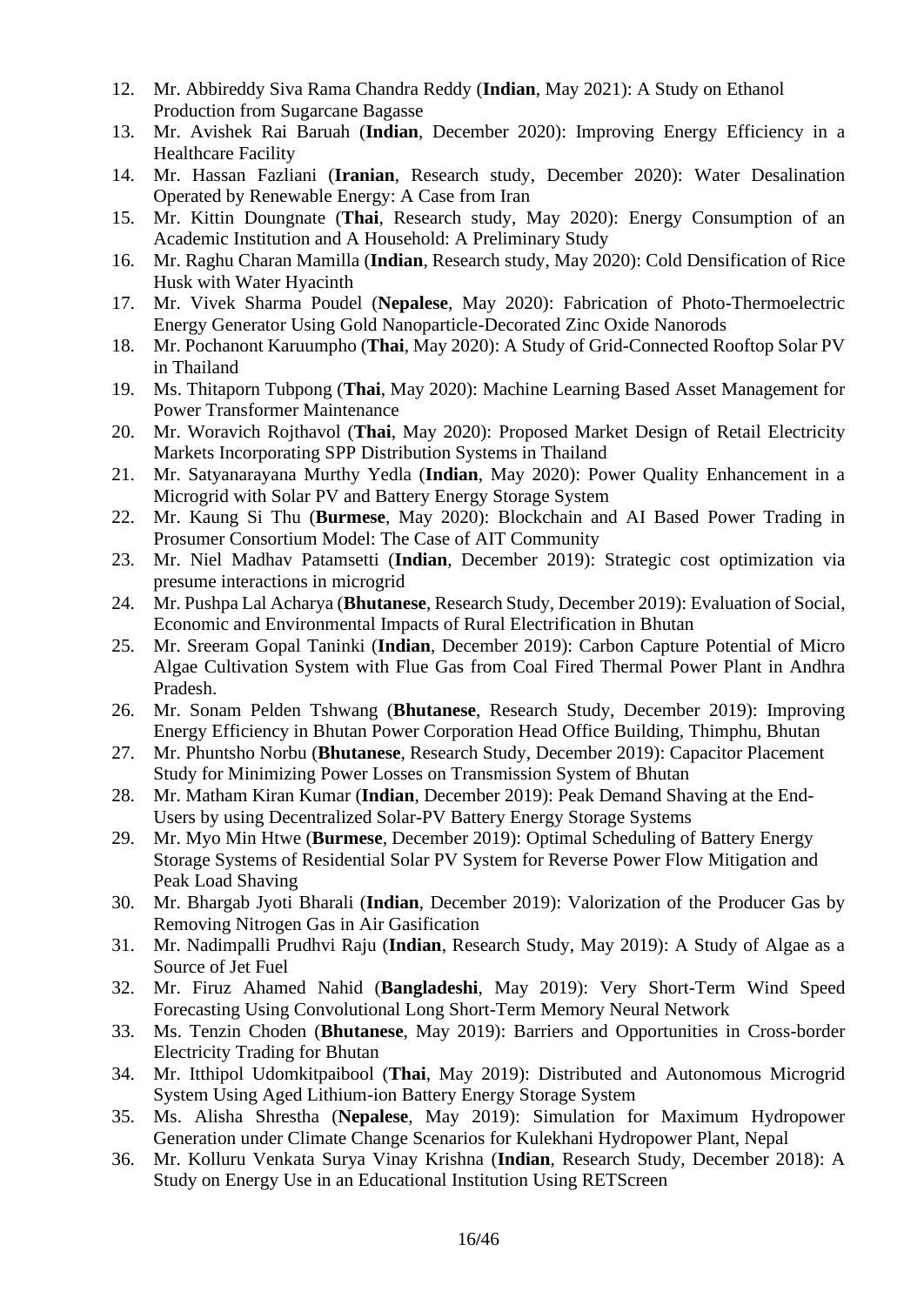12. Mr. Abbireddy Siva Rama Chandra Reddy (**Indian**, May 2021): A Study on Ethanol Production from Sugarcane Bagasse
13. Mr. Avishek Rai Baruah (**Indian**, December 2020): Improving Energy Efficiency in a Healthcare Facility
14. Mr. Hassan Fazliani (**Iranian**, Research study, December 2020): Water Desalination Operated by Renewable Energy: A Case from Iran
15. Mr. Kittin Doungnate (**Thai**, Research study, May 2020): Energy Consumption of an Academic Institution and A Household: A Preliminary Study
16. Mr. Raghu Charan Mamilla (**Indian**, Research study, May 2020): Cold Densification of Rice Husk with Water Hyacinth
17. Mr. Vivek Sharma Poudel (**Nepalese**, May 2020): Fabrication of Photo-Thermoelectric Energy Generator Using Gold Nanoparticle-Decorated Zinc Oxide Nanorods
18. Mr. Pochanont Karuumpho (**Thai**, May 2020): A Study of Grid-Connected Rooftop Solar PV in Thailand
19. Ms. Thitaporn Tubpong (**Thai**, May 2020): Machine Learning Based Asset Management for Power Transformer Maintenance
20. Mr. Woravich Rojthavol (**Thai**, May 2020): Proposed Market Design of Retail Electricity Markets Incorporating SPP Distribution Systems in Thailand
21. Mr. Satyanarayana Murthy Yedla (**Indian**, May 2020): Power Quality Enhancement in a Microgrid with Solar PV and Battery Energy Storage System
22. Mr. Kaung Si Thu (**Burmese**, May 2020): Blockchain and AI Based Power Trading in Prosumer Consortium Model: The Case of AIT Community
23. Mr. Niel Madhav Patamsetti (**Indian**, December 2019): Strategic cost optimization via presume interactions in microgrid
24. Mr. Pushpa Lal Acharya (**Bhutanese**, Research Study, December 2019): Evaluation of Social, Economic and Environmental Impacts of Rural Electrification in Bhutan
25. Mr. Sreeram Gopal Taninki (**Indian**, December 2019): Carbon Capture Potential of Micro Algae Cultivation System with Flue Gas from Coal Fired Thermal Power Plant in Andhra Pradesh.
26. Mr. Sonam Pelden Tshwang (**Bhutanese**, Research Study, December 2019): Improving Energy Efficiency in Bhutan Power Corporation Head Office Building, Thimphu, Bhutan
27. Mr. Phuntsho Norbu (**Bhutanese**, Research Study, December 2019): Capacitor Placement Study for Minimizing Power Losses on Transmission System of Bhutan
28. Mr. Matham Kiran Kumar (**Indian**, December 2019): Peak Demand Shaving at the End-Users by using Decentralized Solar-PV Battery Energy Storage Systems
29. Mr. Myo Min Htwe (**Burmese**, December 2019): Optimal Scheduling of Battery Energy Storage Systems of Residential Solar PV System for Reverse Power Flow Mitigation and Peak Load Shaving
30. Mr. Bhargab Jyoti Bharali (**Indian**, December 2019): Valorization of the Producer Gas by Removing Nitrogen Gas in Air Gasification
31. Mr. Nadimpalli Prudhvi Raju (**Indian**, Research Study, May 2019): A Study of Algae as a Source of Jet Fuel
32. Mr. Firuz Ahamed Nahid (**Bangladeshi**, May 2019): Very Short-Term Wind Speed Forecasting Using Convolutional Long Short-Term Memory Neural Network
33. Ms. Tenzin Choden (**Bhutanese**, May 2019): Barriers and Opportunities in Cross-border Electricity Trading for Bhutan
34. Mr. Itthipol Udomkitpaibool (**Thai**, May 2019): Distributed and Autonomous Microgrid System Using Aged Lithium-ion Battery Energy Storage System
35. Ms. Alisha Shrestha (**Nepalese**, May 2019): Simulation for Maximum Hydropower Generation under Climate Change Scenarios for Kulekhani Hydropower Plant, Nepal
36. Mr. Kolluru Venkata Surya Vinay Krishna (**Indian**, Research Study, December 2018): A Study on Energy Use in an Educational Institution Using RETScreen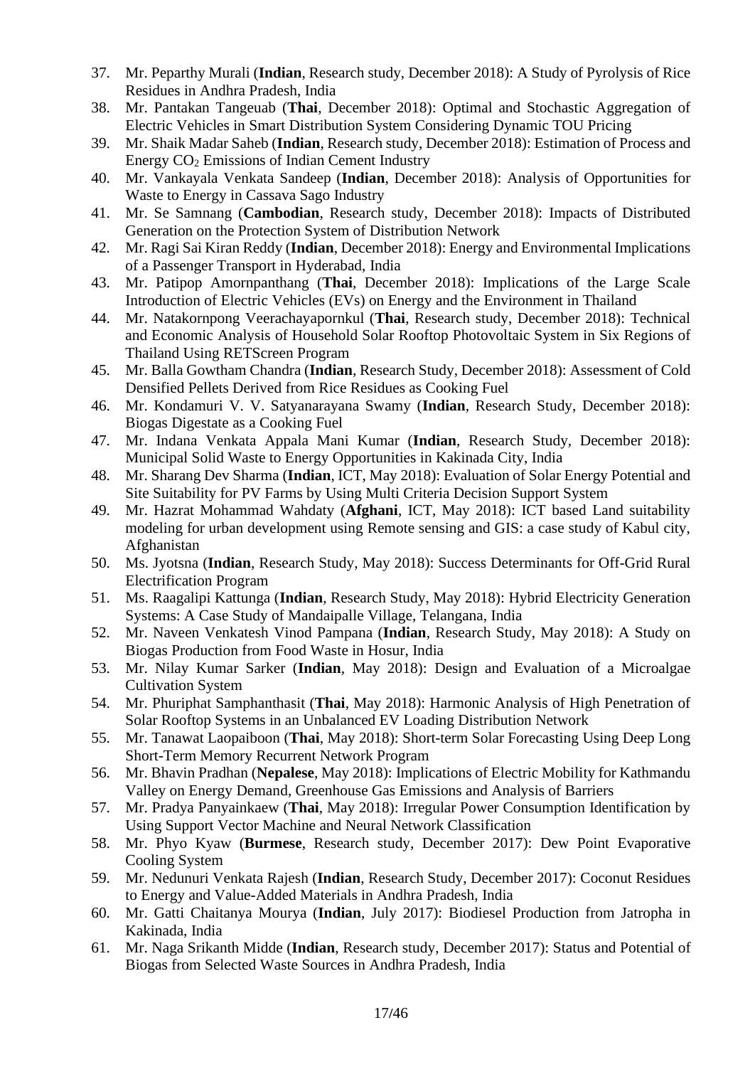37. Mr. Peparthy Murali (**Indian**, Research study, December 2018): A Study of Pyrolysis of Rice Residues in Andhra Pradesh, India
38. Mr. Pantakan Tangeuab (**Thai**, December 2018): Optimal and Stochastic Aggregation of Electric Vehicles in Smart Distribution System Considering Dynamic TOU Pricing
39. Mr. Shaik Madar Saheb (**Indian**, Research study, December 2018): Estimation of Process and Energy $CO_2$ Emissions of Indian Cement Industry
40. Mr. Vankayala Venkata Sandeep (**Indian**, December 2018): Analysis of Opportunities for Waste to Energy in Cassava Sago Industry
41. Mr. Se Samnang (**Cambodian**, Research study, December 2018): Impacts of Distributed Generation on the Protection System of Distribution Network
42. Mr. Ragi Sai Kiran Reddy (**Indian**, December 2018): Energy and Environmental Implications of a Passenger Transport in Hyderabad, India
43. Mr. Patipop Amornpanthang (**Thai**, December 2018): Implications of the Large Scale Introduction of Electric Vehicles (EVs) on Energy and the Environment in Thailand
44. Mr. Natakornpong Veerachayapornkul (**Thai**, Research study, December 2018): Technical and Economic Analysis of Household Solar Rooftop Photovoltaic System in Six Regions of Thailand Using RETScreen Program
45. Mr. Balla Gowtham Chandra (**Indian**, Research Study, December 2018): Assessment of Cold Densified Pellets Derived from Rice Residues as Cooking Fuel
46. Mr. Kondamuri V. V. Satyanarayana Swamy (**Indian**, Research Study, December 2018): Biogas Digestate as a Cooking Fuel
47. Mr. Indana Venkata Appala Mani Kumar (**Indian**, Research Study, December 2018): Municipal Solid Waste to Energy Opportunities in Kakinada City, India
48. Mr. Sharang Dev Sharma (**Indian**, ICT, May 2018): Evaluation of Solar Energy Potential and Site Suitability for PV Farms by Using Multi Criteria Decision Support System
49. Mr. Hazrat Mohammad Wahdaty (**Afghani**, ICT, May 2018): ICT based Land suitability modeling for urban development using Remote sensing and GIS: a case study of Kabul city, Afghanistan
50. Ms. Jyotsna (**Indian**, Research Study, May 2018): Success Determinants for Off-Grid Rural Electrification Program
51. Ms. Raagalipi Kattunga (**Indian**, Research Study, May 2018): Hybrid Electricity Generation Systems: A Case Study of Mandaipalle Village, Telangana, India
52. Mr. Naveen Venkatesh Vinod Pampana (**Indian**, Research Study, May 2018): A Study on Biogas Production from Food Waste in Hosur, India
53. Mr. Nilay Kumar Sarker (**Indian**, May 2018): Design and Evaluation of a Microalgae Cultivation System
54. Mr. Phuriphat Samphanthasit (**Thai**, May 2018): Harmonic Analysis of High Penetration of Solar Rooftop Systems in an Unbalanced EV Loading Distribution Network
55. Mr. Tanawat Laopaiboon (**Thai**, May 2018): Short-term Solar Forecasting Using Deep Long Short-Term Memory Recurrent Network Program
56. Mr. Bhavin Pradhan (**Nepalese**, May 2018): Implications of Electric Mobility for Kathmandu Valley on Energy Demand, Greenhouse Gas Emissions and Analysis of Barriers
57. Mr. Pradya Panyainkaew (**Thai**, May 2018): Irregular Power Consumption Identification by Using Support Vector Machine and Neural Network Classification
58. Mr. Phyo Kyaw (**Burmese**, Research study, December 2017): Dew Point Evaporative Cooling System
59. Mr. Nedunuri Venkata Rajesh (**Indian**, Research Study, December 2017): Coconut Residues to Energy and Value-Added Materials in Andhra Pradesh, India
60. Mr. Gatti Chaitanya Mourya (**Indian**, July 2017): Biodiesel Production from Jatropha in Kakinada, India
61. Mr. Naga Srikanth Midde (**Indian**, Research study, December 2017): Status and Potential of Biogas from Selected Waste Sources in Andhra Pradesh, India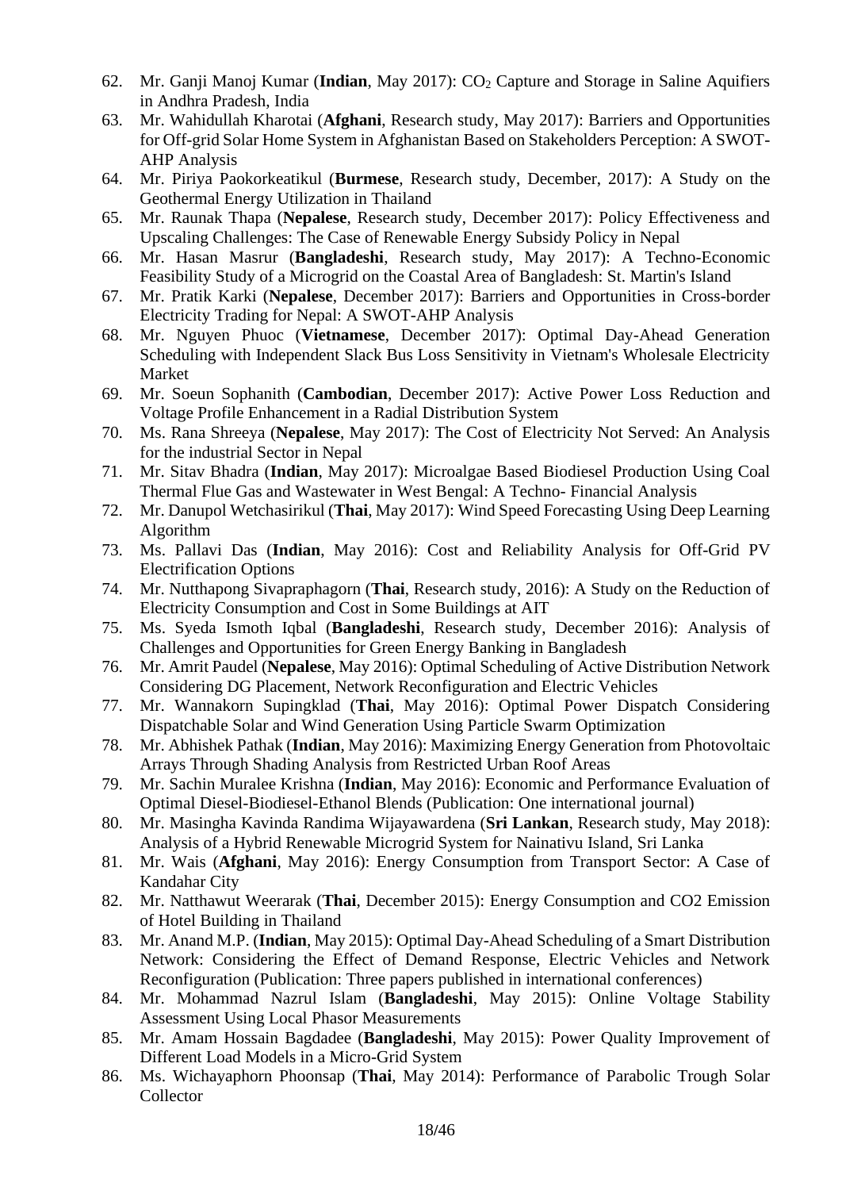62. Mr. Ganji Manoj Kumar (**Indian**, May 2017): $CO_2$ Capture and Storage in Saline Aquifiers in Andhra Pradesh, India
63. Mr. Wahidullah Kharotai (**Afghani**, Research study, May 2017): Barriers and Opportunities for Off-grid Solar Home System in Afghanistan Based on Stakeholders Perception: A SWOT-AHP Analysis
64. Mr. Piriya Paokorkeatikul (**Burmese**, Research study, December, 2017): A Study on the Geothermal Energy Utilization in Thailand
65. Mr. Raunak Thapa (**Nepalese**, Research study, December 2017): Policy Effectiveness and Upscaling Challenges: The Case of Renewable Energy Subsidy Policy in Nepal
66. Mr. Hasan Masrur (**Bangladeshi**, Research study, May 2017): A Techno-Economic Feasibility Study of a Microgrid on the Coastal Area of Bangladesh: St. Martin's Island
67. Mr. Pratik Karki (**Nepalese**, December 2017): Barriers and Opportunities in Cross-border Electricity Trading for Nepal: A SWOT-AHP Analysis
68. Mr. Nguyen Phuoc (**Vietnamese**, December 2017): Optimal Day-Ahead Generation Scheduling with Independent Slack Bus Loss Sensitivity in Vietnam's Wholesale Electricity Market
69. Mr. Soeun Sophanith (**Cambodian**, December 2017): Active Power Loss Reduction and Voltage Profile Enhancement in a Radial Distribution System
70. Ms. Rana Shreeya (**Nepalese**, May 2017): The Cost of Electricity Not Served: An Analysis for the industrial Sector in Nepal
71. Mr. Sitav Bhadra (**Indian**, May 2017): Microalgae Based Biodiesel Production Using Coal Thermal Flue Gas and Wastewater in West Bengal: A Techno- Financial Analysis
72. Mr. Danupol Wetchasirikul (**Thai**, May 2017): Wind Speed Forecasting Using Deep Learning Algorithm
73. Ms. Pallavi Das (**Indian**, May 2016): Cost and Reliability Analysis for Off-Grid PV Electrification Options
74. Mr. Nutthapong Sivapraphagorn (**Thai**, Research study, 2016): A Study on the Reduction of Electricity Consumption and Cost in Some Buildings at AIT
75. Ms. Syeda Ismoth Iqbal (**Bangladeshi**, Research study, December 2016): Analysis of Challenges and Opportunities for Green Energy Banking in Bangladesh
76. Mr. Amrit Paudel (**Nepalese**, May 2016): Optimal Scheduling of Active Distribution Network Considering DG Placement, Network Reconfiguration and Electric Vehicles
77. Mr. Wannakorn Supingklad (**Thai**, May 2016): Optimal Power Dispatch Considering Dispatchable Solar and Wind Generation Using Particle Swarm Optimization
78. Mr. Abhishek Pathak (**Indian**, May 2016): Maximizing Energy Generation from Photovoltaic Arrays Through Shading Analysis from Restricted Urban Roof Areas
79. Mr. Sachin Muralee Krishna (**Indian**, May 2016): Economic and Performance Evaluation of Optimal Diesel-Biodiesel-Ethanol Blends (Publication: One international journal)
80. Mr. Masingha Kavinda Randima Wijayawardena (**Sri Lankan**, Research study, May 2018): Analysis of a Hybrid Renewable Microgrid System for Nainativu Island, Sri Lanka
81. Mr. Wais (**Afghani**, May 2016): Energy Consumption from Transport Sector: A Case of Kandahar City
82. Mr. Natthawut Weerarak (**Thai**, December 2015): Energy Consumption and CO2 Emission of Hotel Building in Thailand
83. Mr. Anand M.P. (**Indian**, May 2015): Optimal Day-Ahead Scheduling of a Smart Distribution Network: Considering the Effect of Demand Response, Electric Vehicles and Network Reconfiguration (Publication: Three papers published in international conferences)
84. Mr. Mohammad Nazrul Islam (**Bangladeshi**, May 2015): Online Voltage Stability Assessment Using Local Phasor Measurements
85. Mr. Amam Hossain Bagdadee (**Bangladeshi**, May 2015): Power Quality Improvement of Different Load Models in a Micro-Grid System
86. Ms. Wichayaphorn Phoonsap (**Thai**, May 2014): Performance of Parabolic Trough Solar Collector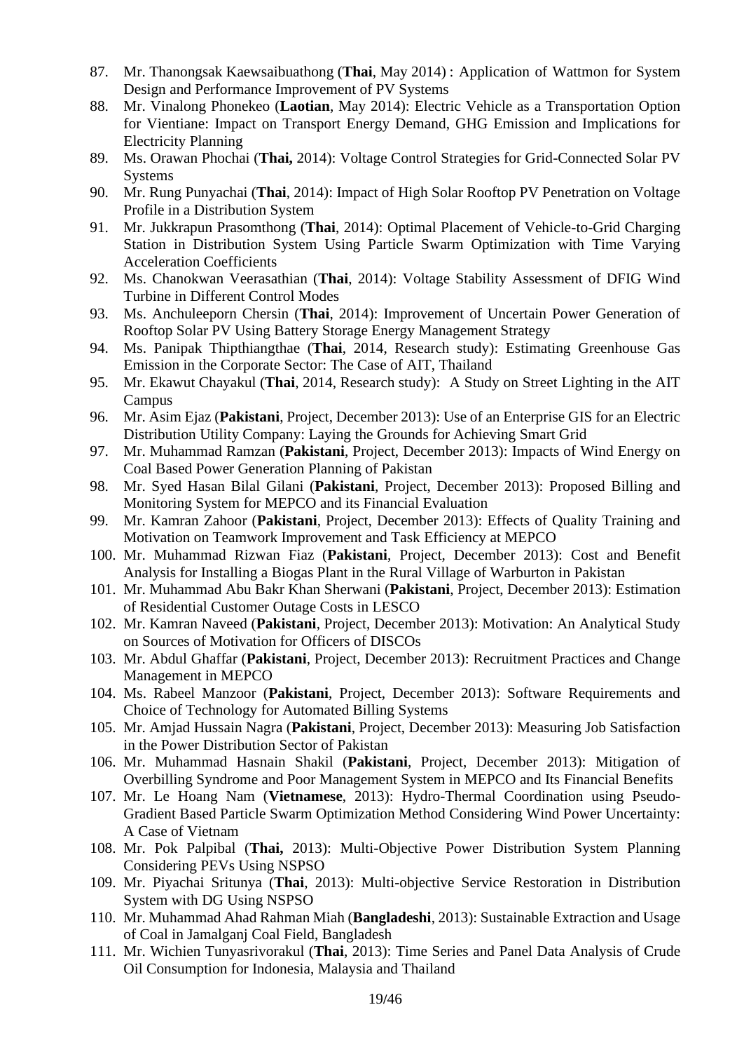87. Mr. Thanongsak Kaewsaibuathong (**Thai**, May 2014) : Application of Wattmon for System Design and Performance Improvement of PV Systems
88. Mr. Vinalong Phonekeo (**Laotian**, May 2014): Electric Vehicle as a Transportation Option for Vientiane: Impact on Transport Energy Demand, GHG Emission and Implications for Electricity Planning
89. Ms. Orawan Phochai (**Thai,** 2014): Voltage Control Strategies for Grid-Connected Solar PV Systems
90. Mr. Rung Punyachai (**Thai**, 2014): Impact of High Solar Rooftop PV Penetration on Voltage Profile in a Distribution System
91. Mr. Jukkrapun Prasomthong (**Thai**, 2014): Optimal Placement of Vehicle-to-Grid Charging Station in Distribution System Using Particle Swarm Optimization with Time Varying Acceleration Coefficients
92. Ms. Chanokwan Veerasathian (**Thai**, 2014): Voltage Stability Assessment of DFIG Wind Turbine in Different Control Modes
93. Ms. Anchuleeporn Chersin (**Thai**, 2014): Improvement of Uncertain Power Generation of Rooftop Solar PV Using Battery Storage Energy Management Strategy
94. Ms. Panipak Thipthiangthae (**Thai**, 2014, Research study): Estimating Greenhouse Gas Emission in the Corporate Sector: The Case of AIT, Thailand
95. Mr. Ekawut Chayakul (**Thai**, 2014, Research study): A Study on Street Lighting in the AIT Campus
96. Mr. Asim Ejaz (**Pakistani**, Project, December 2013): Use of an Enterprise GIS for an Electric Distribution Utility Company: Laying the Grounds for Achieving Smart Grid
97. Mr. Muhammad Ramzan (**Pakistani**, Project, December 2013): Impacts of Wind Energy on Coal Based Power Generation Planning of Pakistan
98. Mr. Syed Hasan Bilal Gilani (**Pakistani**, Project, December 2013): Proposed Billing and Monitoring System for MEPCO and its Financial Evaluation
99. Mr. Kamran Zahoor (**Pakistani**, Project, December 2013): Effects of Quality Training and Motivation on Teamwork Improvement and Task Efficiency at MEPCO
100. Mr. Muhammad Rizwan Fiaz (**Pakistani**, Project, December 2013): Cost and Benefit Analysis for Installing a Biogas Plant in the Rural Village of Warburton in Pakistan
101. Mr. Muhammad Abu Bakr Khan Sherwani (**Pakistani**, Project, December 2013): Estimation of Residential Customer Outage Costs in LESCO
102. Mr. Kamran Naveed (**Pakistani**, Project, December 2013): Motivation: An Analytical Study on Sources of Motivation for Officers of DISCOs
103. Mr. Abdul Ghaffar (**Pakistani**, Project, December 2013): Recruitment Practices and Change Management in MEPCO
104. Ms. Rabeel Manzoor (**Pakistani**, Project, December 2013): Software Requirements and Choice of Technology for Automated Billing Systems
105. Mr. Amjad Hussain Nagra (**Pakistani**, Project, December 2013): Measuring Job Satisfaction in the Power Distribution Sector of Pakistan
106. Mr. Muhammad Hasnain Shakil (**Pakistani**, Project, December 2013): Mitigation of Overbilling Syndrome and Poor Management System in MEPCO and Its Financial Benefits
107. Mr. Le Hoang Nam (**Vietnamese**, 2013): Hydro-Thermal Coordination using Pseudo-Gradient Based Particle Swarm Optimization Method Considering Wind Power Uncertainty: A Case of Vietnam
108. Mr. Pok Palpibal (**Thai,** 2013): Multi-Objective Power Distribution System Planning Considering PEVs Using NSPSO
109. Mr. Piyachai Sritunya (**Thai**, 2013): Multi-objective Service Restoration in Distribution System with DG Using NSPSO
110. Mr. Muhammad Ahad Rahman Miah (**Bangladeshi**, 2013): Sustainable Extraction and Usage of Coal in Jamalganj Coal Field, Bangladesh
111. Mr. Wichien Tunyasrivorakul (**Thai**, 2013): Time Series and Panel Data Analysis of Crude Oil Consumption for Indonesia, Malaysia and Thailand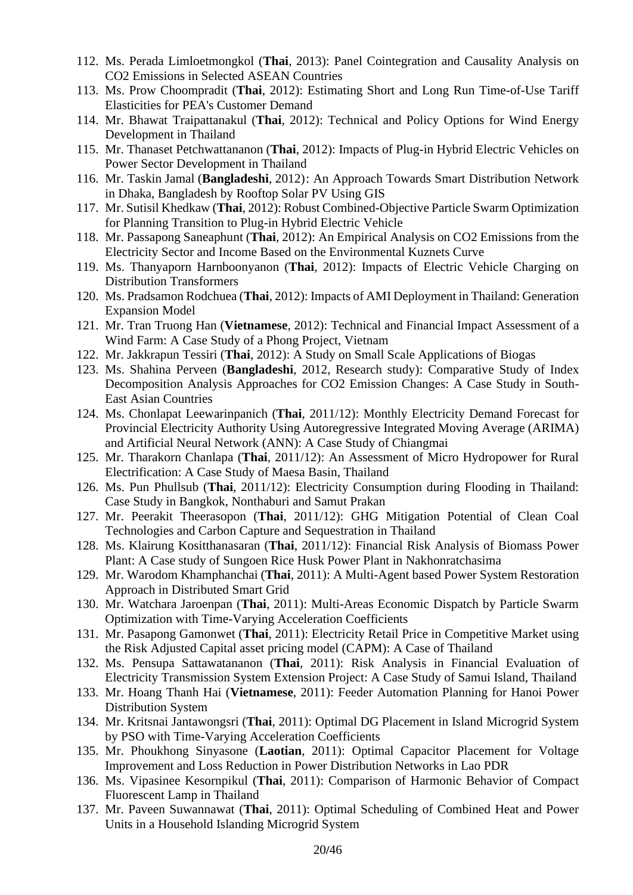112. Ms. Perada Limloetmongkol (**Thai**, 2013): Panel Cointegration and Causality Analysis on CO2 Emissions in Selected ASEAN Countries
113. Ms. Prow Choompradit (**Thai**, 2012): Estimating Short and Long Run Time-of-Use Tariff Elasticities for PEA's Customer Demand
114. Mr. Bhawat Traipattanakul (**Thai**, 2012): Technical and Policy Options for Wind Energy Development in Thailand
115. Mr. Thanaset Petchwattananon (**Thai**, 2012): Impacts of Plug-in Hybrid Electric Vehicles on Power Sector Development in Thailand
116. Mr. Taskin Jamal (**Bangladeshi**, 2012): An Approach Towards Smart Distribution Network in Dhaka, Bangladesh by Rooftop Solar PV Using GIS
117. Mr. Sutisil Khedkaw (**Thai**, 2012): Robust Combined-Objective Particle Swarm Optimization for Planning Transition to Plug-in Hybrid Electric Vehicle
118. Mr. Passapong Saneaphunt (**Thai**, 2012): An Empirical Analysis on CO2 Emissions from the Electricity Sector and Income Based on the Environmental Kuznets Curve
119. Ms. Thanyaporn Harnboonyanon (**Thai**, 2012): Impacts of Electric Vehicle Charging on Distribution Transformers
120. Ms. Pradsamon Rodchuea (**Thai**, 2012): Impacts of AMI Deployment in Thailand: Generation Expansion Model
121. Mr. Tran Truong Han (**Vietnamese**, 2012): Technical and Financial Impact Assessment of a Wind Farm: A Case Study of a Phong Project, Vietnam
122. Mr. Jakkrapun Tessiri (**Thai**, 2012): A Study on Small Scale Applications of Biogas
123. Ms. Shahina Perveen (**Bangladeshi**, 2012, Research study): Comparative Study of Index Decomposition Analysis Approaches for CO2 Emission Changes: A Case Study in South-East Asian Countries
124. Ms. Chonlapat Leewarinpanich (**Thai**, 2011/12): Monthly Electricity Demand Forecast for Provincial Electricity Authority Using Autoregressive Integrated Moving Average (ARIMA) and Artificial Neural Network (ANN): A Case Study of Chiangmai
125. Mr. Tharakorn Chanlapa (**Thai**, 2011/12): An Assessment of Micro Hydropower for Rural Electrification: A Case Study of Maesa Basin, Thailand
126. Ms. Pun Phullsub (**Thai**, 2011/12): Electricity Consumption during Flooding in Thailand: Case Study in Bangkok, Nonthaburi and Samut Prakan
127. Mr. Peerakit Theerasopon (**Thai**, 2011/12): GHG Mitigation Potential of Clean Coal Technologies and Carbon Capture and Sequestration in Thailand
128. Ms. Klairung Kositthanasaran (**Thai**, 2011/12): Financial Risk Analysis of Biomass Power Plant: A Case study of Sungoen Rice Husk Power Plant in Nakhonratchasima
129. Mr. Warodom Khamphanchai (**Thai**, 2011): A Multi-Agent based Power System Restoration Approach in Distributed Smart Grid
130. Mr. Watchara Jaroenpan (**Thai**, 2011): Multi-Areas Economic Dispatch by Particle Swarm Optimization with Time-Varying Acceleration Coefficients
131. Mr. Pasapong Gamonwet (**Thai**, 2011): Electricity Retail Price in Competitive Market using the Risk Adjusted Capital asset pricing model (CAPM): A Case of Thailand
132. Ms. Pensupa Sattawatananon (**Thai**, 2011): Risk Analysis in Financial Evaluation of Electricity Transmission System Extension Project: A Case Study of Samui Island, Thailand
133. Mr. Hoang Thanh Hai (**Vietnamese**, 2011): Feeder Automation Planning for Hanoi Power Distribution System
134. Mr. Kritsnai Jantawongsri (**Thai**, 2011): Optimal DG Placement in Island Microgrid System by PSO with Time-Varying Acceleration Coefficients
135. Mr. Phoukhong Sinyasone (**Laotian**, 2011): Optimal Capacitor Placement for Voltage Improvement and Loss Reduction in Power Distribution Networks in Lao PDR
136. Ms. Vipasinee Kesornpikul (**Thai**, 2011): Comparison of Harmonic Behavior of Compact Fluorescent Lamp in Thailand
137. Mr. Paveen Suwannawat (**Thai**, 2011): Optimal Scheduling of Combined Heat and Power Units in a Household Islanding Microgrid System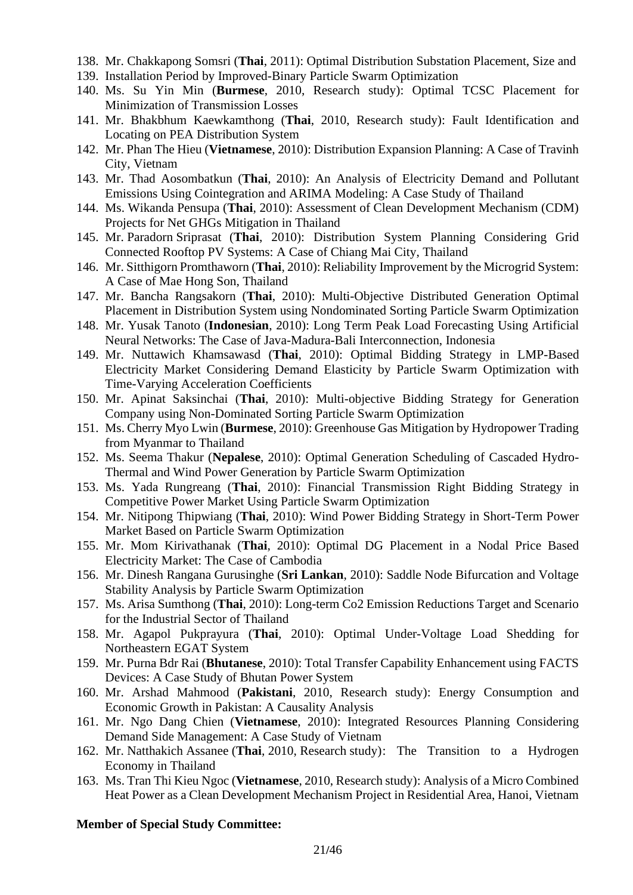138. Mr. Chakkapong Somsri (**Thai**, 2011): Optimal Distribution Substation Placement, Size and
139. Installation Period by Improved-Binary Particle Swarm Optimization
140. Ms. Su Yin Min (**Burmese**, 2010, Research study): Optimal TCSC Placement for Minimization of Transmission Losses
141. Mr. Bhakbhum Kaewkamthong (**Thai**, 2010, Research study): Fault Identification and Locating on PEA Distribution System
142. Mr. Phan The Hieu (**Vietnamese**, 2010): Distribution Expansion Planning: A Case of Travinh City, Vietnam
143. Mr. Thad Aosombatkun (**Thai**, 2010): An Analysis of Electricity Demand and Pollutant Emissions Using Cointegration and ARIMA Modeling: A Case Study of Thailand
144. Ms. Wikanda Pensupa (**Thai**, 2010): Assessment of Clean Development Mechanism (CDM) Projects for Net GHGs Mitigation in Thailand
145. Mr. Paradorn Sriprasat (**Thai**, 2010): Distribution System Planning Considering Grid Connected Rooftop PV Systems: A Case of Chiang Mai City, Thailand
146. Mr. Sitthigorn Promthaworn (**Thai**, 2010): Reliability Improvement by the Microgrid System: A Case of Mae Hong Son, Thailand
147. Mr. Bancha Rangsakorn (**Thai**, 2010): Multi-Objective Distributed Generation Optimal Placement in Distribution System using Nondominated Sorting Particle Swarm Optimization
148. Mr. Yusak Tanoto (**Indonesian**, 2010): Long Term Peak Load Forecasting Using Artificial Neural Networks: The Case of Java-Madura-Bali Interconnection, Indonesia
149. Mr. Nuttawich Khamsawasd (**Thai**, 2010): Optimal Bidding Strategy in LMP-Based Electricity Market Considering Demand Elasticity by Particle Swarm Optimization with Time-Varying Acceleration Coefficients
150. Mr. Apinat Saksinchai (**Thai**, 2010): Multi-objective Bidding Strategy for Generation Company using Non-Dominated Sorting Particle Swarm Optimization
151. Ms. Cherry Myo Lwin (**Burmese**, 2010): Greenhouse Gas Mitigation by Hydropower Trading from Myanmar to Thailand
152. Ms. Seema Thakur (**Nepalese**, 2010): Optimal Generation Scheduling of Cascaded Hydro-Thermal and Wind Power Generation by Particle Swarm Optimization
153. Ms. Yada Rungreang (**Thai**, 2010): Financial Transmission Right Bidding Strategy in Competitive Power Market Using Particle Swarm Optimization
154. Mr. Nitipong Thipwiang (**Thai**, 2010): Wind Power Bidding Strategy in Short-Term Power Market Based on Particle Swarm Optimization
155. Mr. Mom Kirivathanak (**Thai**, 2010): Optimal DG Placement in a Nodal Price Based Electricity Market: The Case of Cambodia
156. Mr. Dinesh Rangana Gurusinghe (**Sri Lankan**, 2010): Saddle Node Bifurcation and Voltage Stability Analysis by Particle Swarm Optimization
157. Ms. Arisa Sumthong (**Thai**, 2010): Long-term Co2 Emission Reductions Target and Scenario for the Industrial Sector of Thailand
158. Mr. Agapol Pukprayura (**Thai**, 2010): Optimal Under-Voltage Load Shedding for Northeastern EGAT System
159. Mr. Purna Bdr Rai (**Bhutanese**, 2010): Total Transfer Capability Enhancement using FACTS Devices: A Case Study of Bhutan Power System
160. Mr. Arshad Mahmood (**Pakistani**, 2010, Research study): Energy Consumption and Economic Growth in Pakistan: A Causality Analysis
161. Mr. Ngo Dang Chien (**Vietnamese**, 2010): Integrated Resources Planning Considering Demand Side Management: A Case Study of Vietnam
162. Mr. Natthakich Assanee (**Thai**, 2010, Research study): The Transition to a Hydrogen Economy in Thailand
163. Ms. Tran Thi Kieu Ngoc (**Vietnamese**, 2010, Research study): Analysis of a Micro Combined Heat Power as a Clean Development Mechanism Project in Residential Area, Hanoi, Vietnam

**Member of Special Study Committee:**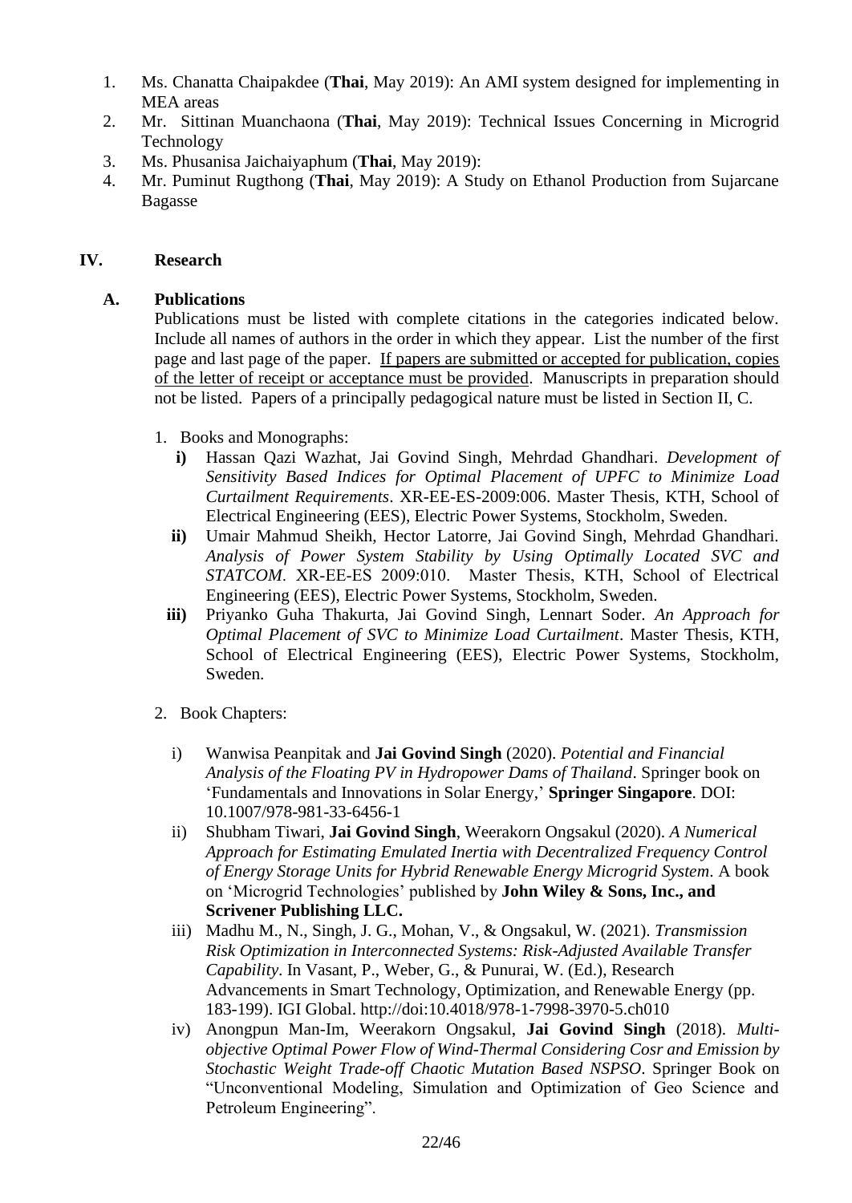1. Ms. Chanatta Chaipakdee (**Thai**, May 2019): An AMI system designed for implementing in MEA areas
2. Mr. Sittinan Muanchaona (**Thai**, May 2019): Technical Issues Concerning in Microgrid Technology
3. Ms. Phusanisa Jaichaiyaphum (**Thai**, May 2019):
4. Mr. Puminut Rugthong (**Thai**, May 2019): A Study on Ethanol Production from Sujarcane Bagasse

## IV. Research

### A. Publications

Publications must be listed with complete citations in the categories indicated below. Include all names of authors in the order in which they appear. List the number of the first page and last page of the paper. <u>If papers are submitted or accepted for publication, copies of the letter of receipt or acceptance must be provided</u>. Manuscripts in preparation should not be listed. Papers of a principally pedagogical nature must be listed in Section II, C.

1. Books and Monographs:

   **i)** Hassan Qazi Wazhat, Jai Govind Singh, Mehrdad Ghandhari. *Development of Sensitivity Based Indices for Optimal Placement of UPFC to Minimize Load Curtailment Requirements*. XR-EE-ES-2009:006. Master Thesis, KTH, School of Electrical Engineering (EES), Electric Power Systems, Stockholm, Sweden.

   **ii)** Umair Mahmud Sheikh, Hector Latorre, Jai Govind Singh, Mehrdad Ghandhari. *Analysis of Power System Stability by Using Optimally Located SVC and STATCOM*. XR-EE-ES 2009:010. Master Thesis, KTH, School of Electrical Engineering (EES), Electric Power Systems, Stockholm, Sweden.

   **iii)** Priyanko Guha Thakurta, Jai Govind Singh, Lennart Soder. *An Approach for Optimal Placement of SVC to Minimize Load Curtailment*. Master Thesis, KTH, School of Electrical Engineering (EES), Electric Power Systems, Stockholm, Sweden.

2. Book Chapters:

   i) Wanwisa Peanpitak and **Jai Govind Singh** (2020). *Potential and Financial Analysis of the Floating PV in Hydropower Dams of Thailand*. Springer book on 'Fundamentals and Innovations in Solar Energy,' **Springer Singapore**. DOI: 10.1007/978-981-33-6456-1

   ii) Shubham Tiwari, **Jai Govind Singh**, Weerakorn Ongsakul (2020). *A Numerical Approach for Estimating Emulated Inertia with Decentralized Frequency Control of Energy Storage Units for Hybrid Renewable Energy Microgrid System*. A book on 'Microgrid Technologies' published by **John Wiley & Sons, Inc., and Scrivener Publishing LLC.**

   iii) Madhu M., N., Singh, J. G., Mohan, V., & Ongsakul, W. (2021). *Transmission Risk Optimization in Interconnected Systems: Risk-Adjusted Available Transfer Capability*. In Vasant, P., Weber, G., & Punurai, W. (Ed.), Research Advancements in Smart Technology, Optimization, and Renewable Energy (pp. 183-199). IGI Global. http://doi:10.4018/978-1-7998-3970-5.ch010

   iv) Anongpun Man-Im, Weerakorn Ongsakul, **Jai Govind Singh** (2018). *Multi-objective Optimal Power Flow of Wind-Thermal Considering Cosr and Emission by Stochastic Weight Trade-off Chaotic Mutation Based NSPSO*. Springer Book on "Unconventional Modeling, Simulation and Optimization of Geo Science and Petroleum Engineering".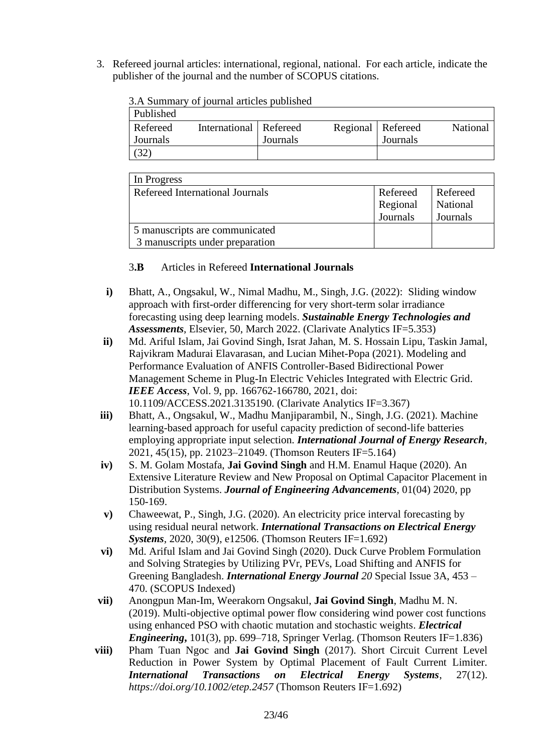3. Refereed journal articles: international, regional, national. For each article, indicate the publisher of the journal and the number of SCOPUS citations.

3.A Summary of journal articles published

| Published | | |
|---|---|---|
| Refereed International Journals | Refereed Regional Journals | Refereed National Journals |
| (32) | | |

| In Progress | | |
|---|---|---|
| Refereed International Journals | Refereed Regional Journals | Refereed National Journals |
| 5 manuscripts are communicated<br>3 manuscripts under preparation | | |

3.**B** Articles in Refereed **International Journals**

**i)** Bhatt, A., Ongsakul, W., Nimal Madhu, M., Singh, J.G. (2022): Sliding window approach with first-order differencing for very short-term solar irradiance forecasting using deep learning models. ***Sustainable Energy Technologies and Assessments***, Elsevier, 50, March 2022. (Clarivate Analytics IF=5.353)

**ii)** Md. Ariful Islam, Jai Govind Singh, Israt Jahan, M. S. Hossain Lipu, Taskin Jamal, Rajvikram Madurai Elavarasan, and Lucian Mihet-Popa (2021). Modeling and Performance Evaluation of ANFIS Controller-Based Bidirectional Power Management Scheme in Plug-In Electric Vehicles Integrated with Electric Grid. ***IEEE Access***, Vol. 9, pp. 166762-166780, 2021, doi: 10.1109/ACCESS.2021.3135190. (Clarivate Analytics IF=3.367)

**iii)** Bhatt, A., Ongsakul, W., Madhu Manjiparambil, N., Singh, J.G. (2021). Machine learning-based approach for useful capacity prediction of second-life batteries employing appropriate input selection. ***International Journal of Energy Research***, 2021, 45(15), pp. 21023–21049. (Thomson Reuters IF=5.164)

**iv)** S. M. Golam Mostafa, **Jai Govind Singh** and H.M. Enamul Haque (2020). An Extensive Literature Review and New Proposal on Optimal Capacitor Placement in Distribution Systems. ***Journal of Engineering Advancements***, 01(04) 2020, pp 150-169.

**v)** Chaweewat, P., Singh, J.G. (2020). An electricity price interval forecasting by using residual neural network. ***International Transactions on Electrical Energy Systems***, 2020, 30(9), e12506. (Thomson Reuters IF=1.692)

**vi)** Md. Ariful Islam and Jai Govind Singh (2020). Duck Curve Problem Formulation and Solving Strategies by Utilizing PVr, PEVs, Load Shifting and ANFIS for Greening Bangladesh. ***International Energy Journal** 20* Special Issue 3A, 453 – 470. (SCOPUS Indexed)

**vii)** Anongpun Man-Im, Weerakorn Ongsakul, **Jai Govind Singh**, Madhu M. N. (2019). Multi-objective optimal power flow considering wind power cost functions using enhanced PSO with chaotic mutation and stochastic weights. ***Electrical Engineering*****,** 101(3), pp. 699–718, Springer Verlag. (Thomson Reuters IF=1.836)

**viii)** Pham Tuan Ngoc and **Jai Govind Singh** (2017). Short Circuit Current Level Reduction in Power System by Optimal Placement of Fault Current Limiter. ***International Transactions on Electrical Energy Systems***, 27(12). *https://doi.org/10.1002/etep.2457* (Thomson Reuters IF=1.692)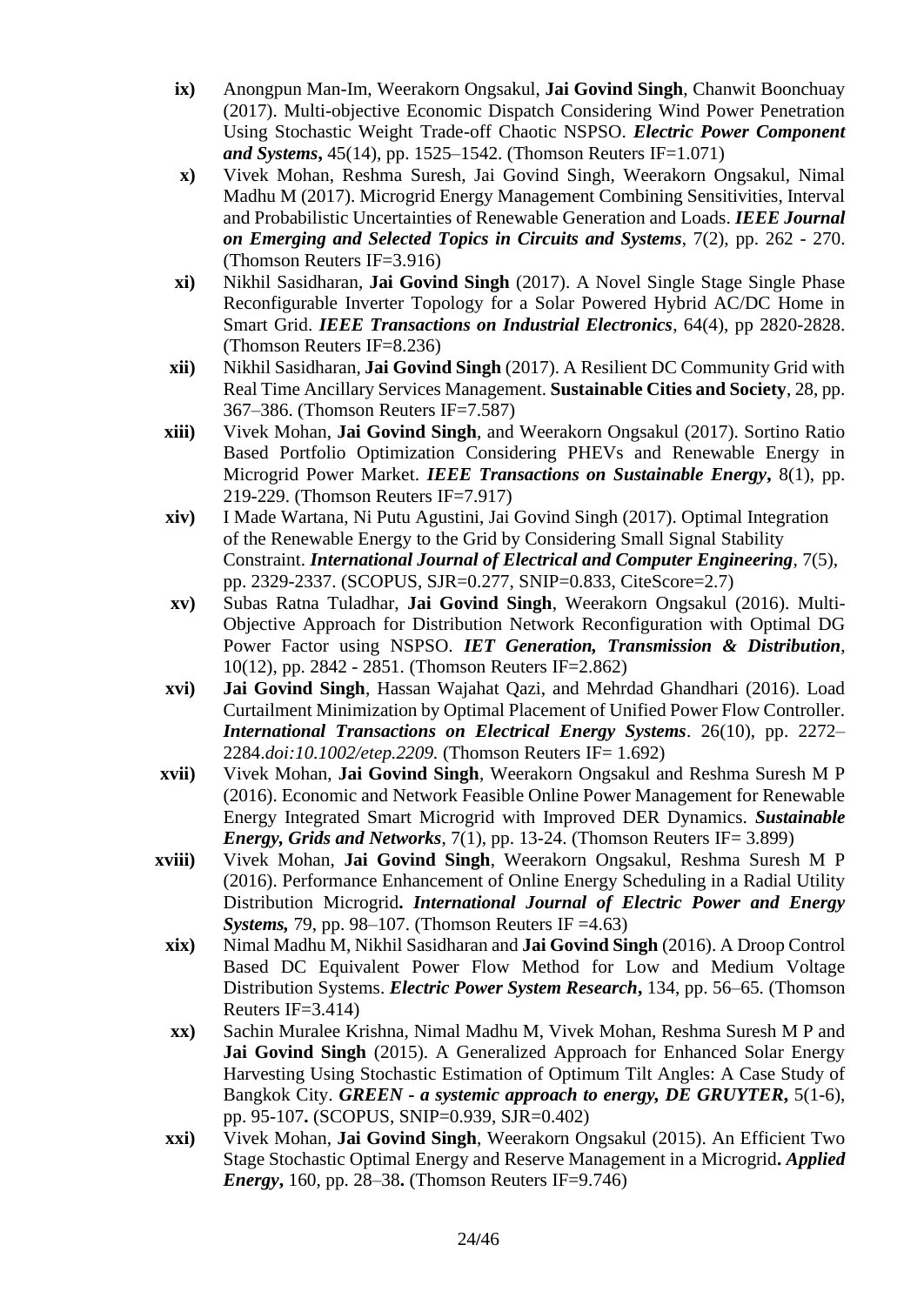**ix)** Anongpun Man-Im, Weerakorn Ongsakul, **Jai Govind Singh**, Chanwit Boonchuay (2017). Multi-objective Economic Dispatch Considering Wind Power Penetration Using Stochastic Weight Trade-off Chaotic NSPSO. ***Electric Power Component and Systems***, 45(14), pp. 1525–1542. (Thomson Reuters IF=1.071)

**x)** Vivek Mohan, Reshma Suresh, Jai Govind Singh, Weerakorn Ongsakul, Nimal Madhu M (2017). Microgrid Energy Management Combining Sensitivities, Interval and Probabilistic Uncertainties of Renewable Generation and Loads. ***IEEE Journal on Emerging and Selected Topics in Circuits and Systems***, 7(2), pp. 262 - 270. (Thomson Reuters IF=3.916)

**xi)** Nikhil Sasidharan, **Jai Govind Singh** (2017). A Novel Single Stage Single Phase Reconfigurable Inverter Topology for a Solar Powered Hybrid AC/DC Home in Smart Grid. ***IEEE Transactions on Industrial Electronics***, 64(4), pp 2820-2828. (Thomson Reuters IF=8.236)

**xii)** Nikhil Sasidharan, **Jai Govind Singh** (2017). A Resilient DC Community Grid with Real Time Ancillary Services Management. **Sustainable Cities and Society**, 28, pp. 367–386. (Thomson Reuters IF=7.587)

**xiii)** Vivek Mohan, **Jai Govind Singh**, and Weerakorn Ongsakul (2017). Sortino Ratio Based Portfolio Optimization Considering PHEVs and Renewable Energy in Microgrid Power Market. ***IEEE Transactions on Sustainable Energy***, 8(1), pp. 219-229. (Thomson Reuters IF=7.917)

**xiv)** I Made Wartana, Ni Putu Agustini, Jai Govind Singh (2017). Optimal Integration of the Renewable Energy to the Grid by Considering Small Signal Stability Constraint. ***International Journal of Electrical and Computer Engineering***, 7(5), pp. 2329-2337. (SCOPUS, SJR=0.277, SNIP=0.833, CiteScore=2.7)

**xv)** Subas Ratna Tuladhar, **Jai Govind Singh**, Weerakorn Ongsakul (2016). Multi-Objective Approach for Distribution Network Reconfiguration with Optimal DG Power Factor using NSPSO. ***IET Generation, Transmission & Distribution***, 10(12), pp. 2842 - 2851. (Thomson Reuters IF=2.862)

**xvi)** **Jai Govind Singh**, Hassan Wajahat Qazi, and Mehrdad Ghandhari (2016). Load Curtailment Minimization by Optimal Placement of Unified Power Flow Controller. ***International Transactions on Electrical Energy Systems***. 26(10), pp. 2272–2284.*doi:10.1002/etep.2209.* (Thomson Reuters IF= 1.692)

**xvii)** Vivek Mohan, **Jai Govind Singh**, Weerakorn Ongsakul and Reshma Suresh M P (2016). Economic and Network Feasible Online Power Management for Renewable Energy Integrated Smart Microgrid with Improved DER Dynamics. ***Sustainable Energy, Grids and Networks***, 7(1), pp. 13-24. (Thomson Reuters IF= 3.899)

**xviii)** Vivek Mohan, **Jai Govind Singh**, Weerakorn Ongsakul, Reshma Suresh M P (2016). Performance Enhancement of Online Energy Scheduling in a Radial Utility Distribution Microgrid**.** ***International Journal of Electric Power and Energy Systems,*** 79, pp. 98–107. (Thomson Reuters IF =4.63)

**xix)** Nimal Madhu M, Nikhil Sasidharan and **Jai Govind Singh** (2016). A Droop Control Based DC Equivalent Power Flow Method for Low and Medium Voltage Distribution Systems. ***Electric Power System Research***, 134, pp. 56–65. (Thomson Reuters IF=3.414)

**xx)** Sachin Muralee Krishna, Nimal Madhu M, Vivek Mohan, Reshma Suresh M P and **Jai Govind Singh** (2015). A Generalized Approach for Enhanced Solar Energy Harvesting Using Stochastic Estimation of Optimum Tilt Angles: A Case Study of Bangkok City. ***GREEN - a systemic approach to energy, DE GRUYTER***, 5(1-6), pp. 95-107**.** (SCOPUS, SNIP=0.939, SJR=0.402)

**xxi)** Vivek Mohan, **Jai Govind Singh**, Weerakorn Ongsakul (2015). An Efficient Two Stage Stochastic Optimal Energy and Reserve Management in a Microgrid**.** ***Applied Energy***, 160, pp. 28–38**.** (Thomson Reuters IF=9.746)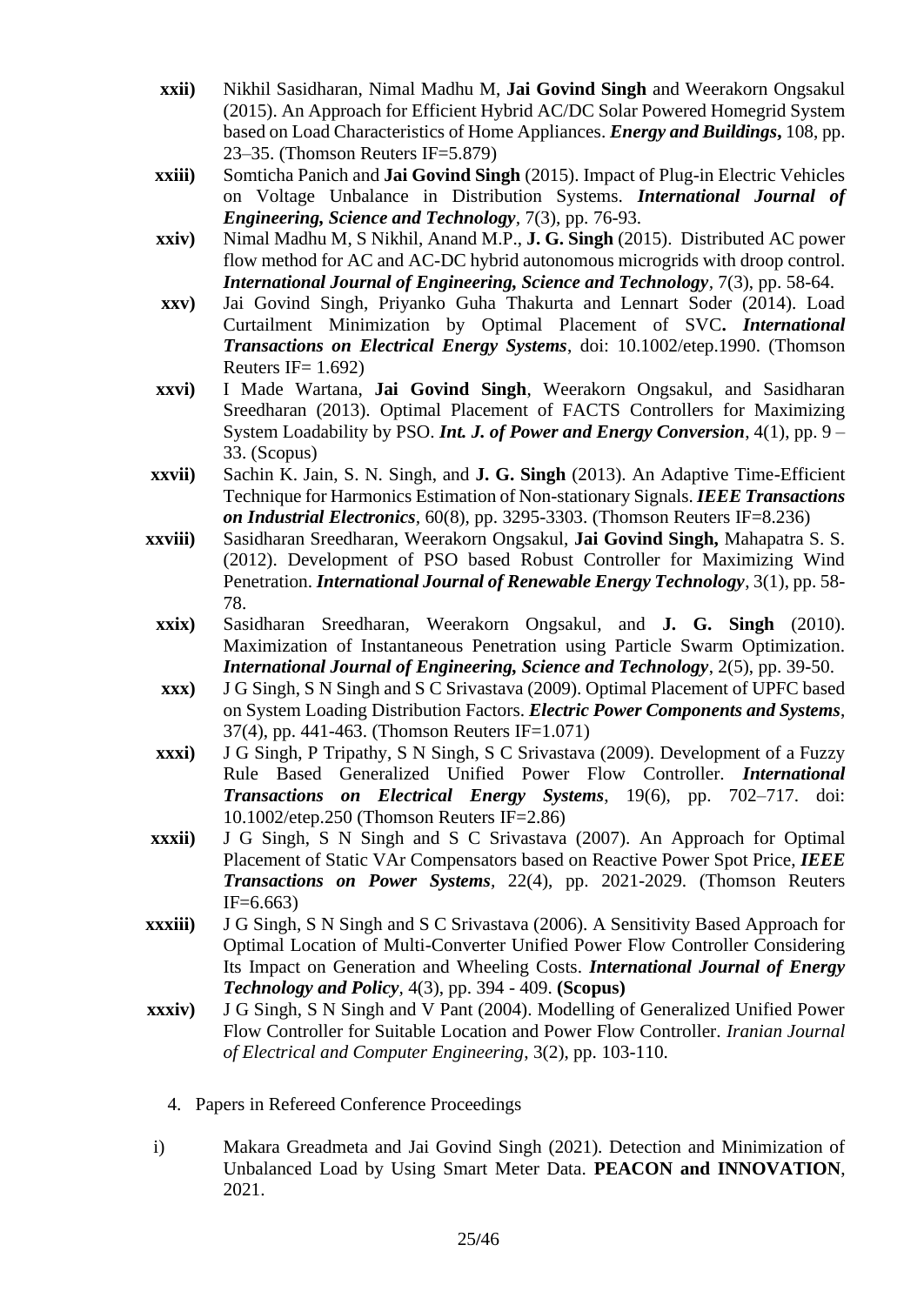xxii) Nikhil Sasidharan, Nimal Madhu M, **Jai Govind Singh** and Weerakorn Ongsakul (2015). An Approach for Efficient Hybrid AC/DC Solar Powered Homegrid System based on Load Characteristics of Home Appliances. ***Energy and Buildings*,** 108, pp. 23–35. (Thomson Reuters IF=5.879)

xxiii) Somticha Panich and **Jai Govind Singh** (2015). Impact of Plug-in Electric Vehicles on Voltage Unbalance in Distribution Systems. ***International Journal of Engineering, Science and Technology***, 7(3), pp. 76-93.

xxiv) Nimal Madhu M, S Nikhil, Anand M.P., **J. G. Singh** (2015). Distributed AC power flow method for AC and AC-DC hybrid autonomous microgrids with droop control. ***International Journal of Engineering, Science and Technology***, 7(3), pp. 58-64.

xxv) Jai Govind Singh, Priyanko Guha Thakurta and Lennart Soder (2014). Load Curtailment Minimization by Optimal Placement of SVC**.** ***International Transactions on Electrical Energy Systems***, doi: 10.1002/etep.1990. (Thomson Reuters IF= 1.692)

xxvi) I Made Wartana, **Jai Govind Singh**, Weerakorn Ongsakul, and Sasidharan Sreedharan (2013). Optimal Placement of FACTS Controllers for Maximizing System Loadability by PSO. ***Int. J. of Power and Energy Conversion***, 4(1), pp. 9 – 33. (Scopus)

xxvii) Sachin K. Jain, S. N. Singh, and **J. G. Singh** (2013). An Adaptive Time-Efficient Technique for Harmonics Estimation of Non-stationary Signals. ***IEEE Transactions on Industrial Electronics***, 60(8), pp. 3295-3303. (Thomson Reuters IF=8.236)

xxviii) Sasidharan Sreedharan, Weerakorn Ongsakul, **Jai Govind Singh,** Mahapatra S. S. (2012). Development of PSO based Robust Controller for Maximizing Wind Penetration. ***International Journal of Renewable Energy Technology***, 3(1), pp. 58-78.

xxix) Sasidharan Sreedharan, Weerakorn Ongsakul, and **J. G. Singh** (2010). Maximization of Instantaneous Penetration using Particle Swarm Optimization. ***International Journal of Engineering, Science and Technology***, 2(5), pp. 39-50.

xxx) J G Singh, S N Singh and S C Srivastava (2009). Optimal Placement of UPFC based on System Loading Distribution Factors. ***Electric Power Components and Systems***, 37(4), pp. 441-463. (Thomson Reuters IF=1.071)

xxxi) J G Singh, P Tripathy, S N Singh, S C Srivastava (2009). Development of a Fuzzy Rule Based Generalized Unified Power Flow Controller. ***International Transactions on Electrical Energy Systems***, 19(6), pp. 702–717. doi: 10.1002/etep.250 (Thomson Reuters IF=2.86)

xxxii) J G Singh, S N Singh and S C Srivastava (2007). An Approach for Optimal Placement of Static VAr Compensators based on Reactive Power Spot Price, ***IEEE Transactions on Power Systems***, 22(4), pp. 2021-2029. (Thomson Reuters IF=6.663)

xxxiii) J G Singh, S N Singh and S C Srivastava (2006). A Sensitivity Based Approach for Optimal Location of Multi-Converter Unified Power Flow Controller Considering Its Impact on Generation and Wheeling Costs. ***International Journal of Energy Technology and Policy***, 4(3), pp. 394 - 409. **(Scopus)**

xxxiv) J G Singh, S N Singh and V Pant (2004). Modelling of Generalized Unified Power Flow Controller for Suitable Location and Power Flow Controller. *Iranian Journal of Electrical and Computer Engineering*, 3(2), pp. 103-110.

4. Papers in Refereed Conference Proceedings

i) Makara Greadmeta and Jai Govind Singh (2021). Detection and Minimization of Unbalanced Load by Using Smart Meter Data. **PEACON and INNOVATION**, 2021.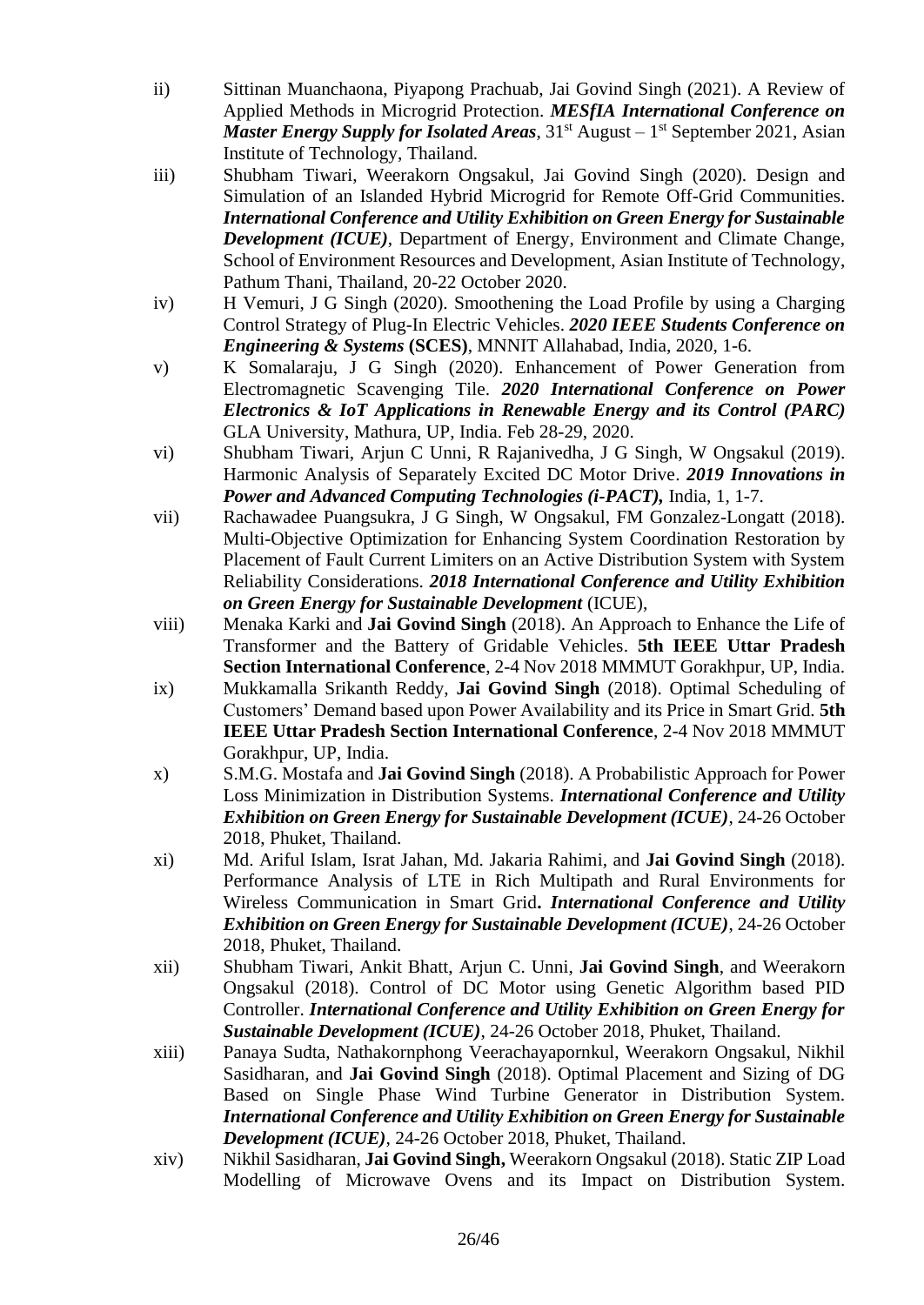ii) Sittinan Muanchaona, Piyapong Prachuab, Jai Govind Singh (2021). A Review of Applied Methods in Microgrid Protection. ***MESfIA International Conference on Master Energy Supply for Isolated Areas***, 31st August – 1st September 2021, Asian Institute of Technology, Thailand.

iii) Shubham Tiwari, Weerakorn Ongsakul, Jai Govind Singh (2020). Design and Simulation of an Islanded Hybrid Microgrid for Remote Off-Grid Communities. ***International Conference and Utility Exhibition on Green Energy for Sustainable Development (ICUE)***, Department of Energy, Environment and Climate Change, School of Environment Resources and Development, Asian Institute of Technology, Pathum Thani, Thailand, 20-22 October 2020.

iv) H Vemuri, J G Singh (2020). Smoothening the Load Profile by using a Charging Control Strategy of Plug-In Electric Vehicles. ***2020 IEEE Students Conference on Engineering & Systems* (SCES)**, MNNIT Allahabad, India, 2020, 1-6.

v) K Somalaraju, J G Singh (2020). Enhancement of Power Generation from Electromagnetic Scavenging Tile. ***2020 International Conference on Power Electronics & IoT Applications in Renewable Energy and its Control (PARC)*** GLA University, Mathura, UP, India. Feb 28-29, 2020.

vi) Shubham Tiwari, Arjun C Unni, R Rajanivedha, J G Singh, W Ongsakul (2019). Harmonic Analysis of Separately Excited DC Motor Drive. ***2019 Innovations in Power and Advanced Computing Technologies (i-PACT),*** India, 1, 1-7.

vii) Rachawadee Puangsukra, J G Singh, W Ongsakul, FM Gonzalez-Longatt (2018). Multi-Objective Optimization for Enhancing System Coordination Restoration by Placement of Fault Current Limiters on an Active Distribution System with System Reliability Considerations. ***2018 International Conference and Utility Exhibition on Green Energy for Sustainable Development*** (ICUE),

viii) Menaka Karki and **Jai Govind Singh** (2018). An Approach to Enhance the Life of Transformer and the Battery of Gridable Vehicles. **5th IEEE Uttar Pradesh Section International Conference**, 2-4 Nov 2018 MMMUT Gorakhpur, UP, India.

ix) Mukkamalla Srikanth Reddy, **Jai Govind Singh** (2018). Optimal Scheduling of Customers' Demand based upon Power Availability and its Price in Smart Grid. **5th IEEE Uttar Pradesh Section International Conference**, 2-4 Nov 2018 MMMUT Gorakhpur, UP, India.

x) S.M.G. Mostafa and **Jai Govind Singh** (2018). A Probabilistic Approach for Power Loss Minimization in Distribution Systems. ***International Conference and Utility Exhibition on Green Energy for Sustainable Development (ICUE)***, 24-26 October 2018, Phuket, Thailand.

xi) Md. Ariful Islam, Israt Jahan, Md. Jakaria Rahimi, and **Jai Govind Singh** (2018). Performance Analysis of LTE in Rich Multipath and Rural Environments for Wireless Communication in Smart Grid**.** ***International Conference and Utility Exhibition on Green Energy for Sustainable Development (ICUE)***, 24-26 October 2018, Phuket, Thailand.

xii) Shubham Tiwari, Ankit Bhatt, Arjun C. Unni, **Jai Govind Singh**, and Weerakorn Ongsakul (2018). Control of DC Motor using Genetic Algorithm based PID Controller. ***International Conference and Utility Exhibition on Green Energy for Sustainable Development (ICUE)***, 24-26 October 2018, Phuket, Thailand.

xiii) Panaya Sudta, Nathakornphong Veerachayapornkul, Weerakorn Ongsakul, Nikhil Sasidharan, and **Jai Govind Singh** (2018). Optimal Placement and Sizing of DG Based on Single Phase Wind Turbine Generator in Distribution System. ***International Conference and Utility Exhibition on Green Energy for Sustainable Development (ICUE)***, 24-26 October 2018, Phuket, Thailand.

xiv) Nikhil Sasidharan, **Jai Govind Singh,** Weerakorn Ongsakul (2018). Static ZIP Load Modelling of Microwave Ovens and its Impact on Distribution System.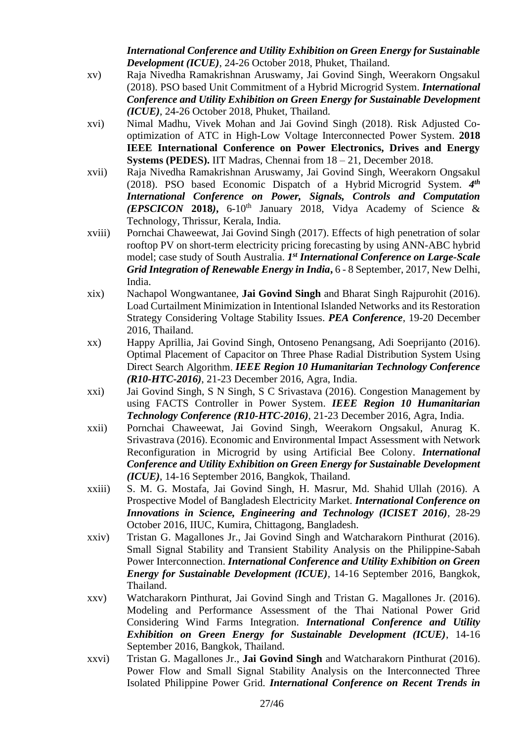*International Conference and Utility Exhibition on Green Energy for Sustainable Development (ICUE)*, 24-26 October 2018, Phuket, Thailand.

xv) Raja Nivedha Ramakrishnan Aruswamy, Jai Govind Singh, Weerakorn Ongsakul (2018). PSO based Unit Commitment of a Hybrid Microgrid System. ***International Conference and Utility Exhibition on Green Energy for Sustainable Development (ICUE)***, 24-26 October 2018, Phuket, Thailand.

xvi) Nimal Madhu, Vivek Mohan and Jai Govind Singh (2018). Risk Adjusted Co-optimization of ATC in High-Low Voltage Interconnected Power System. **2018 IEEE International Conference on Power Electronics, Drives and Energy Systems (PEDES).** IIT Madras, Chennai from 18 – 21, December 2018.

xvii) Raja Nivedha Ramakrishnan Aruswamy, Jai Govind Singh, Weerakorn Ongsakul (2018). PSO based Economic Dispatch of a Hybrid Microgrid System. ***4th International Conference on Power, Signals, Controls and Computation (EPSCICON* 2018*)*,** 6-10th January 2018, Vidya Academy of Science & Technology, Thrissur, Kerala, India.

xviii) Pornchai Chaweewat, Jai Govind Singh (2017). Effects of high penetration of solar rooftop PV on short-term electricity pricing forecasting by using ANN-ABC hybrid model; case study of South Australia. ***1st International Conference on Large-Scale Grid Integration of Renewable Energy in India*,** 6 - 8 September, 2017, New Delhi, India.

xix) Nachapol Wongwantanee, **Jai Govind Singh** and Bharat Singh Rajpurohit (2016). Load Curtailment Minimization in Intentional Islanded Networks and its Restoration Strategy Considering Voltage Stability Issues. ***PEA Conference***, 19-20 December 2016, Thailand.

xx) Happy Aprillia, Jai Govind Singh, Ontoseno Penangsang, Adi Soeprijanto (2016). Optimal Placement of Capacitor on Three Phase Radial Distribution System Using Direct Search Algorithm. ***IEEE Region 10 Humanitarian Technology Conference (R10-HTC-2016)***, 21-23 December 2016, Agra, India.

xxi) Jai Govind Singh, S N Singh, S C Srivastava (2016). Congestion Management by using FACTS Controller in Power System. ***IEEE Region 10 Humanitarian Technology Conference (R10-HTC-2016)***, 21-23 December 2016, Agra, India.

xxii) Pornchai Chaweewat, Jai Govind Singh, Weerakorn Ongsakul, Anurag K. Srivastrava (2016). Economic and Environmental Impact Assessment with Network Reconfiguration in Microgrid by using Artificial Bee Colony. ***International Conference and Utility Exhibition on Green Energy for Sustainable Development (ICUE)***, 14-16 September 2016, Bangkok, Thailand.

xxiii) S. M. G. Mostafa, Jai Govind Singh, H. Masrur, Md. Shahid Ullah (2016). A Prospective Model of Bangladesh Electricity Market. ***International Conference on Innovations in Science, Engineering and Technology (ICISET 2016)***, 28-29 October 2016, IIUC, Kumira, Chittagong, Bangladesh.

xxiv) Tristan G. Magallones Jr., Jai Govind Singh and Watcharakorn Pinthurat (2016). Small Signal Stability and Transient Stability Analysis on the Philippine-Sabah Power Interconnection. ***International Conference and Utility Exhibition on Green Energy for Sustainable Development (ICUE)***, 14-16 September 2016, Bangkok, Thailand.

xxv) Watcharakorn Pinthurat, Jai Govind Singh and Tristan G. Magallones Jr. (2016). Modeling and Performance Assessment of the Thai National Power Grid Considering Wind Farms Integration. ***International Conference and Utility Exhibition on Green Energy for Sustainable Development (ICUE)***, 14-16 September 2016, Bangkok, Thailand.

xxvi) Tristan G. Magallones Jr., **Jai Govind Singh** and Watcharakorn Pinthurat (2016). Power Flow and Small Signal Stability Analysis on the Interconnected Three Isolated Philippine Power Grid. ***International Conference on Recent Trends in***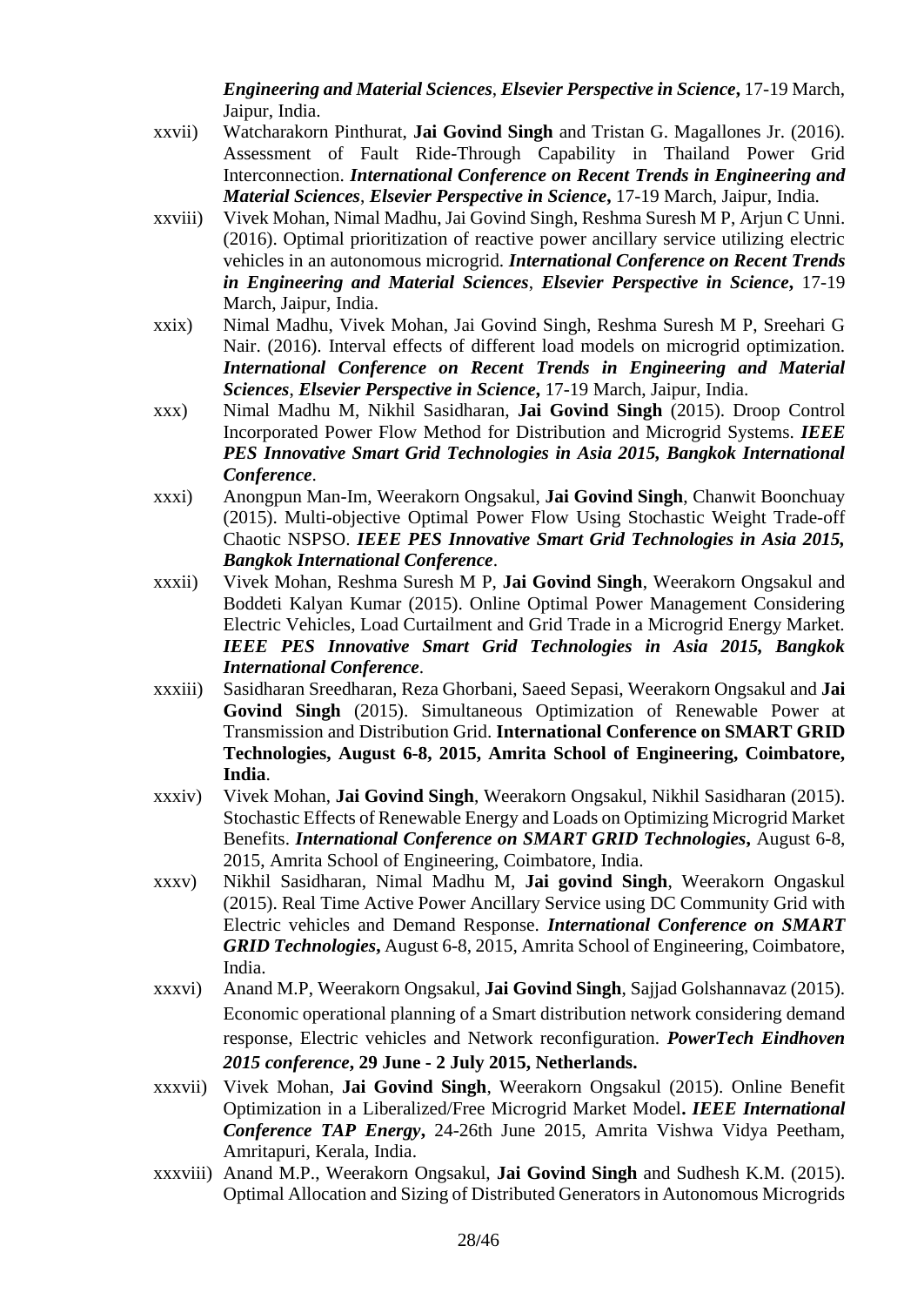***Engineering and Material Sciences***, ***Elsevier Perspective in Science*****,** 17-19 March, Jaipur, India.

xxvii) Watcharakorn Pinthurat, **Jai Govind Singh** and Tristan G. Magallones Jr. (2016). Assessment of Fault Ride-Through Capability in Thailand Power Grid Interconnection. ***International Conference on Recent Trends in Engineering and Material Sciences***, ***Elsevier Perspective in Science*****,** 17-19 March, Jaipur, India.

xxviii) Vivek Mohan, Nimal Madhu, Jai Govind Singh, Reshma Suresh M P, Arjun C Unni. (2016). Optimal prioritization of reactive power ancillary service utilizing electric vehicles in an autonomous microgrid. ***International Conference on Recent Trends in Engineering and Material Sciences***, ***Elsevier Perspective in Science*****,** 17-19 March, Jaipur, India.

xxix) Nimal Madhu, Vivek Mohan, Jai Govind Singh, Reshma Suresh M P, Sreehari G Nair. (2016). Interval effects of different load models on microgrid optimization. ***International Conference on Recent Trends in Engineering and Material Sciences***, ***Elsevier Perspective in Science*****,** 17-19 March, Jaipur, India.

xxx) Nimal Madhu M, Nikhil Sasidharan, **Jai Govind Singh** (2015). Droop Control Incorporated Power Flow Method for Distribution and Microgrid Systems. ***IEEE PES Innovative Smart Grid Technologies in Asia 2015, Bangkok International Conference***.

xxxi) Anongpun Man-Im, Weerakorn Ongsakul, **Jai Govind Singh**, Chanwit Boonchuay (2015). Multi-objective Optimal Power Flow Using Stochastic Weight Trade-off Chaotic NSPSO. ***IEEE PES Innovative Smart Grid Technologies in Asia 2015, Bangkok International Conference***.

xxxii) Vivek Mohan, Reshma Suresh M P, **Jai Govind Singh**, Weerakorn Ongsakul and Boddeti Kalyan Kumar (2015). Online Optimal Power Management Considering Electric Vehicles, Load Curtailment and Grid Trade in a Microgrid Energy Market. ***IEEE PES Innovative Smart Grid Technologies in Asia 2015, Bangkok International Conference***.

xxxiii) Sasidharan Sreedharan, Reza Ghorbani, Saeed Sepasi, Weerakorn Ongsakul and **Jai Govind Singh** (2015). Simultaneous Optimization of Renewable Power at Transmission and Distribution Grid. **International Conference on SMART GRID Technologies, August 6-8, 2015, Amrita School of Engineering, Coimbatore, India**.

xxxiv) Vivek Mohan, **Jai Govind Singh**, Weerakorn Ongsakul, Nikhil Sasidharan (2015). Stochastic Effects of Renewable Energy and Loads on Optimizing Microgrid Market Benefits. ***International Conference on SMART GRID Technologies*****,** August 6-8, 2015, Amrita School of Engineering, Coimbatore, India.

xxxv) Nikhil Sasidharan, Nimal Madhu M, **Jai govind Singh**, Weerakorn Ongaskul (2015). Real Time Active Power Ancillary Service using DC Community Grid with Electric vehicles and Demand Response. ***International Conference on SMART GRID Technologies*****,** August 6-8, 2015, Amrita School of Engineering, Coimbatore, India.

xxxvi) Anand M.P, Weerakorn Ongsakul, **Jai Govind Singh**, Sajjad Golshannavaz (2015). Economic operational planning of a Smart distribution network considering demand response, Electric vehicles and Network reconfiguration. ***PowerTech Eindhoven 2015 conference*****, 29 June - 2 July 2015, Netherlands.**

xxxvii) Vivek Mohan, **Jai Govind Singh**, Weerakorn Ongsakul (2015). Online Benefit Optimization in a Liberalized/Free Microgrid Market Model**.** ***IEEE International Conference TAP Energy*****,** 24-26th June 2015, Amrita Vishwa Vidya Peetham, Amritapuri, Kerala, India.

xxxviii) Anand M.P., Weerakorn Ongsakul, **Jai Govind Singh** and Sudhesh K.M. (2015). Optimal Allocation and Sizing of Distributed Generators in Autonomous Microgrids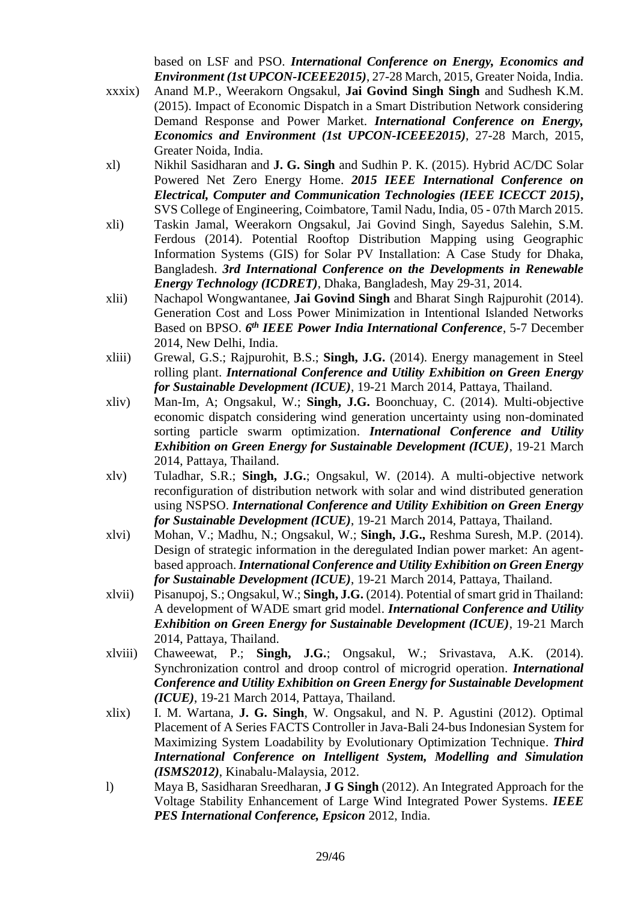based on LSF and PSO. ***International Conference on Energy, Economics and Environment (1st UPCON-ICEEE2015)***, 27-28 March, 2015, Greater Noida, India.

xxxix) Anand M.P., Weerakorn Ongsakul, **Jai Govind Singh Singh** and Sudhesh K.M. (2015). Impact of Economic Dispatch in a Smart Distribution Network considering Demand Response and Power Market. ***International Conference on Energy, Economics and Environment (1st UPCON-ICEEE2015)***, 27-28 March, 2015, Greater Noida, India.

xl) Nikhil Sasidharan and **J. G. Singh** and Sudhin P. K. (2015). Hybrid AC/DC Solar Powered Net Zero Energy Home. ***2015 IEEE International Conference on Electrical, Computer and Communication Technologies (IEEE ICECCT 2015)***, SVS College of Engineering, Coimbatore, Tamil Nadu, India, 05 - 07th March 2015.

xli) Taskin Jamal, Weerakorn Ongsakul, Jai Govind Singh, Sayedus Salehin, S.M. Ferdous (2014). Potential Rooftop Distribution Mapping using Geographic Information Systems (GIS) for Solar PV Installation: A Case Study for Dhaka, Bangladesh. ***3rd International Conference on the Developments in Renewable Energy Technology (ICDRET)***, Dhaka, Bangladesh, May 29-31, 2014.

xlii) Nachapol Wongwantanee, **Jai Govind Singh** and Bharat Singh Rajpurohit (2014). Generation Cost and Loss Power Minimization in Intentional Islanded Networks Based on BPSO. ***6th IEEE Power India International Conference***, 5-7 December 2014, New Delhi, India.

xliii) Grewal, G.S.; Rajpurohit, B.S.; **Singh, J.G.** (2014). Energy management in Steel rolling plant. ***International Conference and Utility Exhibition on Green Energy for Sustainable Development (ICUE)***, 19-21 March 2014, Pattaya, Thailand.

xliv) Man-Im, A; Ongsakul, W.; **Singh, J.G.** Boonchuay, C. (2014). Multi-objective economic dispatch considering wind generation uncertainty using non-dominated sorting particle swarm optimization. ***International Conference and Utility Exhibition on Green Energy for Sustainable Development (ICUE)***, 19-21 March 2014, Pattaya, Thailand.

xlv) Tuladhar, S.R.; **Singh, J.G.**; Ongsakul, W. (2014). A multi-objective network reconfiguration of distribution network with solar and wind distributed generation using NSPSO. ***International Conference and Utility Exhibition on Green Energy for Sustainable Development (ICUE)***, 19-21 March 2014, Pattaya, Thailand.

xlvi) Mohan, V.; Madhu, N.; Ongsakul, W.; **Singh, J.G.,** Reshma Suresh, M.P. (2014). Design of strategic information in the deregulated Indian power market: An agent-based approach. ***International Conference and Utility Exhibition on Green Energy for Sustainable Development (ICUE)***, 19-21 March 2014, Pattaya, Thailand.

xlvii) Pisanupoj, S.; Ongsakul, W.; **Singh, J.G.** (2014). Potential of smart grid in Thailand: A development of WADE smart grid model. ***International Conference and Utility Exhibition on Green Energy for Sustainable Development (ICUE)***, 19-21 March 2014, Pattaya, Thailand.

xlviii) Chaweewat, P.; **Singh, J.G.**; Ongsakul, W.; Srivastava, A.K. (2014). Synchronization control and droop control of microgrid operation. ***International Conference and Utility Exhibition on Green Energy for Sustainable Development (ICUE)***, 19-21 March 2014, Pattaya, Thailand.

xlix) I. M. Wartana, **J. G. Singh**, W. Ongsakul, and N. P. Agustini (2012). Optimal Placement of A Series FACTS Controller in Java-Bali 24-bus Indonesian System for Maximizing System Loadability by Evolutionary Optimization Technique. ***Third International Conference on Intelligent System, Modelling and Simulation (ISMS2012)***, Kinabalu-Malaysia, 2012.

l) Maya B, Sasidharan Sreedharan, **J G Singh** (2012). An Integrated Approach for the Voltage Stability Enhancement of Large Wind Integrated Power Systems. ***IEEE PES International Conference, Epsicon*** 2012, India.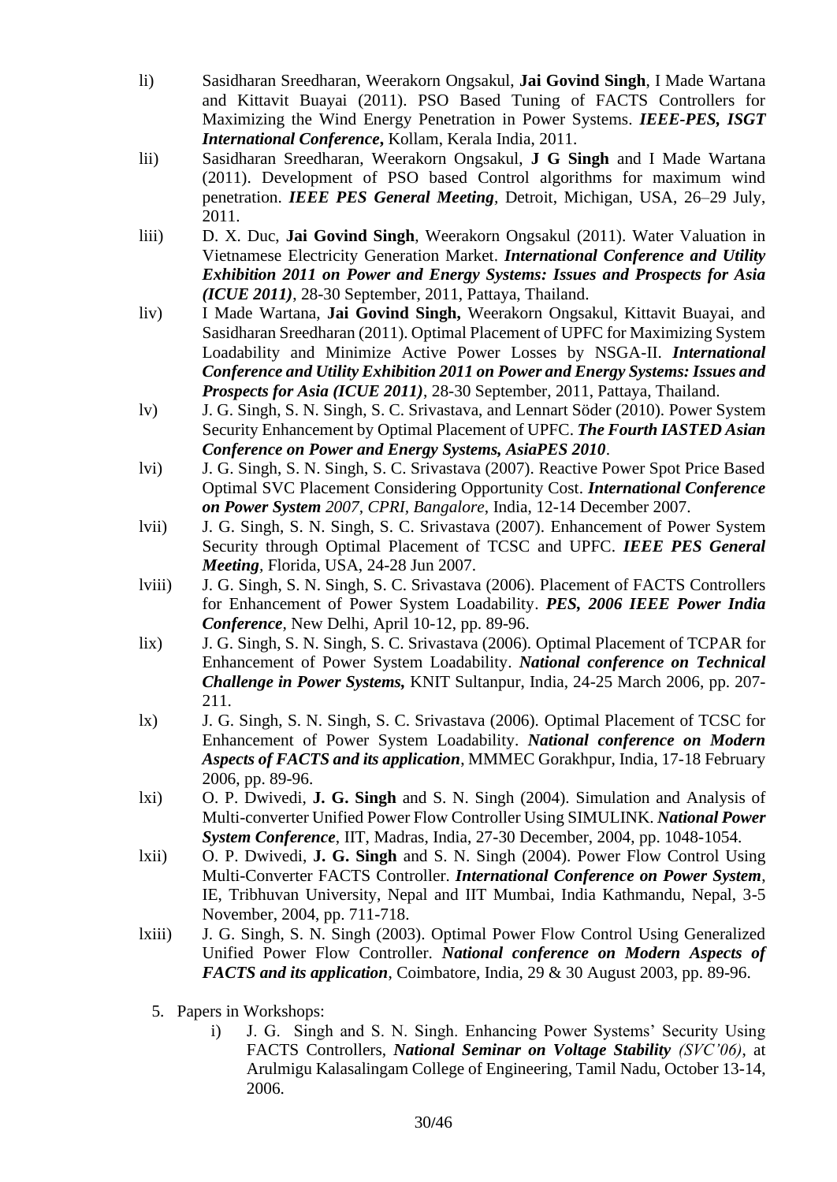li) Sasidharan Sreedharan, Weerakorn Ongsakul, **Jai Govind Singh**, I Made Wartana and Kittavit Buayai (2011). PSO Based Tuning of FACTS Controllers for Maximizing the Wind Energy Penetration in Power Systems. ***IEEE-PES, ISGT International Conference***, Kollam, Kerala India, 2011.

lii) Sasidharan Sreedharan, Weerakorn Ongsakul, **J G Singh** and I Made Wartana (2011). Development of PSO based Control algorithms for maximum wind penetration. ***IEEE PES General Meeting***, Detroit, Michigan, USA, 26–29 July, 2011.

liii) D. X. Duc, **Jai Govind Singh**, Weerakorn Ongsakul (2011). Water Valuation in Vietnamese Electricity Generation Market. ***International Conference and Utility Exhibition 2011 on Power and Energy Systems: Issues and Prospects for Asia (ICUE 2011)***, 28-30 September, 2011, Pattaya, Thailand.

liv) I Made Wartana, **Jai Govind Singh,** Weerakorn Ongsakul, Kittavit Buayai, and Sasidharan Sreedharan (2011). Optimal Placement of UPFC for Maximizing System Loadability and Minimize Active Power Losses by NSGA-II. ***International Conference and Utility Exhibition 2011 on Power and Energy Systems: Issues and Prospects for Asia (ICUE 2011)***, 28-30 September, 2011, Pattaya, Thailand.

lv) J. G. Singh, S. N. Singh, S. C. Srivastava, and Lennart Söder (2010). Power System Security Enhancement by Optimal Placement of UPFC. ***The Fourth IASTED Asian Conference on Power and Energy Systems, AsiaPES 2010***.

lvi) J. G. Singh, S. N. Singh, S. C. Srivastava (2007). Reactive Power Spot Price Based Optimal SVC Placement Considering Opportunity Cost. ***International Conference on Power System** 2007, CPRI, Bangalore*, India, 12-14 December 2007.

lvii) J. G. Singh, S. N. Singh, S. C. Srivastava (2007). Enhancement of Power System Security through Optimal Placement of TCSC and UPFC. ***IEEE PES General Meeting***, Florida, USA, 24-28 Jun 2007.

lviii) J. G. Singh, S. N. Singh, S. C. Srivastava (2006). Placement of FACTS Controllers for Enhancement of Power System Loadability. ***PES, 2006 IEEE Power India Conference***, New Delhi, April 10-12, pp. 89-96.

lix) J. G. Singh, S. N. Singh, S. C. Srivastava (2006). Optimal Placement of TCPAR for Enhancement of Power System Loadability. ***National conference on Technical Challenge in Power Systems,*** KNIT Sultanpur, India, 24-25 March 2006, pp. 207-211.

lx) J. G. Singh, S. N. Singh, S. C. Srivastava (2006). Optimal Placement of TCSC for Enhancement of Power System Loadability. ***National conference on Modern Aspects of FACTS and its application***, MMMEC Gorakhpur, India, 17-18 February 2006, pp. 89-96.

lxi) O. P. Dwivedi, **J. G. Singh** and S. N. Singh (2004). Simulation and Analysis of Multi-converter Unified Power Flow Controller Using SIMULINK. ***National Power System Conference***, IIT, Madras, India, 27-30 December, 2004, pp. 1048-1054.

lxii) O. P. Dwivedi, **J. G. Singh** and S. N. Singh (2004). Power Flow Control Using Multi-Converter FACTS Controller. ***International Conference on Power System***, IE, Tribhuvan University, Nepal and IIT Mumbai, India Kathmandu, Nepal, 3-5 November, 2004, pp. 711-718.

lxiii) J. G. Singh, S. N. Singh (2003). Optimal Power Flow Control Using Generalized Unified Power Flow Controller. ***National conference on Modern Aspects of FACTS and its application***, Coimbatore, India, 29 & 30 August 2003, pp. 89-96.

5. Papers in Workshops:
    i) J. G. Singh and S. N. Singh. Enhancing Power Systems' Security Using FACTS Controllers, ***National Seminar on Voltage Stability** (SVC'06)*, at Arulmigu Kalasalingam College of Engineering, Tamil Nadu, October 13-14, 2006.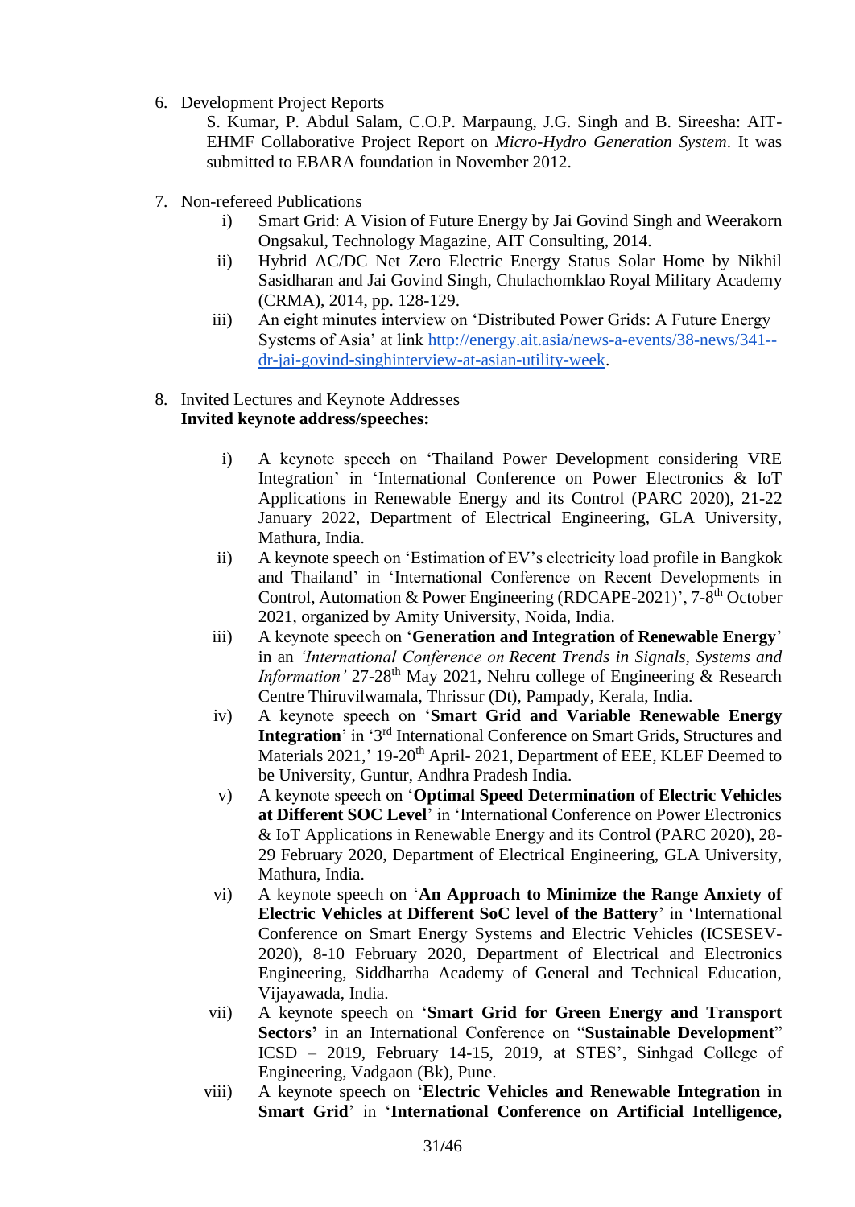6. Development Project Reports

   S. Kumar, P. Abdul Salam, C.O.P. Marpaung, J.G. Singh and B. Sireesha: AIT-EHMF Collaborative Project Report on *Micro-Hydro Generation System*. It was submitted to EBARA foundation in November 2012.

7. Non-refereed Publications

   i) Smart Grid: A Vision of Future Energy by Jai Govind Singh and Weerakorn Ongsakul, Technology Magazine, AIT Consulting, 2014.

   ii) Hybrid AC/DC Net Zero Electric Energy Status Solar Home by Nikhil Sasidharan and Jai Govind Singh, Chulachomklao Royal Military Academy (CRMA), 2014, pp. 128-129.

   iii) An eight minutes interview on 'Distributed Power Grids: A Future Energy Systems of Asia' at link [http://energy.ait.asia/news-a-events/38-news/341--dr-jai-govind-singhinterview-at-asian-utility-week](http://energy.ait.asia/news-a-events/38-news/341--dr-jai-govind-singhinterview-at-asian-utility-week).

8. Invited Lectures and Keynote Addresses

   **Invited keynote address/speeches:**

   i) A keynote speech on 'Thailand Power Development considering VRE Integration' in 'International Conference on Power Electronics & IoT Applications in Renewable Energy and its Control (PARC 2020), 21-22 January 2022, Department of Electrical Engineering, GLA University, Mathura, India.

   ii) A keynote speech on 'Estimation of EV's electricity load profile in Bangkok and Thailand' in 'International Conference on Recent Developments in Control, Automation & Power Engineering (RDCAPE-2021)', 7-8th October 2021, organized by Amity University, Noida, India.

   iii) A keynote speech on '**Generation and Integration of Renewable Energy**' in an *'International Conference on Recent Trends in Signals, Systems and Information'* 27-28th May 2021, Nehru college of Engineering & Research Centre Thiruvilwamala, Thrissur (Dt), Pampady, Kerala, India.

   iv) A keynote speech on '**Smart Grid and Variable Renewable Energy Integration**' in '3rd International Conference on Smart Grids, Structures and Materials 2021,' 19-20th April- 2021, Department of EEE, KLEF Deemed to be University, Guntur, Andhra Pradesh India.

   v) A keynote speech on '**Optimal Speed Determination of Electric Vehicles at Different SOC Level**' in 'International Conference on Power Electronics & IoT Applications in Renewable Energy and its Control (PARC 2020), 28-29 February 2020, Department of Electrical Engineering, GLA University, Mathura, India.

   vi) A keynote speech on '**An Approach to Minimize the Range Anxiety of Electric Vehicles at Different SoC level of the Battery**' in 'International Conference on Smart Energy Systems and Electric Vehicles (ICSESEV-2020), 8-10 February 2020, Department of Electrical and Electronics Engineering, Siddhartha Academy of General and Technical Education, Vijayawada, India.

   vii) A keynote speech on '**Smart Grid for Green Energy and Transport Sectors'** in an International Conference on "**Sustainable Development**" ICSD – 2019, February 14-15, 2019, at STES', Sinhgad College of Engineering, Vadgaon (Bk), Pune.

   viii) A keynote speech on '**Electric Vehicles and Renewable Integration in Smart Grid**' in '**International Conference on Artificial Intelligence,**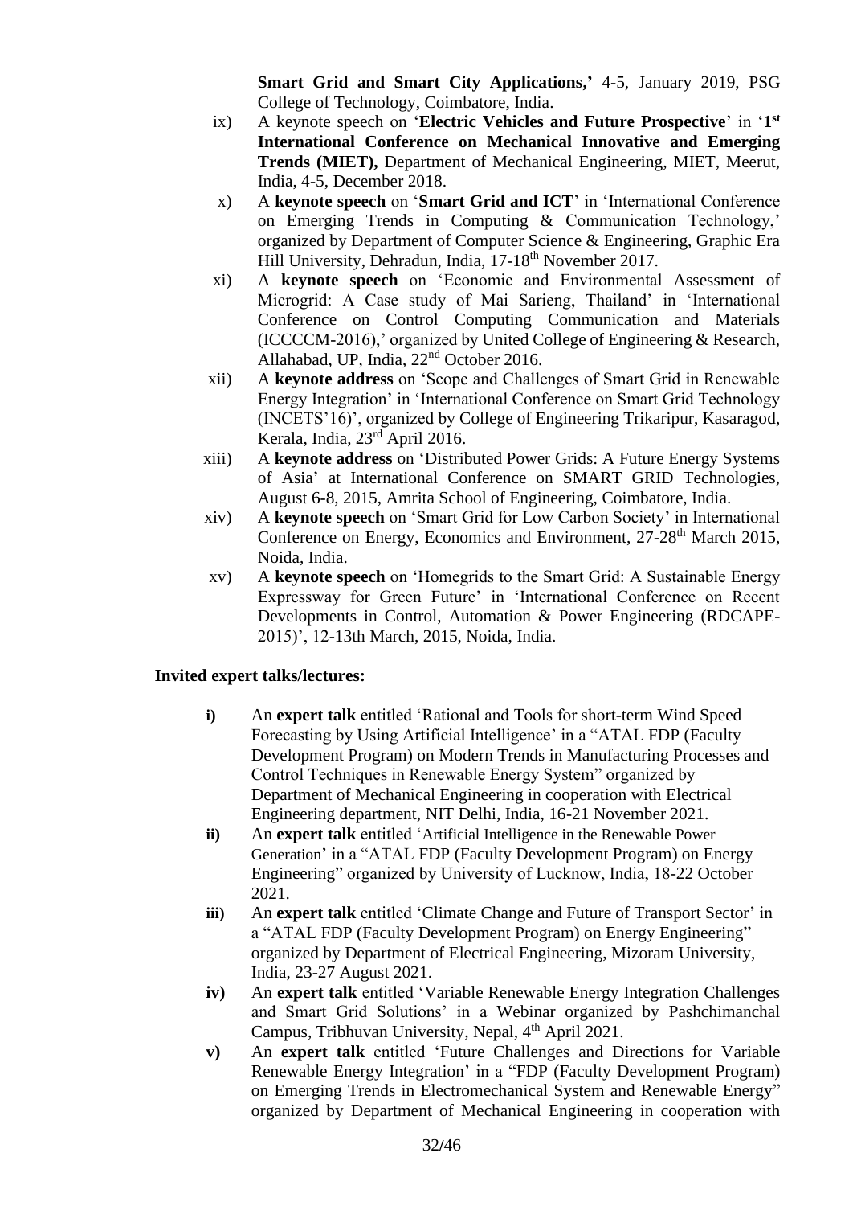**Smart Grid and Smart City Applications,'** 4-5, January 2019, PSG College of Technology, Coimbatore, India.

ix) A keynote speech on '**Electric Vehicles and Future Prospective**' in '**1st International Conference on Mechanical Innovative and Emerging Trends (MIET),** Department of Mechanical Engineering, MIET, Meerut, India, 4-5, December 2018.

x) A **keynote speech** on '**Smart Grid and ICT**' in 'International Conference on Emerging Trends in Computing & Communication Technology,' organized by Department of Computer Science & Engineering, Graphic Era Hill University, Dehradun, India, 17-18th November 2017.

xi) A **keynote speech** on 'Economic and Environmental Assessment of Microgrid: A Case study of Mai Sarieng, Thailand' in 'International Conference on Control Computing Communication and Materials (ICCCCM-2016),' organized by United College of Engineering & Research, Allahabad, UP, India, 22nd October 2016.

xii) A **keynote address** on 'Scope and Challenges of Smart Grid in Renewable Energy Integration' in 'International Conference on Smart Grid Technology (INCETS'16)', organized by College of Engineering Trikaripur, Kasaragod, Kerala, India, 23rd April 2016.

xiii) A **keynote address** on 'Distributed Power Grids: A Future Energy Systems of Asia' at International Conference on SMART GRID Technologies, August 6-8, 2015, Amrita School of Engineering, Coimbatore, India.

xiv) A **keynote speech** on 'Smart Grid for Low Carbon Society' in International Conference on Energy, Economics and Environment, 27-28th March 2015, Noida, India.

xv) A **keynote speech** on 'Homegrids to the Smart Grid: A Sustainable Energy Expressway for Green Future' in 'International Conference on Recent Developments in Control, Automation & Power Engineering (RDCAPE-2015)', 12-13th March, 2015, Noida, India.

**Invited expert talks/lectures:**

**i)** An **expert talk** entitled 'Rational and Tools for short-term Wind Speed Forecasting by Using Artificial Intelligence' in a "ATAL FDP (Faculty Development Program) on Modern Trends in Manufacturing Processes and Control Techniques in Renewable Energy System" organized by Department of Mechanical Engineering in cooperation with Electrical Engineering department, NIT Delhi, India, 16-21 November 2021.

**ii)** An **expert talk** entitled 'Artificial Intelligence in the Renewable Power Generation' in a "ATAL FDP (Faculty Development Program) on Energy Engineering" organized by University of Lucknow, India, 18-22 October 2021.

**iii)** An **expert talk** entitled 'Climate Change and Future of Transport Sector' in a "ATAL FDP (Faculty Development Program) on Energy Engineering" organized by Department of Electrical Engineering, Mizoram University, India, 23-27 August 2021.

**iv)** An **expert talk** entitled 'Variable Renewable Energy Integration Challenges and Smart Grid Solutions' in a Webinar organized by Pashchimanchal Campus, Tribhuvan University, Nepal, 4th April 2021.

**v)** An **expert talk** entitled 'Future Challenges and Directions for Variable Renewable Energy Integration' in a "FDP (Faculty Development Program) on Emerging Trends in Electromechanical System and Renewable Energy" organized by Department of Mechanical Engineering in cooperation with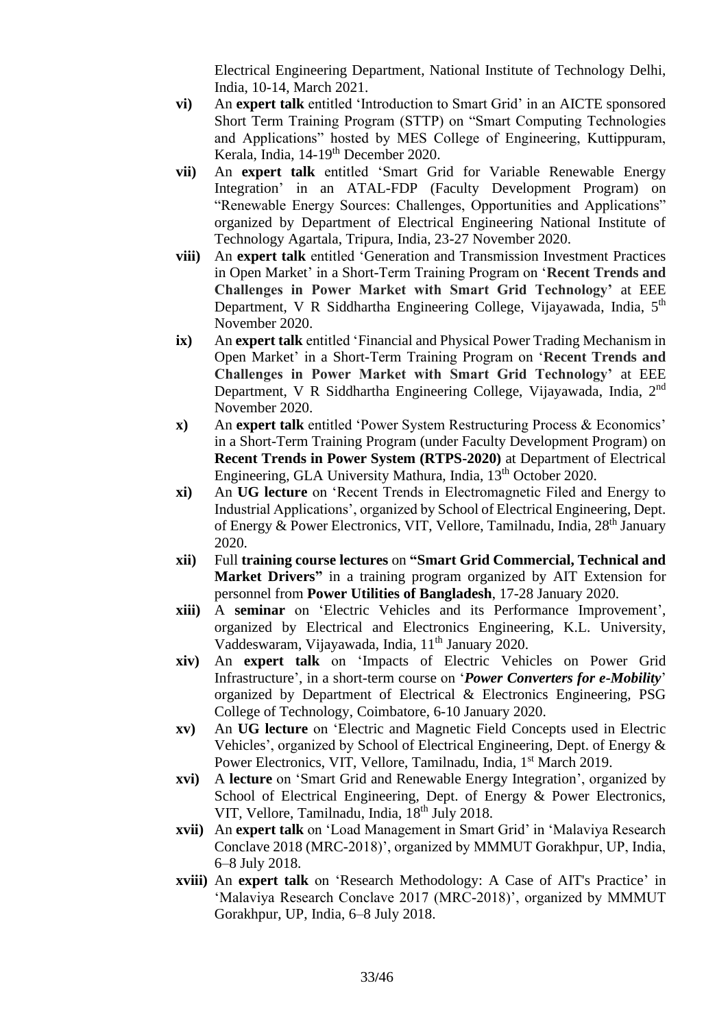Electrical Engineering Department, National Institute of Technology Delhi, India, 10-14, March 2021.

**vi)** An **expert talk** entitled 'Introduction to Smart Grid' in an AICTE sponsored Short Term Training Program (STTP) on "Smart Computing Technologies and Applications" hosted by MES College of Engineering, Kuttippuram, Kerala, India, 14-19th December 2020.

**vii)** An **expert talk** entitled 'Smart Grid for Variable Renewable Energy Integration' in an ATAL-FDP (Faculty Development Program) on "Renewable Energy Sources: Challenges, Opportunities and Applications" organized by Department of Electrical Engineering National Institute of Technology Agartala, Tripura, India, 23-27 November 2020.

**viii)** An **expert talk** entitled 'Generation and Transmission Investment Practices in Open Market' in a Short-Term Training Program on '**Recent Trends and Challenges in Power Market with Smart Grid Technology**' at EEE Department, V R Siddhartha Engineering College, Vijayawada, India, 5th November 2020.

**ix)** An **expert talk** entitled 'Financial and Physical Power Trading Mechanism in Open Market' in a Short-Term Training Program on '**Recent Trends and Challenges in Power Market with Smart Grid Technology**' at EEE Department, V R Siddhartha Engineering College, Vijayawada, India, 2nd November 2020.

**x)** An **expert talk** entitled 'Power System Restructuring Process & Economics' in a Short-Term Training Program (under Faculty Development Program) on **Recent Trends in Power System (RTPS-2020)** at Department of Electrical Engineering, GLA University Mathura, India, 13th October 2020.

**xi)** An **UG lecture** on 'Recent Trends in Electromagnetic Filed and Energy to Industrial Applications', organized by School of Electrical Engineering, Dept. of Energy & Power Electronics, VIT, Vellore, Tamilnadu, India, 28th January 2020.

**xii)** Full **training course lectures** on **"Smart Grid Commercial, Technical and Market Drivers"** in a training program organized by AIT Extension for personnel from **Power Utilities of Bangladesh**, 17-28 January 2020.

**xiii)** A **seminar** on 'Electric Vehicles and its Performance Improvement', organized by Electrical and Electronics Engineering, K.L. University, Vaddeswaram, Vijayawada, India, 11th January 2020.

**xiv)** An **expert talk** on 'Impacts of Electric Vehicles on Power Grid Infrastructure', in a short-term course on '***Power Converters for e-Mobility***' organized by Department of Electrical & Electronics Engineering, PSG College of Technology, Coimbatore, 6-10 January 2020.

**xv)** An **UG lecture** on 'Electric and Magnetic Field Concepts used in Electric Vehicles', organized by School of Electrical Engineering, Dept. of Energy & Power Electronics, VIT, Vellore, Tamilnadu, India, 1st March 2019.

**xvi)** A **lecture** on 'Smart Grid and Renewable Energy Integration', organized by School of Electrical Engineering, Dept. of Energy & Power Electronics, VIT, Vellore, Tamilnadu, India, 18th July 2018.

**xvii)** An **expert talk** on 'Load Management in Smart Grid' in 'Malaviya Research Conclave 2018 (MRC-2018)', organized by MMMUT Gorakhpur, UP, India, 6–8 July 2018.

**xviii)** An **expert talk** on 'Research Methodology: A Case of AIT's Practice' in 'Malaviya Research Conclave 2017 (MRC-2018)', organized by MMMUT Gorakhpur, UP, India, 6–8 July 2018.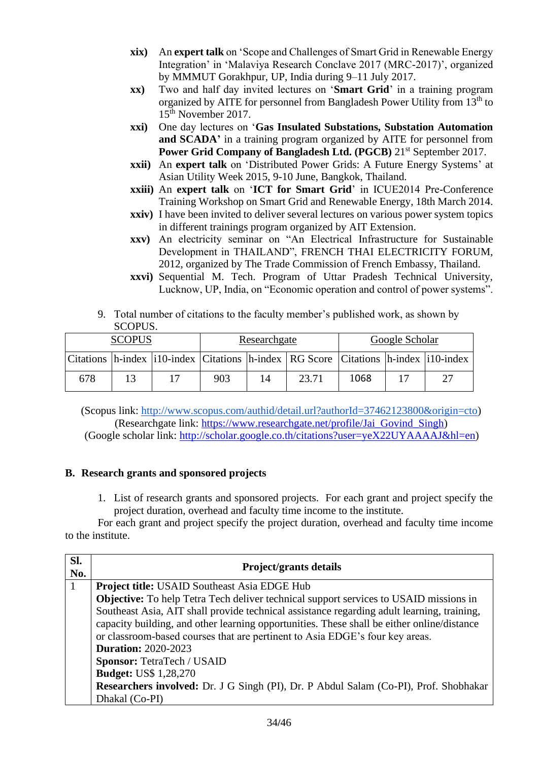- **xix)** An **expert talk** on 'Scope and Challenges of Smart Grid in Renewable Energy Integration' in 'Malaviya Research Conclave 2017 (MRC-2017)', organized by MMMUT Gorakhpur, UP, India during 9–11 July 2017.
- **xx)** Two and half day invited lectures on '**Smart Grid**' in a training program organized by AITE for personnel from Bangladesh Power Utility from 13th to 15th November 2017.
- **xxi)** One day lectures on '**Gas Insulated Substations, Substation Automation and SCADA'** in a training program organized by AITE for personnel from **Power Grid Company of Bangladesh Ltd. (PGCB)** 21st September 2017.
- **xxii)** An **expert talk** on 'Distributed Power Grids: A Future Energy Systems' at Asian Utility Week 2015, 9-10 June, Bangkok, Thailand.
- **xxiii)** An **expert talk** on '**ICT for Smart Grid**' in ICUE2014 Pre-Conference Training Workshop on Smart Grid and Renewable Energy, 18th March 2014.
- **xxiv)** I have been invited to deliver several lectures on various power system topics in different trainings program organized by AIT Extension.
- **xxv)** An electricity seminar on "An Electrical Infrastructure for Sustainable Development in THAILAND", FRENCH THAI ELECTRICITY FORUM, 2012, organized by The Trade Commission of French Embassy, Thailand.
- **xxvi)** Sequential M. Tech. Program of Uttar Pradesh Technical University, Lucknow, UP, India, on "Economic operation and control of power systems".

9. Total number of citations to the faculty member's published work, as shown by SCOPUS.

| SCOPUS | | | Researchgate | | | Google Scholar | | |
|---|---|---|---|---|---|---|---|---|
| Citations | h-index | i10-index | Citations | h-index | RG Score | Citations | h-index | i10-index |
| 678 | 13 | 17 | 903 | 14 | 23.71 | 1068 | 17 | 27 |

(Scopus link: http://www.scopus.com/authid/detail.url?authorId=37462123800&origin=cto)
(Researchgate link: https://www.researchgate.net/profile/Jai_Govind_Singh)
(Google scholar link: http://scholar.google.co.th/citations?user=yeX22UYAAAAJ&hl=en)

## B. Research grants and sponsored projects

1. List of research grants and sponsored projects. For each grant and project specify the project duration, overhead and faculty time income to the institute.

For each grant and project specify the project duration, overhead and faculty time income to the institute.

| Sl. No. | Project/grants details |
|---|---|
| 1 | **Project title:** USAID Southeast Asia EDGE Hub<br>**Objective:** To help Tetra Tech deliver technical support services to USAID missions in Southeast Asia, AIT shall provide technical assistance regarding adult learning, training, capacity building, and other learning opportunities. These shall be either online/distance or classroom-based courses that are pertinent to Asia EDGE's four key areas.<br>**Duration:** 2020-2023<br>**Sponsor:** TetraTech / USAID<br>**Budget:** US$ 1,28,270<br>**Researchers involved:** Dr. J G Singh (PI), Dr. P Abdul Salam (Co-PI), Prof. Shobhakar Dhakal (Co-PI) |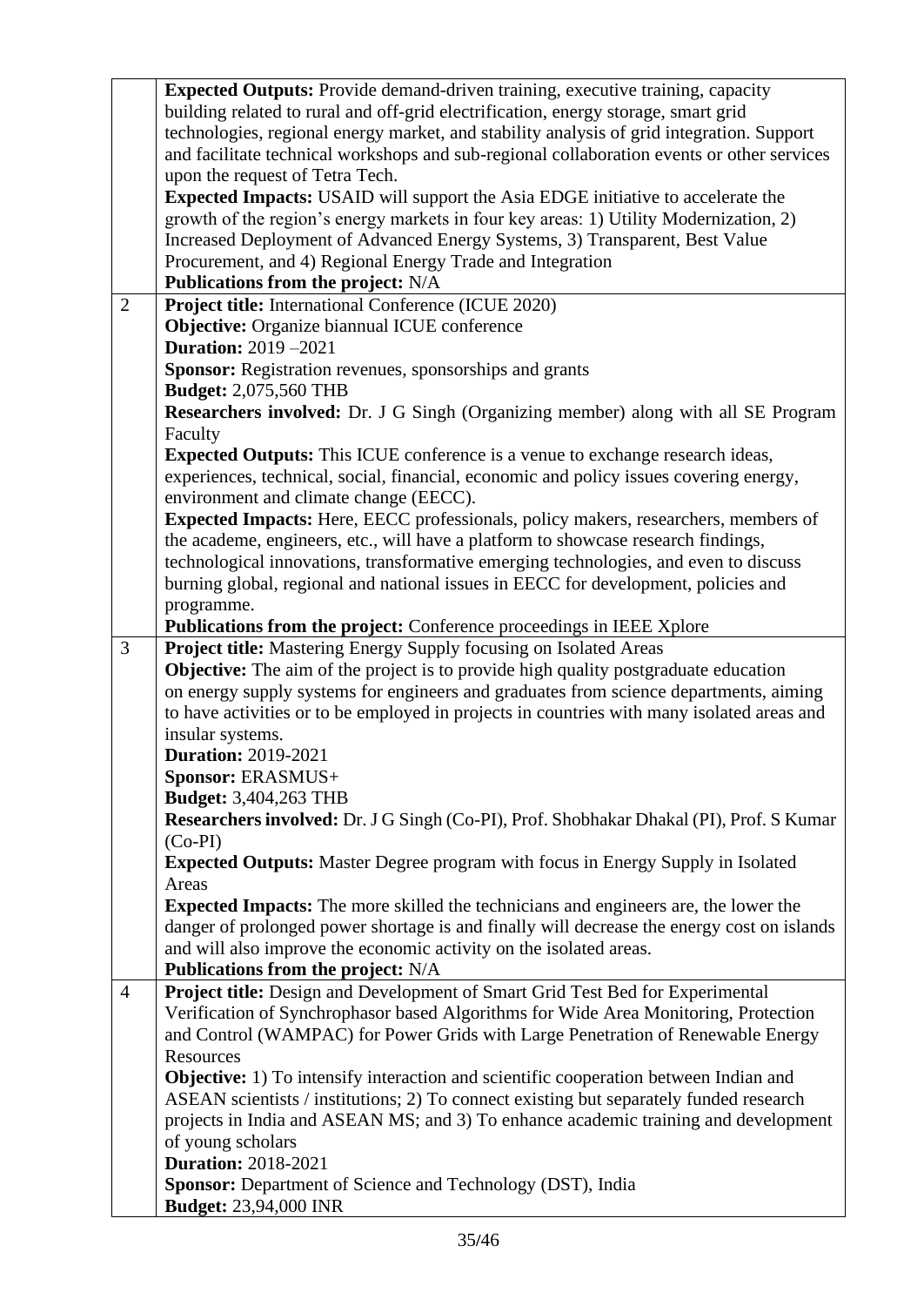| | |
|---|---|
| | **Expected Outputs:** Provide demand-driven training, executive training, capacity building related to rural and off-grid electrification, energy storage, smart grid technologies, regional energy market, and stability analysis of grid integration. Support and facilitate technical workshops and sub-regional collaboration events or other services upon the request of Tetra Tech.<br>**Expected Impacts:** USAID will support the Asia EDGE initiative to accelerate the growth of the region's energy markets in four key areas: 1) Utility Modernization, 2) Increased Deployment of Advanced Energy Systems, 3) Transparent, Best Value Procurement, and 4) Regional Energy Trade and Integration<br>**Publications from the project:** N/A |
| 2 | **Project title:** International Conference (ICUE 2020)<br>**Objective:** Organize biannual ICUE conference<br>**Duration:** 2019 –2021<br>**Sponsor:** Registration revenues, sponsorships and grants<br>**Budget:** 2,075,560 THB<br>**Researchers involved:** Dr. J G Singh (Organizing member) along with all SE Program Faculty<br>**Expected Outputs:** This ICUE conference is a venue to exchange research ideas, experiences, technical, social, financial, economic and policy issues covering energy, environment and climate change (EECC).<br>**Expected Impacts:** Here, EECC professionals, policy makers, researchers, members of the academe, engineers, etc., will have a platform to showcase research findings, technological innovations, transformative emerging technologies, and even to discuss burning global, regional and national issues in EECC for development, policies and programme.<br>**Publications from the project:** Conference proceedings in IEEE Xplore |
| 3 | **Project title:** Mastering Energy Supply focusing on Isolated Areas<br>**Objective:** The aim of the project is to provide high quality postgraduate education on energy supply systems for engineers and graduates from science departments, aiming to have activities or to be employed in projects in countries with many isolated areas and insular systems.<br>**Duration:** 2019-2021<br>**Sponsor:** ERASMUS+<br>**Budget:** 3,404,263 THB<br>**Researchers involved:** Dr. J G Singh (Co-PI), Prof. Shobhakar Dhakal (PI), Prof. S Kumar (Co-PI)<br>**Expected Outputs:** Master Degree program with focus in Energy Supply in Isolated Areas<br>**Expected Impacts:** The more skilled the technicians and engineers are, the lower the danger of prolonged power shortage is and finally will decrease the energy cost on islands and will also improve the economic activity on the isolated areas.<br>**Publications from the project:** N/A |
| 4 | **Project title:** Design and Development of Smart Grid Test Bed for Experimental Verification of Synchrophasor based Algorithms for Wide Area Monitoring, Protection and Control (WAMPAC) for Power Grids with Large Penetration of Renewable Energy Resources<br>**Objective:** 1) To intensify interaction and scientific cooperation between Indian and ASEAN scientists / institutions; 2) To connect existing but separately funded research projects in India and ASEAN MS; and 3) To enhance academic training and development of young scholars<br>**Duration:** 2018-2021<br>**Sponsor:** Department of Science and Technology (DST), India<br>**Budget:** 23,94,000 INR |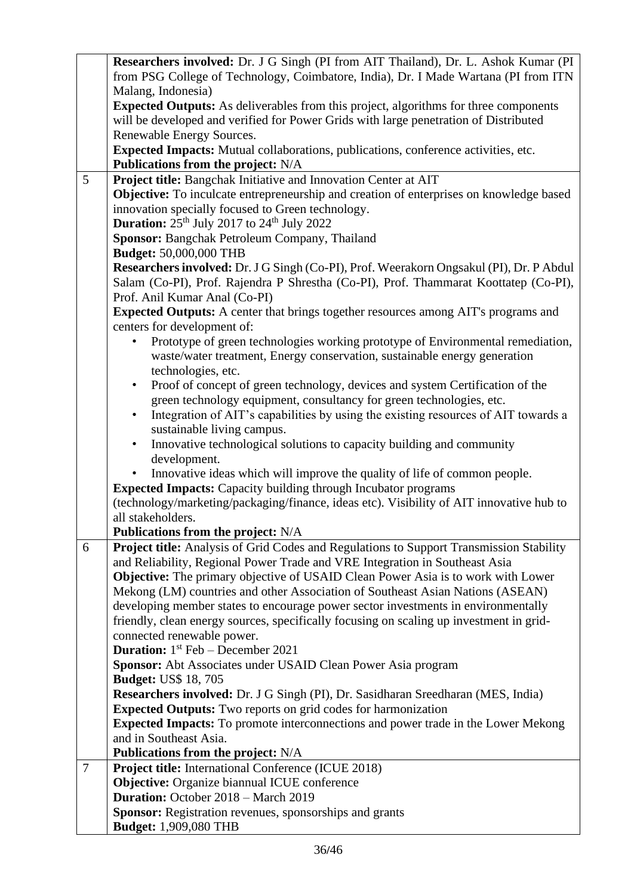| | |
|---|---|
| | **Researchers involved:** Dr. J G Singh (PI from AIT Thailand), Dr. L. Ashok Kumar (PI from PSG College of Technology, Coimbatore, India), Dr. I Made Wartana (PI from ITN Malang, Indonesia)<br>**Expected Outputs:** As deliverables from this project, algorithms for three components will be developed and verified for Power Grids with large penetration of Distributed Renewable Energy Sources.<br>**Expected Impacts:** Mutual collaborations, publications, conference activities, etc.<br>**Publications from the project:** N/A |
| 5 | **Project title:** Bangchak Initiative and Innovation Center at AIT<br>**Objective:** To inculcate entrepreneurship and creation of enterprises on knowledge based innovation specially focused to Green technology.<br>**Duration:** 25th July 2017 to 24th July 2022<br>**Sponsor:** Bangchak Petroleum Company, Thailand<br>**Budget:** 50,000,000 THB<br>**Researchers involved:** Dr. J G Singh (Co-PI), Prof. Weerakorn Ongsakul (PI), Dr. P Abdul Salam (Co-PI), Prof. Rajendra P Shrestha (Co-PI), Prof. Thammarat Koottatep (Co-PI), Prof. Anil Kumar Anal (Co-PI)<br>**Expected Outputs:** A center that brings together resources among AIT's programs and centers for development of:<br>• Prototype of green technologies working prototype of Environmental remediation, waste/water treatment, Energy conservation, sustainable energy generation technologies, etc.<br>• Proof of concept of green technology, devices and system Certification of the green technology equipment, consultancy for green technologies, etc.<br>• Integration of AIT's capabilities by using the existing resources of AIT towards a sustainable living campus.<br>• Innovative technological solutions to capacity building and community development.<br>• Innovative ideas which will improve the quality of life of common people.<br>**Expected Impacts:** Capacity building through Incubator programs (technology/marketing/packaging/finance, ideas etc). Visibility of AIT innovative hub to all stakeholders.<br>**Publications from the project:** N/A |
| 6 | **Project title:** Analysis of Grid Codes and Regulations to Support Transmission Stability and Reliability, Regional Power Trade and VRE Integration in Southeast Asia<br>**Objective:** The primary objective of USAID Clean Power Asia is to work with Lower Mekong (LM) countries and other Association of Southeast Asian Nations (ASEAN) developing member states to encourage power sector investments in environmentally friendly, clean energy sources, specifically focusing on scaling up investment in grid-connected renewable power.<br>**Duration:** 1st Feb – December 2021<br>**Sponsor:** Abt Associates under USAID Clean Power Asia program<br>**Budget:** US$ 18, 705<br>**Researchers involved:** Dr. J G Singh (PI), Dr. Sasidharan Sreedharan (MES, India)<br>**Expected Outputs:** Two reports on grid codes for harmonization<br>**Expected Impacts:** To promote interconnections and power trade in the Lower Mekong and in Southeast Asia.<br>**Publications from the project:** N/A |
| 7 | **Project title:** International Conference (ICUE 2018)<br>**Objective:** Organize biannual ICUE conference<br>**Duration:** October 2018 – March 2019<br>**Sponsor:** Registration revenues, sponsorships and grants<br>**Budget:** 1,909,080 THB |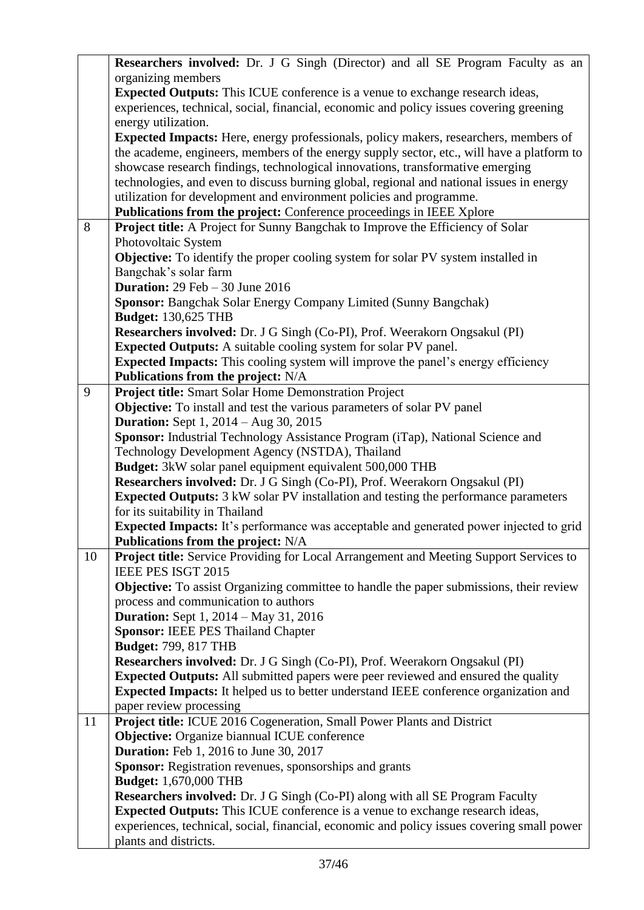| | |
|---|---|
| | **Researchers involved:** Dr. J G Singh (Director) and all SE Program Faculty as an organizing members<br>**Expected Outputs:** This ICUE conference is a venue to exchange research ideas, experiences, technical, social, financial, economic and policy issues covering greening energy utilization.<br>**Expected Impacts:** Here, energy professionals, policy makers, researchers, members of the academe, engineers, members of the energy supply sector, etc., will have a platform to showcase research findings, technological innovations, transformative emerging technologies, and even to discuss burning global, regional and national issues in energy utilization for development and environment policies and programme.<br>**Publications from the project:** Conference proceedings in IEEE Xplore |
| 8 | **Project title:** A Project for Sunny Bangchak to Improve the Efficiency of Solar Photovoltaic System<br>**Objective:** To identify the proper cooling system for solar PV system installed in Bangchak's solar farm<br>**Duration:** 29 Feb – 30 June 2016<br>**Sponsor:** Bangchak Solar Energy Company Limited (Sunny Bangchak)<br>**Budget:** 130,625 THB<br>**Researchers involved:** Dr. J G Singh (Co-PI), Prof. Weerakorn Ongsakul (PI)<br>**Expected Outputs:** A suitable cooling system for solar PV panel.<br>**Expected Impacts:** This cooling system will improve the panel's energy efficiency<br>**Publications from the project:** N/A |
| 9 | **Project title:** Smart Solar Home Demonstration Project<br>**Objective:** To install and test the various parameters of solar PV panel<br>**Duration:** Sept 1, 2014 – Aug 30, 2015<br>**Sponsor:** Industrial Technology Assistance Program (iTap), National Science and Technology Development Agency (NSTDA), Thailand<br>**Budget:** 3kW solar panel equipment equivalent 500,000 THB<br>**Researchers involved:** Dr. J G Singh (Co-PI), Prof. Weerakorn Ongsakul (PI)<br>**Expected Outputs:** 3 kW solar PV installation and testing the performance parameters for its suitability in Thailand<br>**Expected Impacts:** It's performance was acceptable and generated power injected to grid<br>**Publications from the project:** N/A |
| 10 | **Project title:** Service Providing for Local Arrangement and Meeting Support Services to IEEE PES ISGT 2015<br>**Objective:** To assist Organizing committee to handle the paper submissions, their review process and communication to authors<br>**Duration:** Sept 1, 2014 – May 31, 2016<br>**Sponsor:** IEEE PES Thailand Chapter<br>**Budget:** 799, 817 THB<br>**Researchers involved:** Dr. J G Singh (Co-PI), Prof. Weerakorn Ongsakul (PI)<br>**Expected Outputs:** All submitted papers were peer reviewed and ensured the quality<br>**Expected Impacts:** It helped us to better understand IEEE conference organization and paper review processing |
| 11 | **Project title:** ICUE 2016 Cogeneration, Small Power Plants and District<br>**Objective:** Organize biannual ICUE conference<br>**Duration:** Feb 1, 2016 to June 30, 2017<br>**Sponsor:** Registration revenues, sponsorships and grants<br>**Budget:** 1,670,000 THB<br>**Researchers involved:** Dr. J G Singh (Co-PI) along with all SE Program Faculty<br>**Expected Outputs:** This ICUE conference is a venue to exchange research ideas, experiences, technical, social, financial, economic and policy issues covering small power plants and districts. |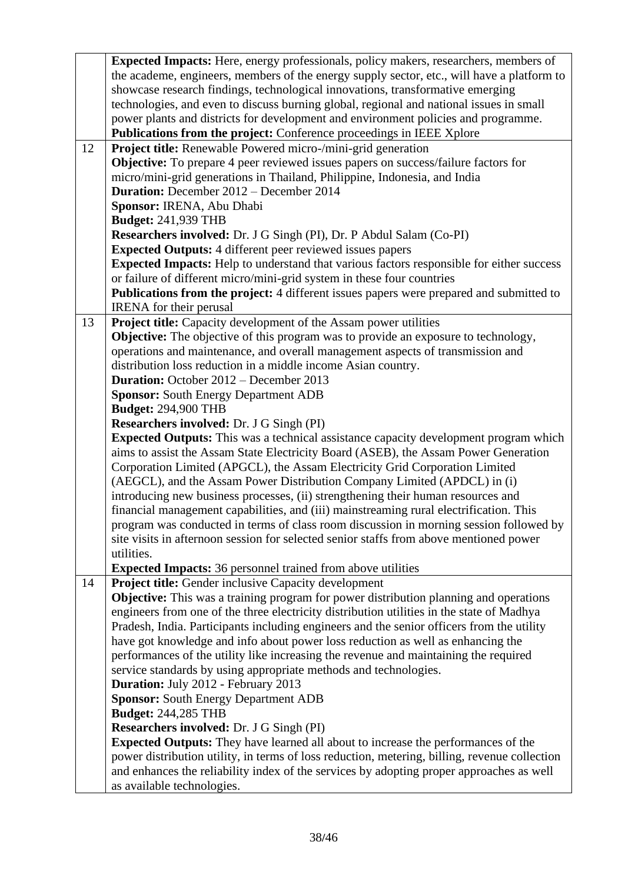| | |
|---|---|
| | **Expected Impacts:** Here, energy professionals, policy makers, researchers, members of the academe, engineers, members of the energy supply sector, etc., will have a platform to showcase research findings, technological innovations, transformative emerging technologies, and even to discuss burning global, regional and national issues in small power plants and districts for development and environment policies and programme.<br>**Publications from the project:** Conference proceedings in IEEE Xplore |
| 12 | **Project title:** Renewable Powered micro-/mini-grid generation<br>**Objective:** To prepare 4 peer reviewed issues papers on success/failure factors for micro/mini-grid generations in Thailand, Philippine, Indonesia, and India<br>**Duration:** December 2012 – December 2014<br>**Sponsor:** IRENA, Abu Dhabi<br>**Budget:** 241,939 THB<br>**Researchers involved:** Dr. J G Singh (PI), Dr. P Abdul Salam (Co-PI)<br>**Expected Outputs:** 4 different peer reviewed issues papers<br>**Expected Impacts:** Help to understand that various factors responsible for either success or failure of different micro/mini-grid system in these four countries<br>**Publications from the project:** 4 different issues papers were prepared and submitted to IRENA for their perusal |
| 13 | **Project title:** Capacity development of the Assam power utilities<br>**Objective:** The objective of this program was to provide an exposure to technology, operations and maintenance, and overall management aspects of transmission and distribution loss reduction in a middle income Asian country.<br>**Duration:** October 2012 – December 2013<br>**Sponsor:** South Energy Department ADB<br>**Budget:** 294,900 THB<br>**Researchers involved:** Dr. J G Singh (PI)<br>**Expected Outputs:** This was a technical assistance capacity development program which aims to assist the Assam State Electricity Board (ASEB), the Assam Power Generation Corporation Limited (APGCL), the Assam Electricity Grid Corporation Limited (AEGCL), and the Assam Power Distribution Company Limited (APDCL) in (i) introducing new business processes, (ii) strengthening their human resources and financial management capabilities, and (iii) mainstreaming rural electrification. This program was conducted in terms of class room discussion in morning session followed by site visits in afternoon session for selected senior staffs from above mentioned power utilities.<br>**Expected Impacts:** 36 personnel trained from above utilities |
| 14 | **Project title:** Gender inclusive Capacity development<br>**Objective:** This was a training program for power distribution planning and operations engineers from one of the three electricity distribution utilities in the state of Madhya Pradesh, India. Participants including engineers and the senior officers from the utility have got knowledge and info about power loss reduction as well as enhancing the performances of the utility like increasing the revenue and maintaining the required service standards by using appropriate methods and technologies.<br>**Duration:** July 2012 - February 2013<br>**Sponsor:** South Energy Department ADB<br>**Budget:** 244,285 THB<br>**Researchers involved:** Dr. J G Singh (PI)<br>**Expected Outputs:** They have learned all about to increase the performances of the power distribution utility, in terms of loss reduction, metering, billing, revenue collection and enhances the reliability index of the services by adopting proper approaches as well as available technologies. |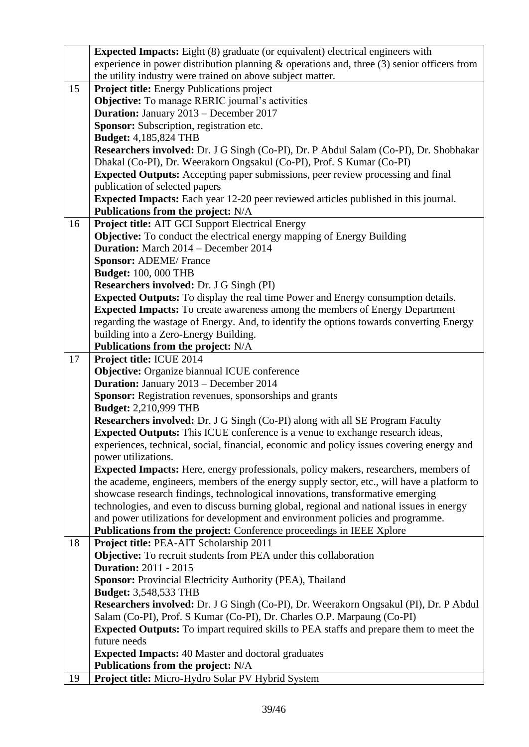| | |
|---|---|
| | **Expected Impacts:** Eight (8) graduate (or equivalent) electrical engineers with experience in power distribution planning & operations and, three (3) senior officers from the utility industry were trained on above subject matter. |
| 15 | **Project title:** Energy Publications project<br>**Objective:** To manage RERIC journal's activities<br>**Duration:** January 2013 – December 2017<br>**Sponsor:** Subscription, registration etc.<br>**Budget:** 4,185,824 THB<br>**Researchers involved:** Dr. J G Singh (Co-PI), Dr. P Abdul Salam (Co-PI), Dr. Shobhakar Dhakal (Co-PI), Dr. Weerakorn Ongsakul (Co-PI), Prof. S Kumar (Co-PI)<br>**Expected Outputs:** Accepting paper submissions, peer review processing and final publication of selected papers<br>**Expected Impacts:** Each year 12-20 peer reviewed articles published in this journal.<br>**Publications from the project:** N/A |
| 16 | **Project title:** AIT GCI Support Electrical Energy<br>**Objective:** To conduct the electrical energy mapping of Energy Building<br>**Duration:** March 2014 – December 2014<br>**Sponsor:** ADEME/ France<br>**Budget:** 100, 000 THB<br>**Researchers involved:** Dr. J G Singh (PI)<br>**Expected Outputs:** To display the real time Power and Energy consumption details.<br>**Expected Impacts:** To create awareness among the members of Energy Department regarding the wastage of Energy. And, to identify the options towards converting Energy building into a Zero-Energy Building.<br>**Publications from the project:** N/A |
| 17 | **Project title:** ICUE 2014<br>**Objective:** Organize biannual ICUE conference<br>**Duration:** January 2013 – December 2014<br>**Sponsor:** Registration revenues, sponsorships and grants<br>**Budget:** 2,210,999 THB<br>**Researchers involved:** Dr. J G Singh (Co-PI) along with all SE Program Faculty<br>**Expected Outputs:** This ICUE conference is a venue to exchange research ideas, experiences, technical, social, financial, economic and policy issues covering energy and power utilizations.<br>**Expected Impacts:** Here, energy professionals, policy makers, researchers, members of the academe, engineers, members of the energy supply sector, etc., will have a platform to showcase research findings, technological innovations, transformative emerging technologies, and even to discuss burning global, regional and national issues in energy and power utilizations for development and environment policies and programme.<br>**Publications from the project:** Conference proceedings in IEEE Xplore |
| 18 | **Project title:** PEA-AIT Scholarship 2011<br>**Objective:** To recruit students from PEA under this collaboration<br>**Duration:** 2011 - 2015<br>**Sponsor:** Provincial Electricity Authority (PEA), Thailand<br>**Budget:** 3,548,533 THB<br>**Researchers involved:** Dr. J G Singh (Co-PI), Dr. Weerakorn Ongsakul (PI), Dr. P Abdul Salam (Co-PI), Prof. S Kumar (Co-PI), Dr. Charles O.P. Marpaung (Co-PI)<br>**Expected Outputs:** To impart required skills to PEA staffs and prepare them to meet the future needs<br>**Expected Impacts:** 40 Master and doctoral graduates<br>**Publications from the project:** N/A |
| 19 | **Project title:** Micro-Hydro Solar PV Hybrid System |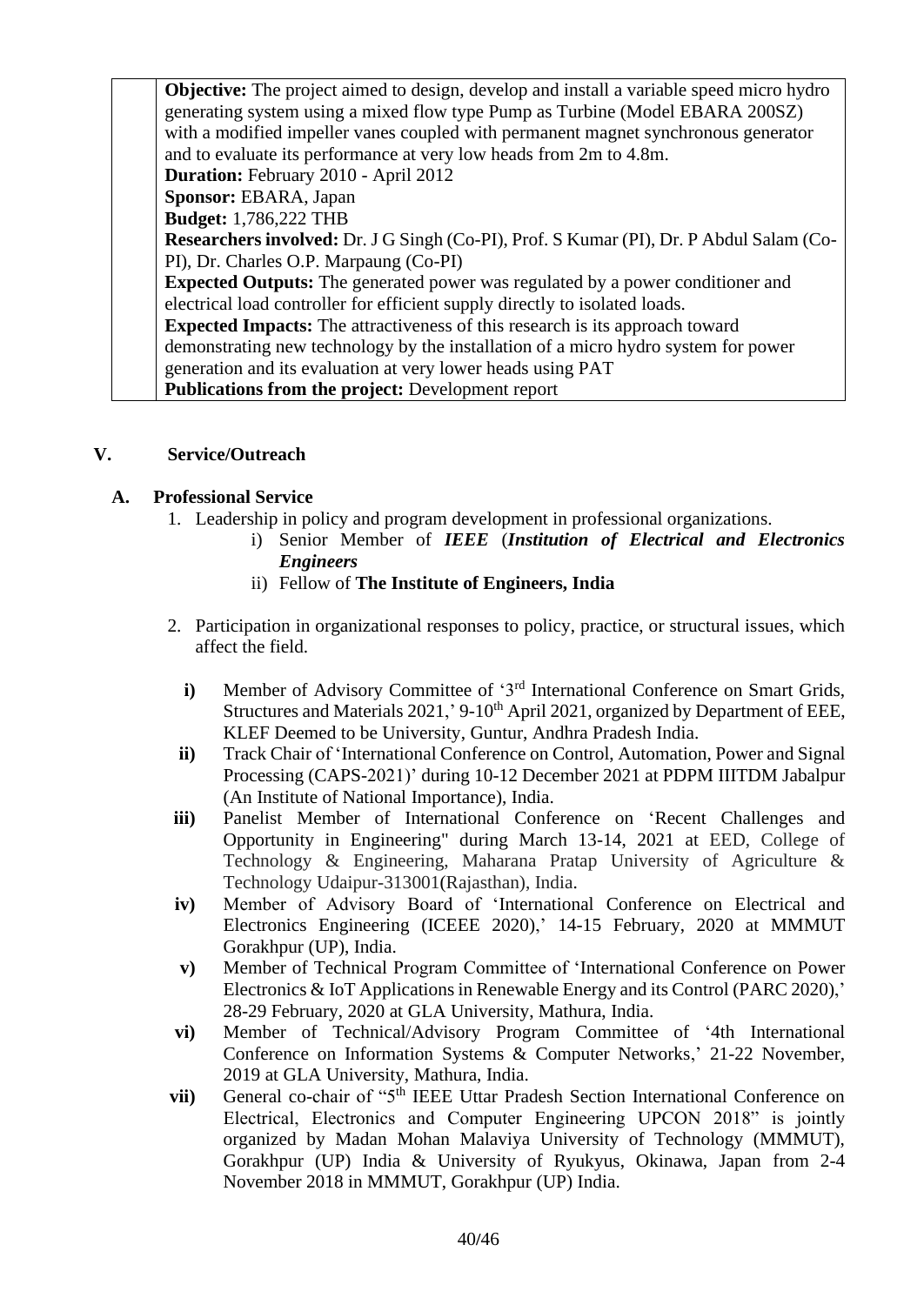| | **Objective:** The project aimed to design, develop and install a variable speed micro hydro generating system using a mixed flow type Pump as Turbine (Model EBARA 200SZ) with a modified impeller vanes coupled with permanent magnet synchronous generator and to evaluate its performance at very low heads from 2m to 4.8m.<br>**Duration:** February 2010 - April 2012<br>**Sponsor:** EBARA, Japan<br>**Budget:** 1,786,222 THB<br>**Researchers involved:** Dr. J G Singh (Co-PI), Prof. S Kumar (PI), Dr. P Abdul Salam (Co-PI), Dr. Charles O.P. Marpaung (Co-PI)<br>**Expected Outputs:** The generated power was regulated by a power conditioner and electrical load controller for efficient supply directly to isolated loads.<br>**Expected Impacts:** The attractiveness of this research is its approach toward demonstrating new technology by the installation of a micro hydro system for power generation and its evaluation at very lower heads using PAT<br>**Publications from the project:** Development report |
|---|---|

## V. Service/Outreach

### A. Professional Service

1. Leadership in policy and program development in professional organizations.
   i) Senior Member of ***IEEE*** (***Institution of Electrical and Electronics Engineers***
   ii) Fellow of **The Institute of Engineers, India**

2. Participation in organizational responses to policy, practice, or structural issues, which affect the field.

   **i)** Member of Advisory Committee of '3rd International Conference on Smart Grids, Structures and Materials 2021,' 9-10th April 2021, organized by Department of EEE, KLEF Deemed to be University, Guntur, Andhra Pradesh India.

   **ii)** Track Chair of 'International Conference on Control, Automation, Power and Signal Processing (CAPS-2021)' during 10-12 December 2021 at PDPM IIITDM Jabalpur (An Institute of National Importance), India.

   **iii)** Panelist Member of International Conference on 'Recent Challenges and Opportunity in Engineering" during March 13-14, 2021 at EED, College of Technology & Engineering, Maharana Pratap University of Agriculture & Technology Udaipur-313001(Rajasthan), India.

   **iv)** Member of Advisory Board of 'International Conference on Electrical and Electronics Engineering (ICEEE 2020),' 14-15 February, 2020 at MMMUT Gorakhpur (UP), India.

   **v)** Member of Technical Program Committee of 'International Conference on Power Electronics & IoT Applications in Renewable Energy and its Control (PARC 2020),' 28-29 February, 2020 at GLA University, Mathura, India.

   **vi)** Member of Technical/Advisory Program Committee of '4th International Conference on Information Systems & Computer Networks,' 21-22 November, 2019 at GLA University, Mathura, India.

   **vii)** General co-chair of "5th IEEE Uttar Pradesh Section International Conference on Electrical, Electronics and Computer Engineering UPCON 2018" is jointly organized by Madan Mohan Malaviya University of Technology (MMMUT), Gorakhpur (UP) India & University of Ryukyus, Okinawa, Japan from 2-4 November 2018 in MMMUT, Gorakhpur (UP) India.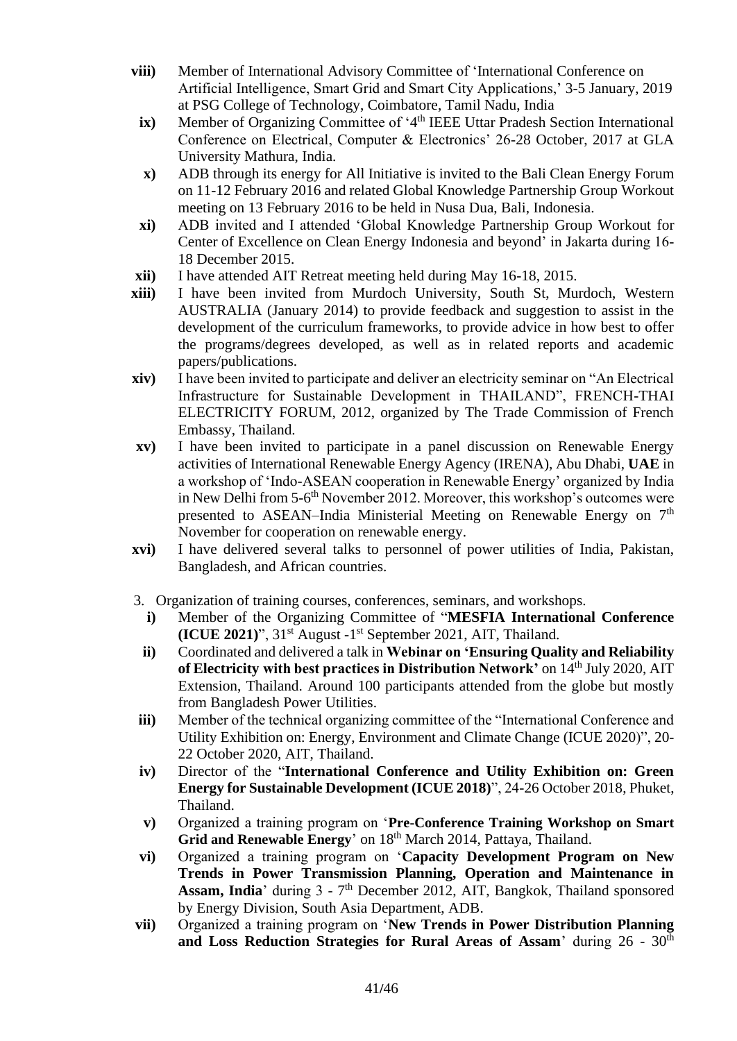**viii)** Member of International Advisory Committee of 'International Conference on Artificial Intelligence, Smart Grid and Smart City Applications,' 3-5 January, 2019 at PSG College of Technology, Coimbatore, Tamil Nadu, India

**ix)** Member of Organizing Committee of '4th IEEE Uttar Pradesh Section International Conference on Electrical, Computer & Electronics' 26-28 October, 2017 at GLA University Mathura, India.

**x)** ADB through its energy for All Initiative is invited to the Bali Clean Energy Forum on 11-12 February 2016 and related Global Knowledge Partnership Group Workout meeting on 13 February 2016 to be held in Nusa Dua, Bali, Indonesia.

**xi)** ADB invited and I attended 'Global Knowledge Partnership Group Workout for Center of Excellence on Clean Energy Indonesia and beyond' in Jakarta during 16-18 December 2015.

**xii)** I have attended AIT Retreat meeting held during May 16-18, 2015.

**xiii)** I have been invited from Murdoch University, South St, Murdoch, Western AUSTRALIA (January 2014) to provide feedback and suggestion to assist in the development of the curriculum frameworks, to provide advice in how best to offer the programs/degrees developed, as well as in related reports and academic papers/publications.

**xiv)** I have been invited to participate and deliver an electricity seminar on "An Electrical Infrastructure for Sustainable Development in THAILAND", FRENCH-THAI ELECTRICITY FORUM, 2012, organized by The Trade Commission of French Embassy, Thailand.

**xv)** I have been invited to participate in a panel discussion on Renewable Energy activities of International Renewable Energy Agency (IRENA), Abu Dhabi, **UAE** in a workshop of 'Indo-ASEAN cooperation in Renewable Energy' organized by India in New Delhi from 5-6th November 2012. Moreover, this workshop's outcomes were presented to ASEAN–India Ministerial Meeting on Renewable Energy on 7th November for cooperation on renewable energy.

**xvi)** I have delivered several talks to personnel of power utilities of India, Pakistan, Bangladesh, and African countries.

3. Organization of training courses, conferences, seminars, and workshops.

**i)** Member of the Organizing Committee of "**MESFIA International Conference (ICUE 2021)**", 31st August -1st September 2021, AIT, Thailand.

**ii)** Coordinated and delivered a talk in **Webinar on 'Ensuring Quality and Reliability of Electricity with best practices in Distribution Network'** on 14th July 2020, AIT Extension, Thailand. Around 100 participants attended from the globe but mostly from Bangladesh Power Utilities.

**iii)** Member of the technical organizing committee of the "International Conference and Utility Exhibition on: Energy, Environment and Climate Change (ICUE 2020)", 20-22 October 2020, AIT, Thailand.

**iv)** Director of the "**International Conference and Utility Exhibition on: Green Energy for Sustainable Development (ICUE 2018)**", 24-26 October 2018, Phuket, Thailand.

**v)** Organized a training program on '**Pre-Conference Training Workshop on Smart Grid and Renewable Energy**' on 18th March 2014, Pattaya, Thailand.

**vi)** Organized a training program on '**Capacity Development Program on New Trends in Power Transmission Planning, Operation and Maintenance in Assam, India**' during 3 - 7th December 2012, AIT, Bangkok, Thailand sponsored by Energy Division, South Asia Department, ADB.

**vii)** Organized a training program on '**New Trends in Power Distribution Planning and Loss Reduction Strategies for Rural Areas of Assam**' during 26 - 30th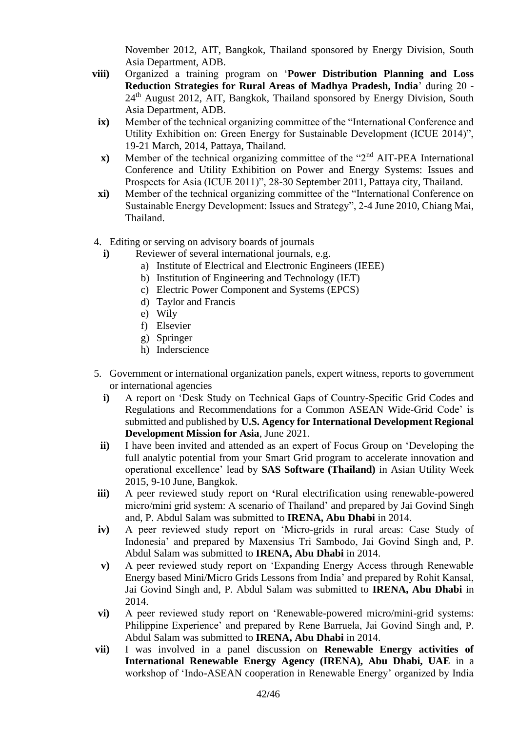November 2012, AIT, Bangkok, Thailand sponsored by Energy Division, South Asia Department, ADB.

**viii)** Organized a training program on '**Power Distribution Planning and Loss Reduction Strategies for Rural Areas of Madhya Pradesh, India**' during 20 - 24th August 2012, AIT, Bangkok, Thailand sponsored by Energy Division, South Asia Department, ADB.

**ix)** Member of the technical organizing committee of the "International Conference and Utility Exhibition on: Green Energy for Sustainable Development (ICUE 2014)", 19-21 March, 2014, Pattaya, Thailand.

**x)** Member of the technical organizing committee of the "2nd AIT-PEA International Conference and Utility Exhibition on Power and Energy Systems: Issues and Prospects for Asia (ICUE 2011)", 28-30 September 2011, Pattaya city, Thailand.

**xi)** Member of the technical organizing committee of the "International Conference on Sustainable Energy Development: Issues and Strategy", 2-4 June 2010, Chiang Mai, Thailand.

4. Editing or serving on advisory boards of journals

**i)** Reviewer of several international journals, e.g.

a) Institute of Electrical and Electronic Engineers (IEEE)
b) Institution of Engineering and Technology (IET)
c) Electric Power Component and Systems (EPCS)
d) Taylor and Francis
e) Wily
f) Elsevier
g) Springer
h) Inderscience

5. Government or international organization panels, expert witness, reports to government or international agencies

**i)** A report on 'Desk Study on Technical Gaps of Country-Specific Grid Codes and Regulations and Recommendations for a Common ASEAN Wide-Grid Code' is submitted and published by **U.S. Agency for International Development Regional Development Mission for Asia**, June 2021.

**ii)** I have been invited and attended as an expert of Focus Group on 'Developing the full analytic potential from your Smart Grid program to accelerate innovation and operational excellence' lead by **SAS Software (Thailand)** in Asian Utility Week 2015, 9-10 June, Bangkok.

**iii)** A peer reviewed study report on **'**Rural electrification using renewable-powered micro/mini grid system: A scenario of Thailand' and prepared by Jai Govind Singh and, P. Abdul Salam was submitted to **IRENA, Abu Dhabi** in 2014.

**iv)** A peer reviewed study report on 'Micro-grids in rural areas: Case Study of Indonesia' and prepared by Maxensius Tri Sambodo, Jai Govind Singh and, P. Abdul Salam was submitted to **IRENA, Abu Dhabi** in 2014.

**v)** A peer reviewed study report on 'Expanding Energy Access through Renewable Energy based Mini/Micro Grids Lessons from India' and prepared by Rohit Kansal, Jai Govind Singh and, P. Abdul Salam was submitted to **IRENA, Abu Dhabi** in 2014.

**vi)** A peer reviewed study report on 'Renewable-powered micro/mini-grid systems: Philippine Experience' and prepared by Rene Barruela, Jai Govind Singh and, P. Abdul Salam was submitted to **IRENA, Abu Dhabi** in 2014.

**vii)** I was involved in a panel discussion on **Renewable Energy activities of International Renewable Energy Agency (IRENA), Abu Dhabi, UAE** in a workshop of 'Indo-ASEAN cooperation in Renewable Energy' organized by India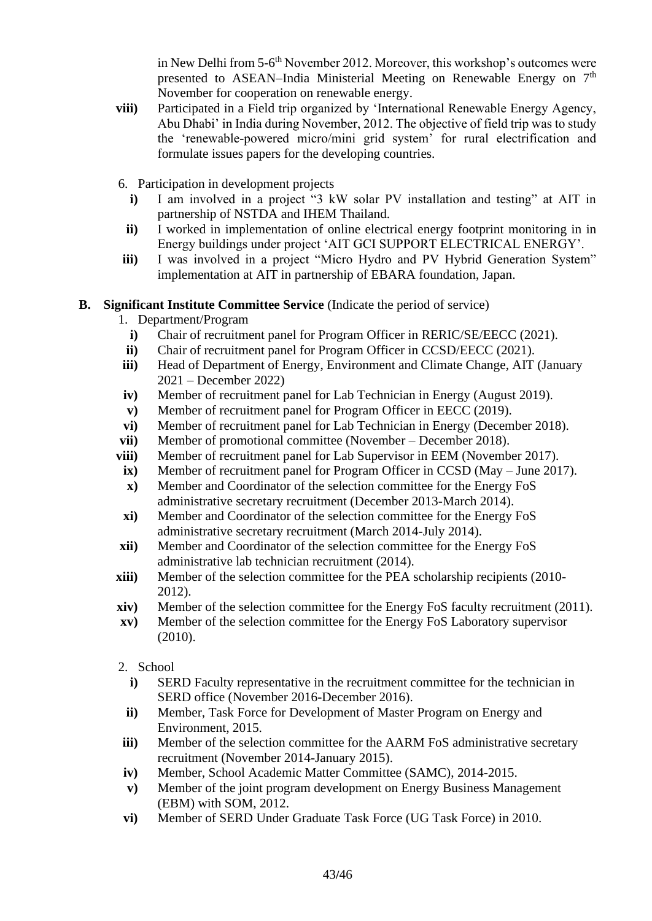in New Delhi from 5-6th November 2012. Moreover, this workshop's outcomes were presented to ASEAN–India Ministerial Meeting on Renewable Energy on 7th November for cooperation on renewable energy.

- **viii)** Participated in a Field trip organized by 'International Renewable Energy Agency, Abu Dhabi' in India during November, 2012. The objective of field trip was to study the 'renewable-powered micro/mini grid system' for rural electrification and formulate issues papers for the developing countries.

6. Participation in development projects
   - **i)** I am involved in a project "3 kW solar PV installation and testing" at AIT in partnership of NSTDA and IHEM Thailand.
   - **ii)** I worked in implementation of online electrical energy footprint monitoring in in Energy buildings under project 'AIT GCI SUPPORT ELECTRICAL ENERGY'.
   - **iii)** I was involved in a project "Micro Hydro and PV Hybrid Generation System" implementation at AIT in partnership of EBARA foundation, Japan.

**B. Significant Institute Committee Service** (Indicate the period of service)

1. Department/Program
   - **i)** Chair of recruitment panel for Program Officer in RERIC/SE/EECC (2021).
   - **ii)** Chair of recruitment panel for Program Officer in CCSD/EECC (2021).
   - **iii)** Head of Department of Energy, Environment and Climate Change, AIT (January 2021 – December 2022)
   - **iv)** Member of recruitment panel for Lab Technician in Energy (August 2019).
   - **v)** Member of recruitment panel for Program Officer in EECC (2019).
   - **vi)** Member of recruitment panel for Lab Technician in Energy (December 2018).
   - **vii)** Member of promotional committee (November – December 2018).
   - **viii)** Member of recruitment panel for Lab Supervisor in EEM (November 2017).
   - **ix)** Member of recruitment panel for Program Officer in CCSD (May – June 2017).
   - **x)** Member and Coordinator of the selection committee for the Energy FoS administrative secretary recruitment (December 2013-March 2014).
   - **xi)** Member and Coordinator of the selection committee for the Energy FoS administrative secretary recruitment (March 2014-July 2014).
   - **xii)** Member and Coordinator of the selection committee for the Energy FoS administrative lab technician recruitment (2014).
   - **xiii)** Member of the selection committee for the PEA scholarship recipients (2010-2012).
   - **xiv)** Member of the selection committee for the Energy FoS faculty recruitment (2011).
   - **xv)** Member of the selection committee for the Energy FoS Laboratory supervisor (2010).

2. School
   - **i)** SERD Faculty representative in the recruitment committee for the technician in SERD office (November 2016-December 2016).
   - **ii)** Member, Task Force for Development of Master Program on Energy and Environment, 2015.
   - **iii)** Member of the selection committee for the AARM FoS administrative secretary recruitment (November 2014-January 2015).
   - **iv)** Member, School Academic Matter Committee (SAMC), 2014-2015.
   - **v)** Member of the joint program development on Energy Business Management (EBM) with SOM, 2012.
   - **vi)** Member of SERD Under Graduate Task Force (UG Task Force) in 2010.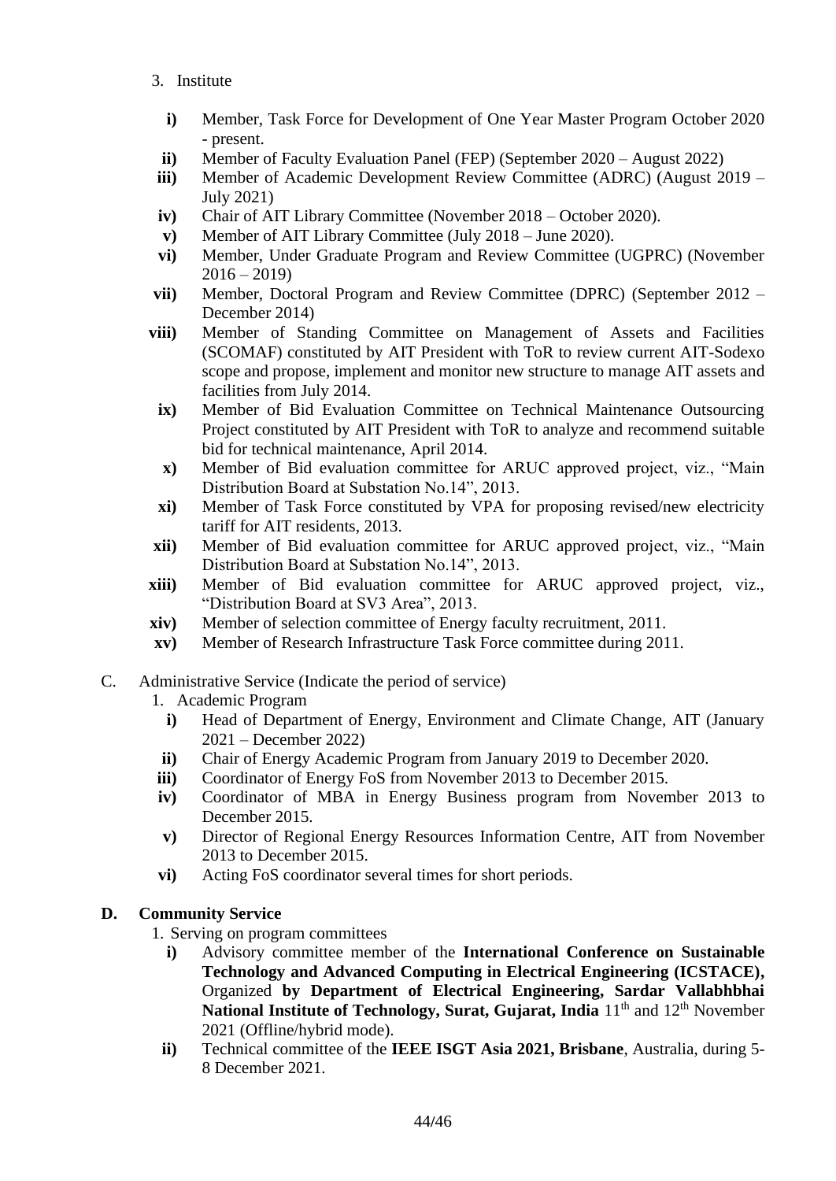3. Institute

   - **i)** Member, Task Force for Development of One Year Master Program October 2020 - present.
   - **ii)** Member of Faculty Evaluation Panel (FEP) (September 2020 – August 2022)
   - **iii)** Member of Academic Development Review Committee (ADRC) (August 2019 – July 2021)
   - **iv)** Chair of AIT Library Committee (November 2018 – October 2020).
   - **v)** Member of AIT Library Committee (July 2018 – June 2020).
   - **vi)** Member, Under Graduate Program and Review Committee (UGPRC) (November 2016 – 2019)
   - **vii)** Member, Doctoral Program and Review Committee (DPRC) (September 2012 – December 2014)
   - **viii)** Member of Standing Committee on Management of Assets and Facilities (SCOMAF) constituted by AIT President with ToR to review current AIT-Sodexo scope and propose, implement and monitor new structure to manage AIT assets and facilities from July 2014.
   - **ix)** Member of Bid Evaluation Committee on Technical Maintenance Outsourcing Project constituted by AIT President with ToR to analyze and recommend suitable bid for technical maintenance, April 2014.
   - **x)** Member of Bid evaluation committee for ARUC approved project, viz., "Main Distribution Board at Substation No.14", 2013.
   - **xi)** Member of Task Force constituted by VPA for proposing revised/new electricity tariff for AIT residents, 2013.
   - **xii)** Member of Bid evaluation committee for ARUC approved project, viz., "Main Distribution Board at Substation No.14", 2013.
   - **xiii)** Member of Bid evaluation committee for ARUC approved project, viz., "Distribution Board at SV3 Area", 2013.
   - **xiv)** Member of selection committee of Energy faculty recruitment, 2011.
   - **xv)** Member of Research Infrastructure Task Force committee during 2011.

C. Administrative Service (Indicate the period of service)

1. Academic Program

   - **i)** Head of Department of Energy, Environment and Climate Change, AIT (January 2021 – December 2022)
   - **ii)** Chair of Energy Academic Program from January 2019 to December 2020.
   - **iii)** Coordinator of Energy FoS from November 2013 to December 2015.
   - **iv)** Coordinator of MBA in Energy Business program from November 2013 to December 2015.
   - **v)** Director of Regional Energy Resources Information Centre, AIT from November 2013 to December 2015.
   - **vi)** Acting FoS coordinator several times for short periods.

**D. Community Service**

1. Serving on program committees

   - **i)** Advisory committee member of the **International Conference on Sustainable Technology and Advanced Computing in Electrical Engineering (ICSTACE),** Organized **by Department of Electrical Engineering, Sardar Vallabhbhai National Institute of Technology, Surat, Gujarat, India** 11th and 12th November 2021 (Offline/hybrid mode).
   - **ii)** Technical committee of the **IEEE ISGT Asia 2021, Brisbane**, Australia, during 5-8 December 2021.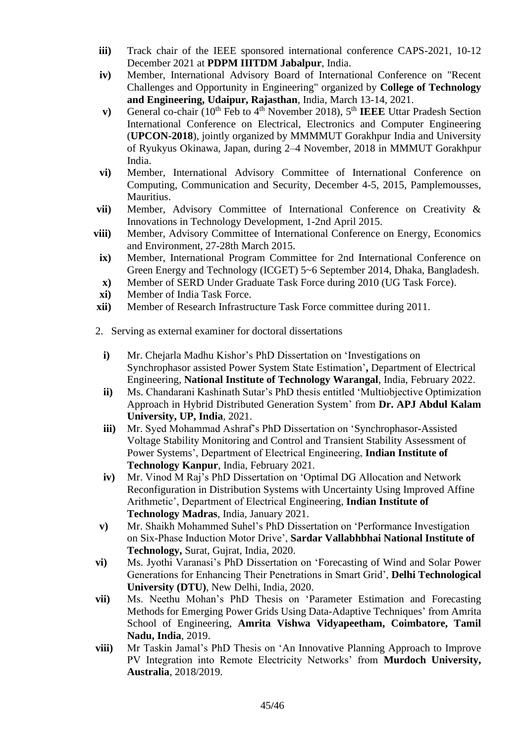- **iii)** Track chair of the IEEE sponsored international conference CAPS-2021, 10-12 December 2021 at **PDPM IIITDM Jabalpur**, India.
- **iv)** Member, International Advisory Board of International Conference on "Recent Challenges and Opportunity in Engineering" organized by **College of Technology and Engineering, Udaipur, Rajasthan**, India, March 13-14, 2021.
- **v)** General co-chair (10th Feb to 4th November 2018), 5th **IEEE** Uttar Pradesh Section International Conference on Electrical, Electronics and Computer Engineering (**UPCON-2018**), jointly organized by MMMMUT Gorakhpur India and University of Ryukyus Okinawa, Japan, during 2–4 November, 2018 in MMMUT Gorakhpur India.
- **vi)** Member, International Advisory Committee of International Conference on Computing, Communication and Security, December 4-5, 2015, Pamplemousses, Mauritius.
- **vii)** Member, Advisory Committee of International Conference on Creativity & Innovations in Technology Development, 1-2nd April 2015.
- **viii)** Member, Advisory Committee of International Conference on Energy, Economics and Environment, 27-28th March 2015.
- **ix)** Member, International Program Committee for 2nd International Conference on Green Energy and Technology (ICGET) 5~6 September 2014, Dhaka, Bangladesh.
- **x)** Member of SERD Under Graduate Task Force during 2010 (UG Task Force).
- **xi)** Member of India Task Force.
- **xii)** Member of Research Infrastructure Task Force committee during 2011.

2. Serving as external examiner for doctoral dissertations

- **i)** Mr. Chejarla Madhu Kishor's PhD Dissertation on 'Investigations on Synchrophasor assisted Power System State Estimation'**,** Department of Electrical Engineering, **National Institute of Technology Warangal**, India, February 2022.
- **ii)** Ms. Chandarani Kashinath Sutar's PhD thesis entitled 'Multiobjective Optimization Approach in Hybrid Distributed Generation System' from **Dr. APJ Abdul Kalam University, UP, India**, 2021.
- **iii)** Mr. Syed Mohammad Ashraf's PhD Dissertation on 'Synchrophasor-Assisted Voltage Stability Monitoring and Control and Transient Stability Assessment of Power Systems', Department of Electrical Engineering, **Indian Institute of Technology Kanpur**, India, February 2021.
- **iv)** Mr. Vinod M Raj's PhD Dissertation on 'Optimal DG Allocation and Network Reconfiguration in Distribution Systems with Uncertainty Using Improved Affine Arithmetic', Department of Electrical Engineering, **Indian Institute of Technology Madras**, India, January 2021.
- **v)** Mr. Shaikh Mohammed Suhel's PhD Dissertation on 'Performance Investigation on Six-Phase Induction Motor Drive', **Sardar Vallabhbhai National Institute of Technology,** Surat, Gujrat, India, 2020.
- **vi)** Ms. Jyothi Varanasi's PhD Dissertation on 'Forecasting of Wind and Solar Power Generations for Enhancing Their Penetrations in Smart Grid', **Delhi Technological University (DTU)**, New Delhi, India, 2020.
- **vii)** Ms. Neethu Mohan's PhD Thesis on 'Parameter Estimation and Forecasting Methods for Emerging Power Grids Using Data-Adaptive Techniques' from Amrita School of Engineering, **Amrita Vishwa Vidyapeetham, Coimbatore, Tamil Nadu, India**, 2019.
- **viii)** Mr Taskin Jamal's PhD Thesis on 'An Innovative Planning Approach to Improve PV Integration into Remote Electricity Networks' from **Murdoch University, Australia**, 2018/2019.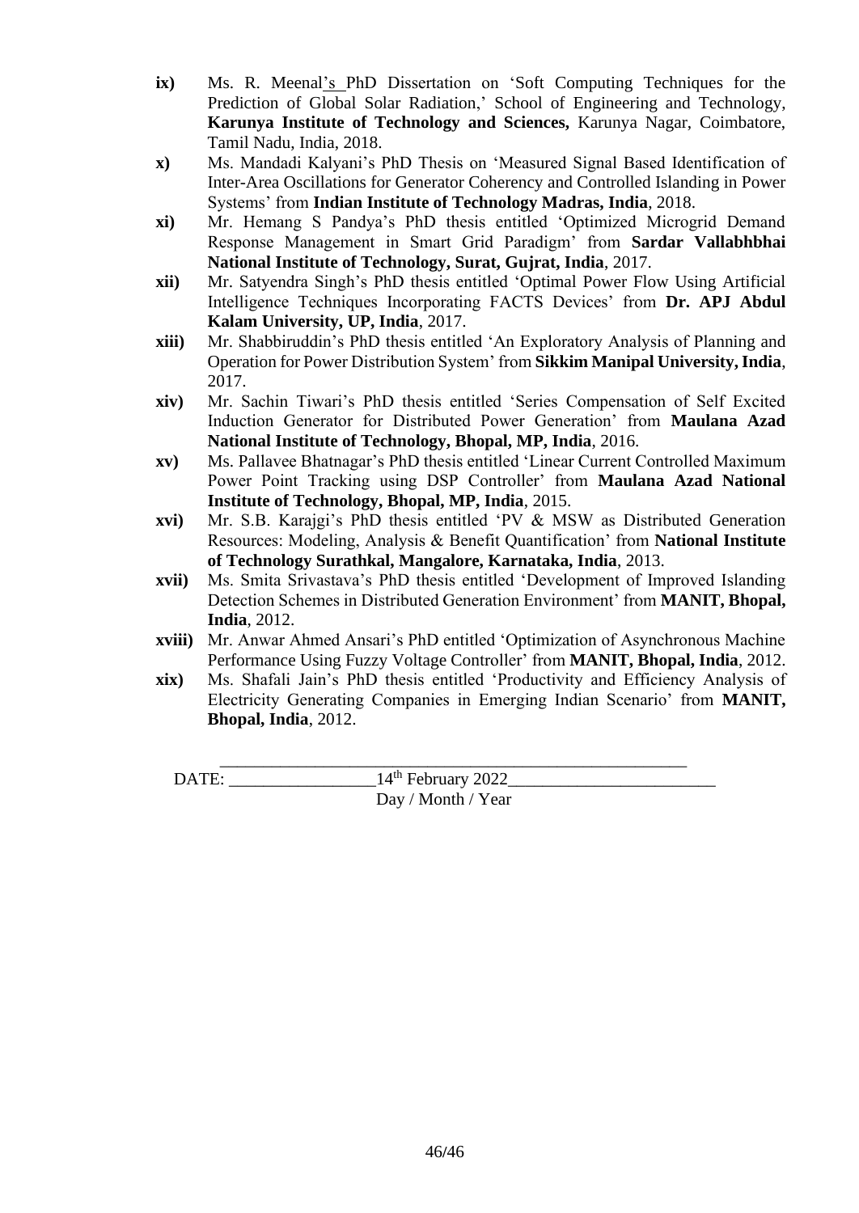**ix)** Ms. R. Meenal's PhD Dissertation on 'Soft Computing Techniques for the Prediction of Global Solar Radiation,' School of Engineering and Technology, **Karunya Institute of Technology and Sciences,** Karunya Nagar, Coimbatore, Tamil Nadu, India, 2018.

**x)** Ms. Mandadi Kalyani's PhD Thesis on 'Measured Signal Based Identification of Inter-Area Oscillations for Generator Coherency and Controlled Islanding in Power Systems' from **Indian Institute of Technology Madras, India**, 2018.

**xi)** Mr. Hemang S Pandya's PhD thesis entitled 'Optimized Microgrid Demand Response Management in Smart Grid Paradigm' from **Sardar Vallabhbhai National Institute of Technology, Surat, Gujrat, India**, 2017.

**xii)** Mr. Satyendra Singh's PhD thesis entitled 'Optimal Power Flow Using Artificial Intelligence Techniques Incorporating FACTS Devices' from **Dr. APJ Abdul Kalam University, UP, India**, 2017.

**xiii)** Mr. Shabbiruddin's PhD thesis entitled 'An Exploratory Analysis of Planning and Operation for Power Distribution System' from **Sikkim Manipal University, India**, 2017.

**xiv)** Mr. Sachin Tiwari's PhD thesis entitled 'Series Compensation of Self Excited Induction Generator for Distributed Power Generation' from **Maulana Azad National Institute of Technology, Bhopal, MP, India**, 2016.

**xv)** Ms. Pallavee Bhatnagar's PhD thesis entitled 'Linear Current Controlled Maximum Power Point Tracking using DSP Controller' from **Maulana Azad National Institute of Technology, Bhopal, MP, India**, 2015.

**xvi)** Mr. S.B. Karajgi's PhD thesis entitled 'PV & MSW as Distributed Generation Resources: Modeling, Analysis & Benefit Quantification' from **National Institute of Technology Surathkal, Mangalore, Karnataka, India**, 2013.

**xvii)** Ms. Smita Srivastava's PhD thesis entitled 'Development of Improved Islanding Detection Schemes in Distributed Generation Environment' from **MANIT, Bhopal, India**, 2012.

**xviii)** Mr. Anwar Ahmed Ansari's PhD entitled 'Optimization of Asynchronous Machine Performance Using Fuzzy Voltage Controller' from **MANIT, Bhopal, India**, 2012.

**xix)** Ms. Shafali Jain's PhD thesis entitled 'Productivity and Efficiency Analysis of Electricity Generating Companies in Emerging Indian Scenario' from **MANIT, Bhopal, India**, 2012.

DATE: 14th February 2022

Day / Month / Year